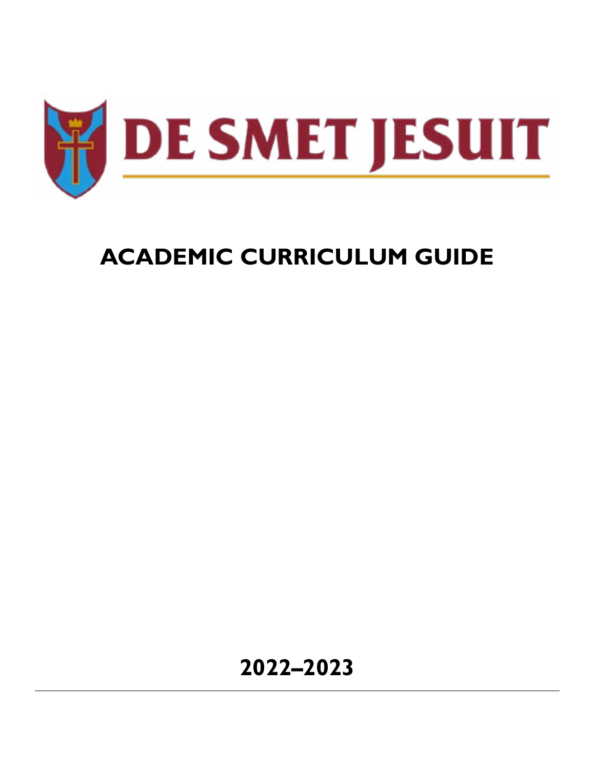# DE SMET JESUIT

## ACADEMIC CURRICULUM GUIDE

**2022–2023**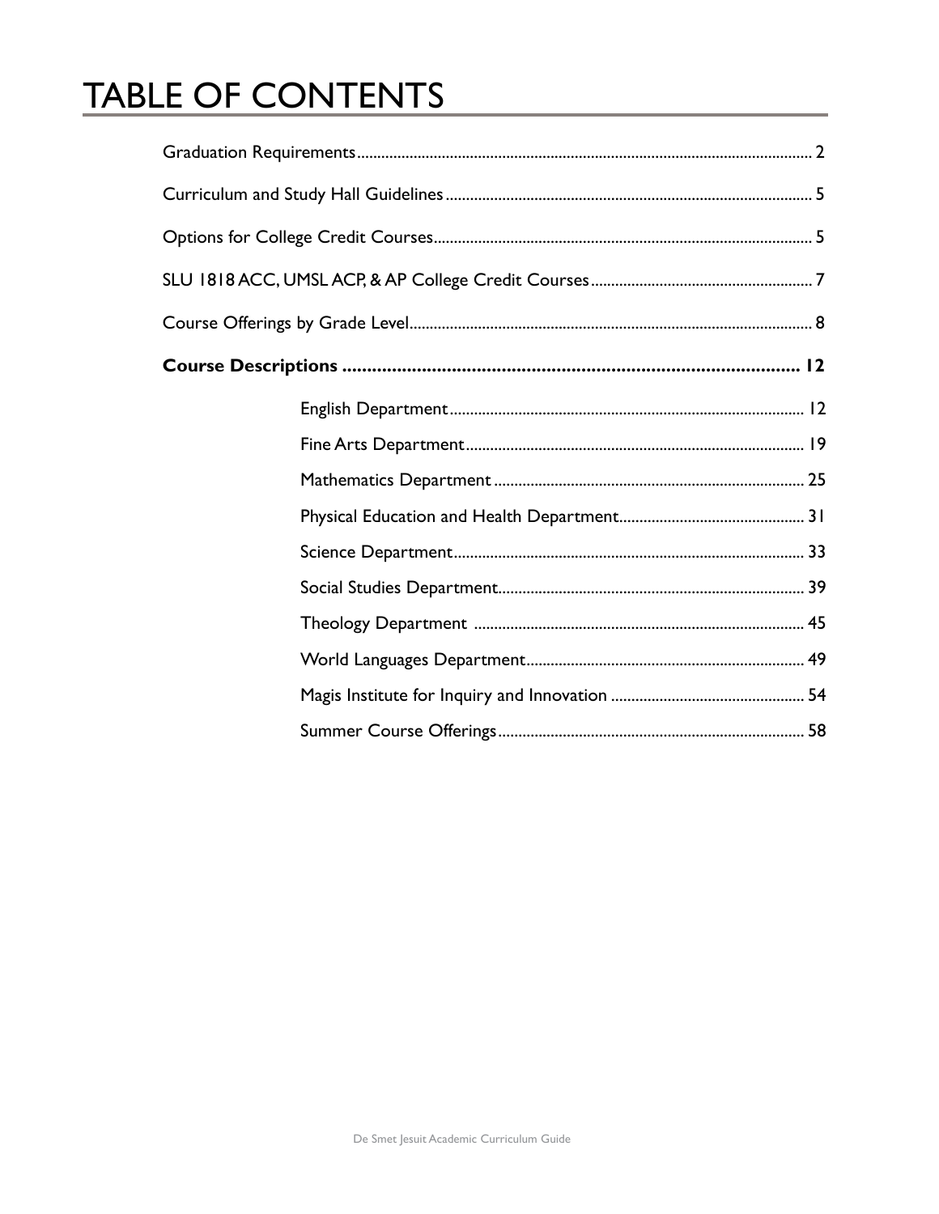# TABLE OF CONTENTS

Graduation Requirements ........................................................................................................ 2

Curriculum and Study Hall Guidelines ..................................................................................... 5

Options for College Credit Courses ......................................................................................... 5

SLU 1818 ACC, UMSL ACP, & AP College Credit Courses ...................................................... 7

Course Offerings by Grade Level ............................................................................................. 8

**Course Descriptions .............................................................................................. 12**

- English Department ...................................................................................... 12
- Fine Arts Department .................................................................................... 19
- Mathematics Department .............................................................................. 25
- Physical Education and Health Department ................................................. 31
- Science Department ...................................................................................... 33
- Social Studies Department ............................................................................. 39
- Theology Department ................................................................................... 45
- World Languages Department ...................................................................... 49
- Magis Institute for Inquiry and Innovation ................................................... 54
- Summer Course Offerings ............................................................................. 58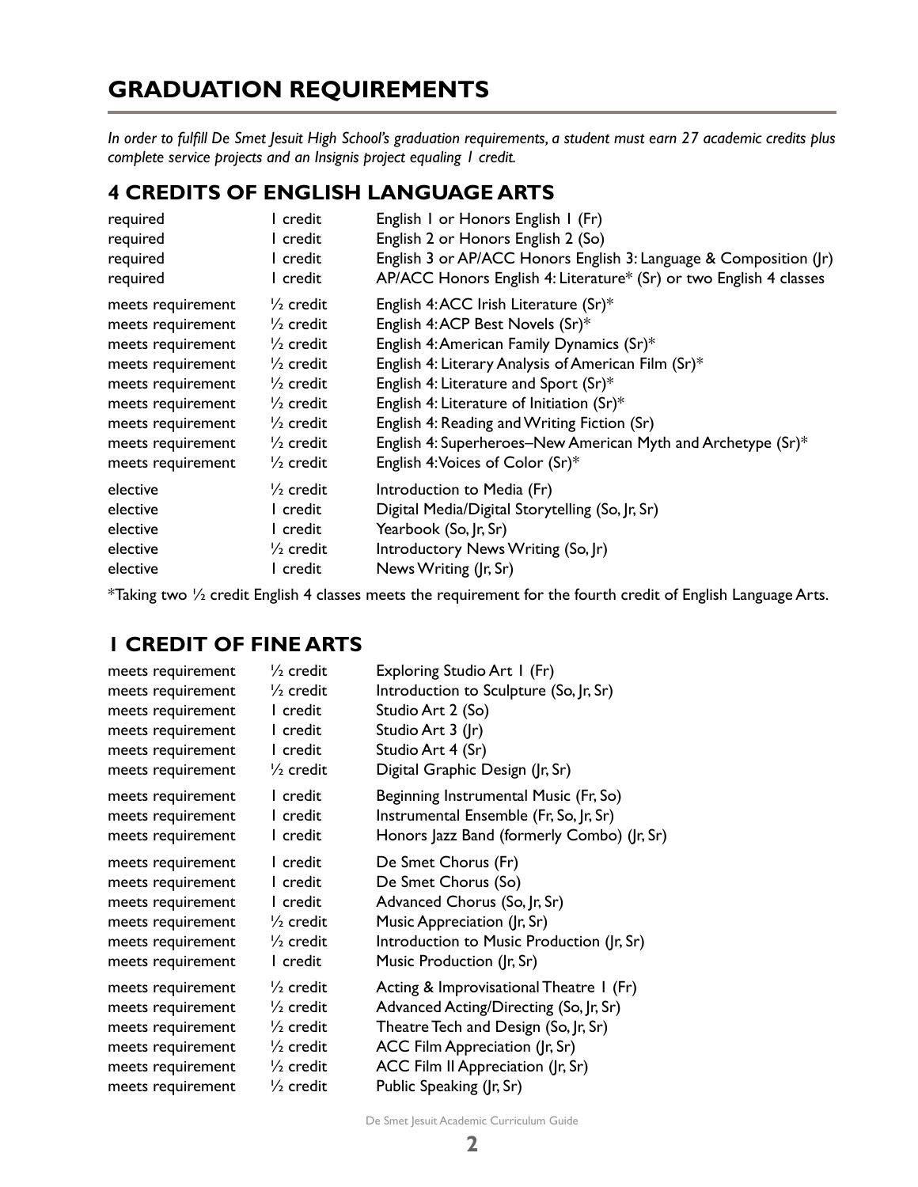# GRADUATION REQUIREMENTS

*In order to fulfill De Smet Jesuit High School's graduation requirements, a student must earn 27 academic credits plus complete service projects and an Insignis project equaling 1 credit.*

## 4 CREDITS OF ENGLISH LANGUAGE ARTS

| | | |
|---|---|---|
| required | 1 credit | English 1 or Honors English 1 (Fr) |
| required | 1 credit | English 2 or Honors English 2 (So) |
| required | 1 credit | English 3 or AP/ACC Honors English 3: Language & Composition (Jr) |
| required | 1 credit | AP/ACC Honors English 4: Literature* (Sr) or two English 4 classes |
| meets requirement | ½ credit | English 4: ACC Irish Literature (Sr)* |
| meets requirement | ½ credit | English 4: ACP Best Novels (Sr)* |
| meets requirement | ½ credit | English 4: American Family Dynamics (Sr)* |
| meets requirement | ½ credit | English 4: Literary Analysis of American Film (Sr)* |
| meets requirement | ½ credit | English 4: Literature and Sport (Sr)* |
| meets requirement | ½ credit | English 4: Literature of Initiation (Sr)* |
| meets requirement | ½ credit | English 4: Reading and Writing Fiction (Sr) |
| meets requirement | ½ credit | English 4: Superheroes–New American Myth and Archetype (Sr)* |
| meets requirement | ½ credit | English 4: Voices of Color (Sr)* |
| elective | ½ credit | Introduction to Media (Fr) |
| elective | 1 credit | Digital Media/Digital Storytelling (So, Jr, Sr) |
| elective | 1 credit | Yearbook (So, Jr, Sr) |
| elective | ½ credit | Introductory News Writing (So, Jr) |
| elective | 1 credit | News Writing (Jr, Sr) |

*Taking two ½ credit English 4 classes meets the requirement for the fourth credit of English Language Arts.

## 1 CREDIT OF FINE ARTS

| | | |
|---|---|---|
| meets requirement | ½ credit | Exploring Studio Art 1 (Fr) |
| meets requirement | ½ credit | Introduction to Sculpture (So, Jr, Sr) |
| meets requirement | 1 credit | Studio Art 2 (So) |
| meets requirement | 1 credit | Studio Art 3 (Jr) |
| meets requirement | 1 credit | Studio Art 4 (Sr) |
| meets requirement | ½ credit | Digital Graphic Design (Jr, Sr) |
| meets requirement | 1 credit | Beginning Instrumental Music (Fr, So) |
| meets requirement | 1 credit | Instrumental Ensemble (Fr, So, Jr, Sr) |
| meets requirement | 1 credit | Honors Jazz Band (formerly Combo) (Jr, Sr) |
| meets requirement | 1 credit | De Smet Chorus (Fr) |
| meets requirement | 1 credit | De Smet Chorus (So) |
| meets requirement | 1 credit | Advanced Chorus (So, Jr, Sr) |
| meets requirement | ½ credit | Music Appreciation (Jr, Sr) |
| meets requirement | ½ credit | Introduction to Music Production (Jr, Sr) |
| meets requirement | 1 credit | Music Production (Jr, Sr) |
| meets requirement | ½ credit | Acting & Improvisational Theatre 1 (Fr) |
| meets requirement | ½ credit | Advanced Acting/Directing (So, Jr, Sr) |
| meets requirement | ½ credit | Theatre Tech and Design (So, Jr, Sr) |
| meets requirement | ½ credit | ACC Film Appreciation (Jr, Sr) |
| meets requirement | ½ credit | ACC Film II Appreciation (Jr, Sr) |
| meets requirement | ½ credit | Public Speaking (Jr, Sr) |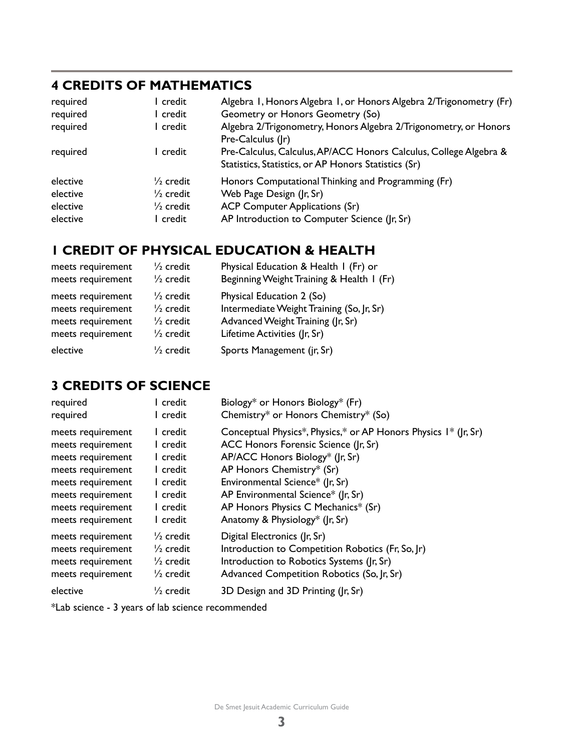## 4 CREDITS OF MATHEMATICS

| | | |
|---|---|---|
| required | 1 credit | Algebra 1, Honors Algebra 1, or Honors Algebra 2/Trigonometry (Fr) |
| required | 1 credit | Geometry or Honors Geometry (So) |
| required | 1 credit | Algebra 2/Trigonometry, Honors Algebra 2/Trigonometry, or Honors Pre-Calculus (Jr) |
| required | 1 credit | Pre-Calculus, Calculus, AP/ACC Honors Calculus, College Algebra & Statistics, Statistics, or AP Honors Statistics (Sr) |
| elective | ½ credit | Honors Computational Thinking and Programming (Fr) |
| elective | ½ credit | Web Page Design (Jr, Sr) |
| elective | ½ credit | ACP Computer Applications (Sr) |
| elective | 1 credit | AP Introduction to Computer Science (Jr, Sr) |

## 1 CREDIT OF PHYSICAL EDUCATION & HEALTH

| | | |
|---|---|---|
| meets requirement | ½ credit | Physical Education & Health 1 (Fr) or |
| meets requirement | ½ credit | Beginning Weight Training & Health 1 (Fr) |
| meets requirement | ½ credit | Physical Education 2 (So) |
| meets requirement | ½ credit | Intermediate Weight Training (So, Jr, Sr) |
| meets requirement | ½ credit | Advanced Weight Training (Jr, Sr) |
| meets requirement | ½ credit | Lifetime Activities (Jr, Sr) |
| elective | ½ credit | Sports Management (jr, Sr) |

## 3 CREDITS OF SCIENCE

| | | |
|---|---|---|
| required | 1 credit | Biology* or Honors Biology* (Fr) |
| required | 1 credit | Chemistry* or Honors Chemistry* (So) |
| meets requirement | 1 credit | Conceptual Physics*, Physics,* or AP Honors Physics 1* (Jr, Sr) |
| meets requirement | 1 credit | ACC Honors Forensic Science (Jr, Sr) |
| meets requirement | 1 credit | AP/ACC Honors Biology* (Jr, Sr) |
| meets requirement | 1 credit | AP Honors Chemistry* (Sr) |
| meets requirement | 1 credit | Environmental Science* (Jr, Sr) |
| meets requirement | 1 credit | AP Environmental Science* (Jr, Sr) |
| meets requirement | 1 credit | AP Honors Physics C Mechanics* (Sr) |
| meets requirement | 1 credit | Anatomy & Physiology* (Jr, Sr) |
| meets requirement | ½ credit | Digital Electronics (Jr, Sr) |
| meets requirement | ½ credit | Introduction to Competition Robotics (Fr, So, Jr) |
| meets requirement | ½ credit | Introduction to Robotics Systems (Jr, Sr) |
| meets requirement | ½ credit | Advanced Competition Robotics (So, Jr, Sr) |
| elective | ½ credit | 3D Design and 3D Printing (Jr, Sr) |

*Lab science - 3 years of lab science recommended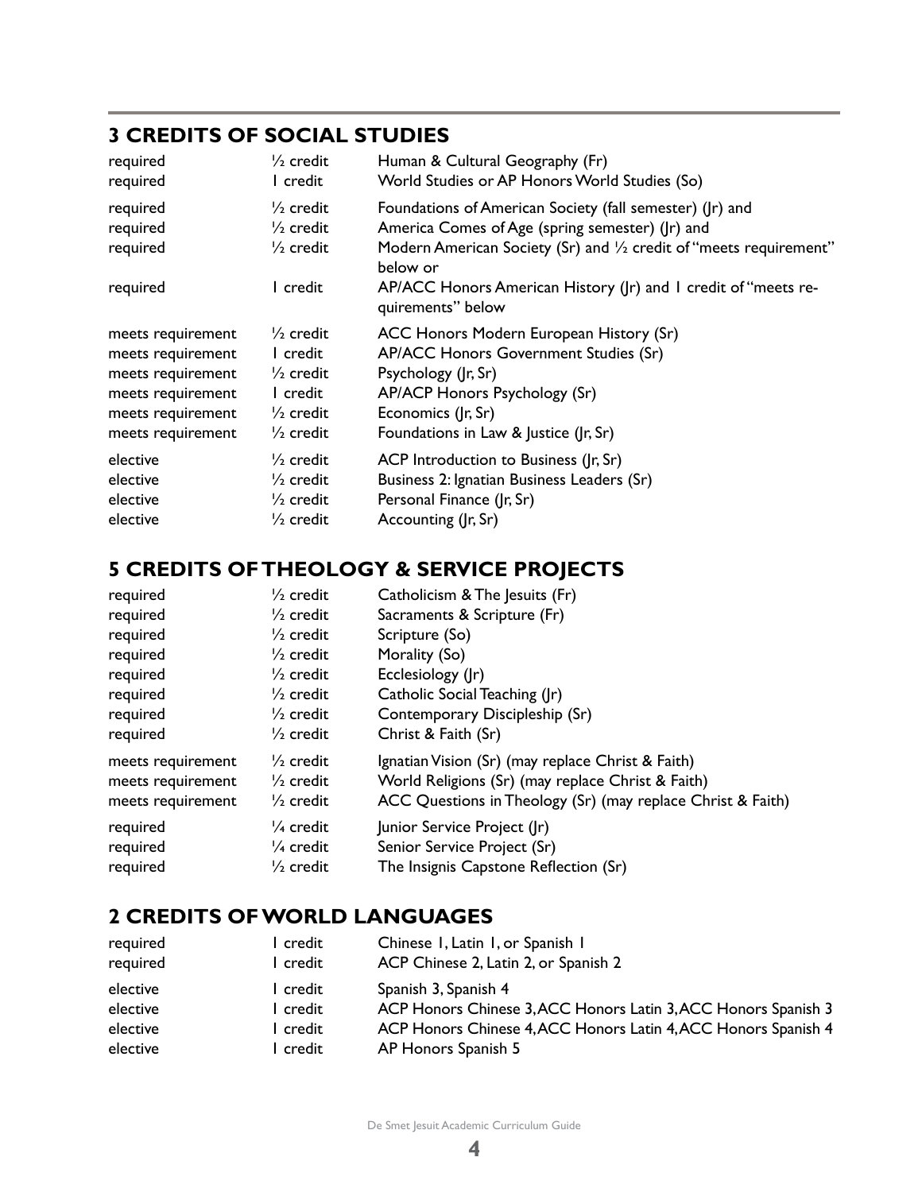## 3 CREDITS OF SOCIAL STUDIES

| | | |
|---|---|---|
| required | ½ credit | Human & Cultural Geography (Fr) |
| required | 1 credit | World Studies or AP Honors World Studies (So) |
| required | ½ credit | Foundations of American Society (fall semester) (Jr) and |
| required | ½ credit | America Comes of Age (spring semester) (Jr) and |
| required | ½ credit | Modern American Society (Sr) and ½ credit of "meets requirement" below or |
| required | 1 credit | AP/ACC Honors American History (Jr) and 1 credit of "meets requirements" below |
| meets requirement | ½ credit | ACC Honors Modern European History (Sr) |
| meets requirement | 1 credit | AP/ACC Honors Government Studies (Sr) |
| meets requirement | ½ credit | Psychology (Jr, Sr) |
| meets requirement | 1 credit | AP/ACP Honors Psychology (Sr) |
| meets requirement | ½ credit | Economics (Jr, Sr) |
| meets requirement | ½ credit | Foundations in Law & Justice (Jr, Sr) |
| elective | ½ credit | ACP Introduction to Business (Jr, Sr) |
| elective | ½ credit | Business 2: Ignatian Business Leaders (Sr) |
| elective | ½ credit | Personal Finance (Jr, Sr) |
| elective | ½ credit | Accounting (Jr, Sr) |

## 5 CREDITS OF THEOLOGY & SERVICE PROJECTS

| | | |
|---|---|---|
| required | ½ credit | Catholicism & The Jesuits (Fr) |
| required | ½ credit | Sacraments & Scripture (Fr) |
| required | ½ credit | Scripture (So) |
| required | ½ credit | Morality (So) |
| required | ½ credit | Ecclesiology (Jr) |
| required | ½ credit | Catholic Social Teaching (Jr) |
| required | ½ credit | Contemporary Discipleship (Sr) |
| required | ½ credit | Christ & Faith (Sr) |
| meets requirement | ½ credit | Ignatian Vision (Sr) (may replace Christ & Faith) |
| meets requirement | ½ credit | World Religions (Sr) (may replace Christ & Faith) |
| meets requirement | ½ credit | ACC Questions in Theology (Sr) (may replace Christ & Faith) |
| required | ¼ credit | Junior Service Project (Jr) |
| required | ¼ credit | Senior Service Project (Sr) |
| required | ½ credit | The Insignis Capstone Reflection (Sr) |

## 2 CREDITS OF WORLD LANGUAGES

| | | |
|---|---|---|
| required | 1 credit | Chinese 1, Latin 1, or Spanish 1 |
| required | 1 credit | ACP Chinese 2, Latin 2, or Spanish 2 |
| elective | 1 credit | Spanish 3, Spanish 4 |
| elective | 1 credit | ACP Honors Chinese 3, ACC Honors Latin 3, ACC Honors Spanish 3 |
| elective | 1 credit | ACP Honors Chinese 4, ACC Honors Latin 4, ACC Honors Spanish 4 |
| elective | 1 credit | AP Honors Spanish 5 |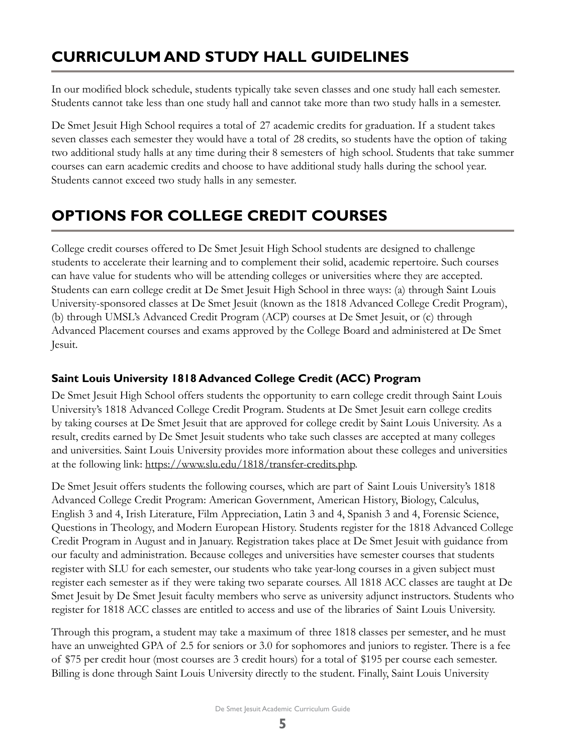# CURRICULUM AND STUDY HALL GUIDELINES

In our modified block schedule, students typically take seven classes and one study hall each semester. Students cannot take less than one study hall and cannot take more than two study halls in a semester.

De Smet Jesuit High School requires a total of 27 academic credits for graduation. If a student takes seven classes each semester they would have a total of 28 credits, so students have the option of taking two additional study halls at any time during their 8 semesters of high school. Students that take summer courses can earn academic credits and choose to have additional study halls during the school year. Students cannot exceed two study halls in any semester.

# OPTIONS FOR COLLEGE CREDIT COURSES

College credit courses offered to De Smet Jesuit High School students are designed to challenge students to accelerate their learning and to complement their solid, academic repertoire. Such courses can have value for students who will be attending colleges or universities where they are accepted. Students can earn college credit at De Smet Jesuit High School in three ways: (a) through Saint Louis University-sponsored classes at De Smet Jesuit (known as the 1818 Advanced College Credit Program), (b) through UMSL's Advanced Credit Program (ACP) courses at De Smet Jesuit, or (c) through Advanced Placement courses and exams approved by the College Board and administered at De Smet Jesuit.

### Saint Louis University 1818 Advanced College Credit (ACC) Program

De Smet Jesuit High School offers students the opportunity to earn college credit through Saint Louis University's 1818 Advanced College Credit Program. Students at De Smet Jesuit earn college credits by taking courses at De Smet Jesuit that are approved for college credit by Saint Louis University. As a result, credits earned by De Smet Jesuit students who take such classes are accepted at many colleges and universities. Saint Louis University provides more information about these colleges and universities at the following link: https://www.slu.edu/1818/transfer-credits.php.

De Smet Jesuit offers students the following courses, which are part of Saint Louis University's 1818 Advanced College Credit Program: American Government, American History, Biology, Calculus, English 3 and 4, Irish Literature, Film Appreciation, Latin 3 and 4, Spanish 3 and 4, Forensic Science, Questions in Theology, and Modern European History. Students register for the 1818 Advanced College Credit Program in August and in January. Registration takes place at De Smet Jesuit with guidance from our faculty and administration. Because colleges and universities have semester courses that students register with SLU for each semester, our students who take year-long courses in a given subject must register each semester as if they were taking two separate courses. All 1818 ACC classes are taught at De Smet Jesuit by De Smet Jesuit faculty members who serve as university adjunct instructors. Students who register for 1818 ACC classes are entitled to access and use of the libraries of Saint Louis University.

Through this program, a student may take a maximum of three 1818 classes per semester, and he must have an unweighted GPA of 2.5 for seniors or 3.0 for sophomores and juniors to register. There is a fee of $75 per credit hour (most courses are 3 credit hours) for a total of $195 per course each semester. Billing is done through Saint Louis University directly to the student. Finally, Saint Louis University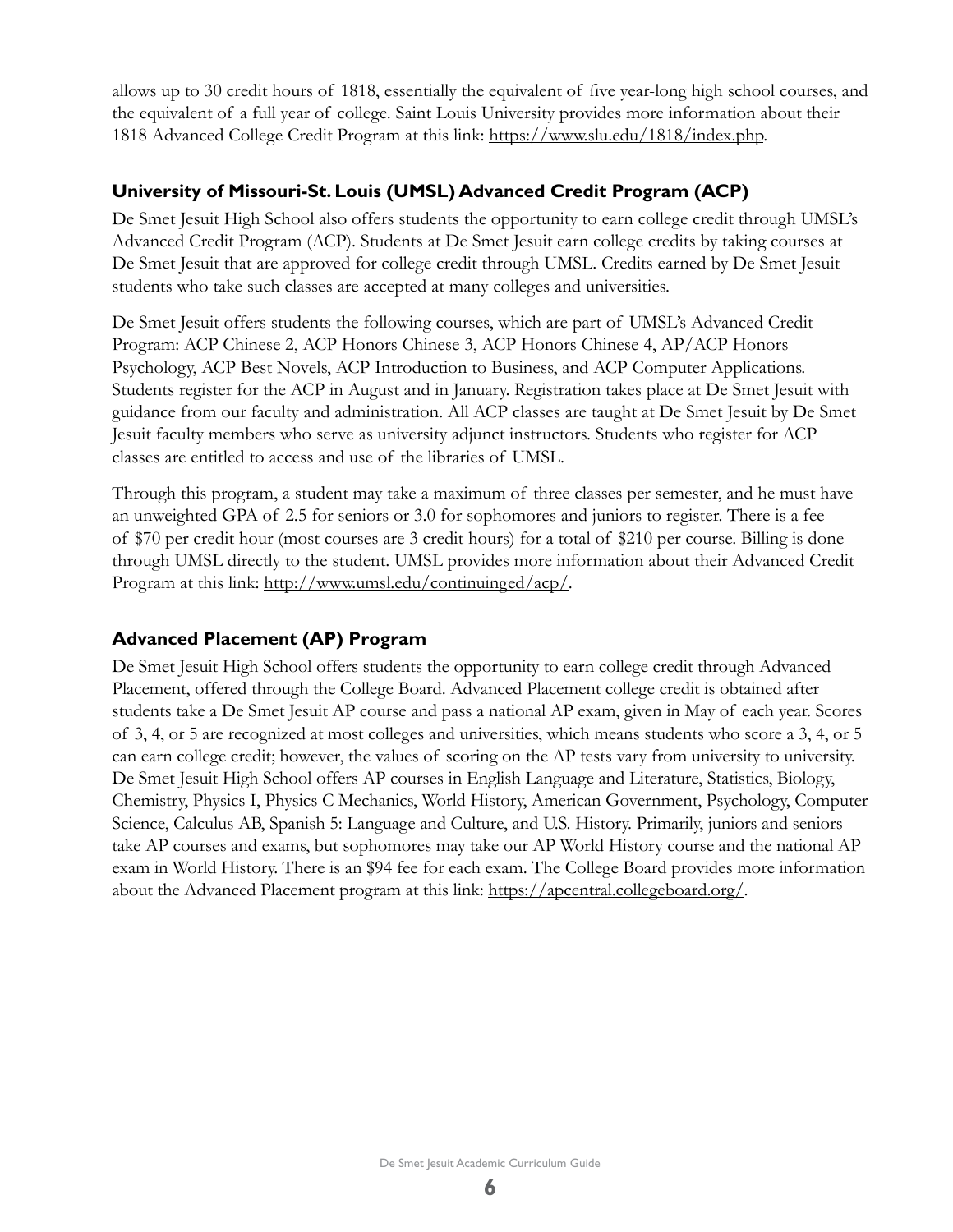allows up to 30 credit hours of 1818, essentially the equivalent of five year-long high school courses, and the equivalent of a full year of college. Saint Louis University provides more information about their 1818 Advanced College Credit Program at this link: https://www.slu.edu/1818/index.php.

### University of Missouri-St. Louis (UMSL) Advanced Credit Program (ACP)

De Smet Jesuit High School also offers students the opportunity to earn college credit through UMSL's Advanced Credit Program (ACP). Students at De Smet Jesuit earn college credits by taking courses at De Smet Jesuit that are approved for college credit through UMSL. Credits earned by De Smet Jesuit students who take such classes are accepted at many colleges and universities.

De Smet Jesuit offers students the following courses, which are part of UMSL's Advanced Credit Program: ACP Chinese 2, ACP Honors Chinese 3, ACP Honors Chinese 4, AP/ACP Honors Psychology, ACP Best Novels, ACP Introduction to Business, and ACP Computer Applications. Students register for the ACP in August and in January. Registration takes place at De Smet Jesuit with guidance from our faculty and administration. All ACP classes are taught at De Smet Jesuit by De Smet Jesuit faculty members who serve as university adjunct instructors. Students who register for ACP classes are entitled to access and use of the libraries of UMSL.

Through this program, a student may take a maximum of three classes per semester, and he must have an unweighted GPA of 2.5 for seniors or 3.0 for sophomores and juniors to register. There is a fee of $70 per credit hour (most courses are 3 credit hours) for a total of $210 per course. Billing is done through UMSL directly to the student. UMSL provides more information about their Advanced Credit Program at this link: http://www.umsl.edu/continuinged/acp/.

### Advanced Placement (AP) Program

De Smet Jesuit High School offers students the opportunity to earn college credit through Advanced Placement, offered through the College Board. Advanced Placement college credit is obtained after students take a De Smet Jesuit AP course and pass a national AP exam, given in May of each year. Scores of 3, 4, or 5 are recognized at most colleges and universities, which means students who score a 3, 4, or 5 can earn college credit; however, the values of scoring on the AP tests vary from university to university. De Smet Jesuit High School offers AP courses in English Language and Literature, Statistics, Biology, Chemistry, Physics I, Physics C Mechanics, World History, American Government, Psychology, Computer Science, Calculus AB, Spanish 5: Language and Culture, and U.S. History. Primarily, juniors and seniors take AP courses and exams, but sophomores may take our AP World History course and the national AP exam in World History. There is an $94 fee for each exam. The College Board provides more information about the Advanced Placement program at this link: https://apcentral.collegeboard.org/.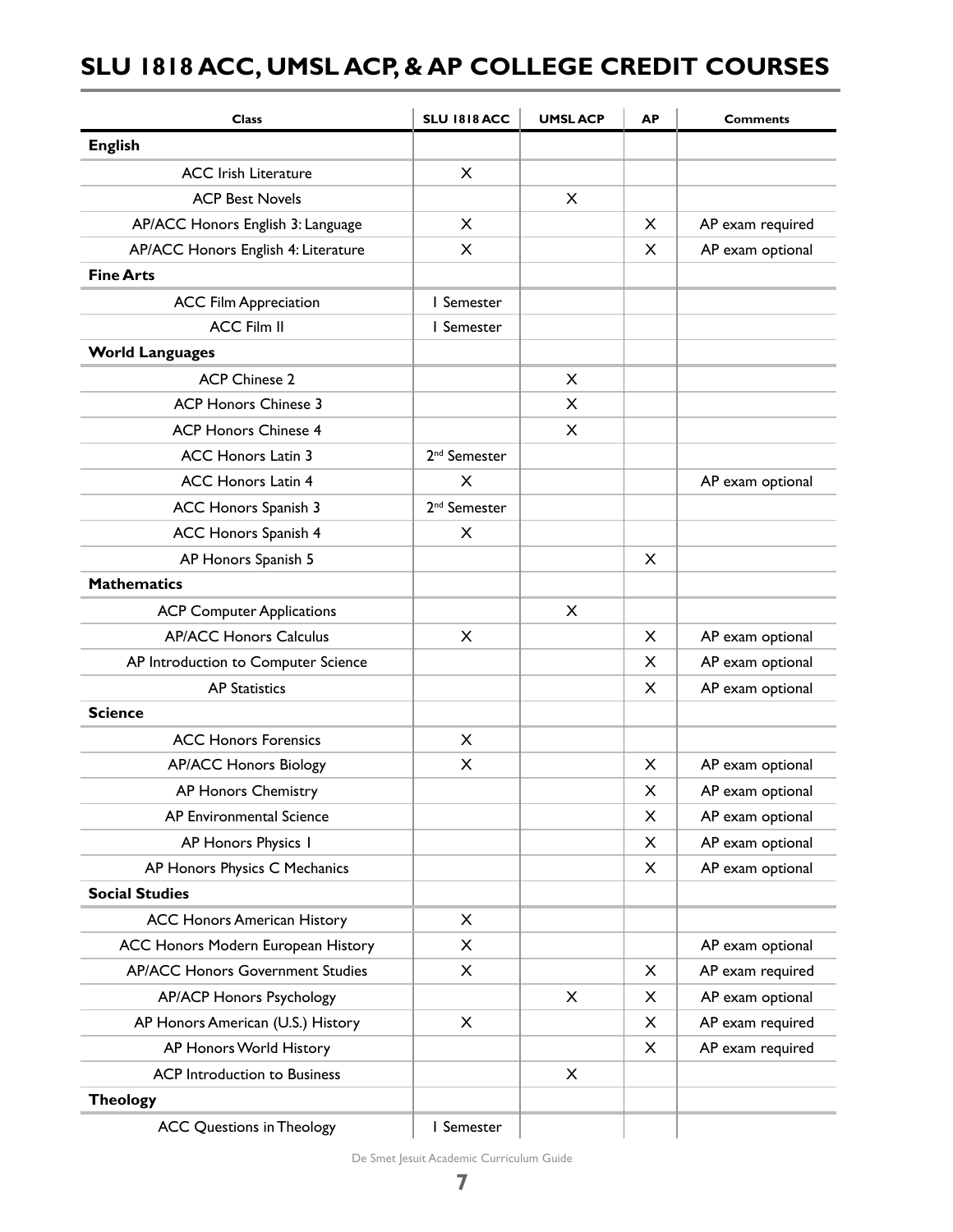## SLU 1818 ACC, UMSL ACP, & AP COLLEGE CREDIT COURSES

| Class | SLU 1818 ACC | UMSL ACP | AP | Comments |
|---|---|---|---|---|
| **English** | | | | |
| ACC Irish Literature | X | | | |
| ACP Best Novels | | X | | |
| AP/ACC Honors English 3: Language | X | | X | AP exam required |
| AP/ACC Honors English 4: Literature | X | | X | AP exam optional |
| **Fine Arts** | | | | |
| ACC Film Appreciation | 1 Semester | | | |
| ACC Film II | 1 Semester | | | |
| **World Languages** | | | | |
| ACP Chinese 2 | | X | | |
| ACP Honors Chinese 3 | | X | | |
| ACP Honors Chinese 4 | | X | | |
| ACC Honors Latin 3 | 2nd Semester | | | |
| ACC Honors Latin 4 | X | | | AP exam optional |
| ACC Honors Spanish 3 | 2nd Semester | | | |
| ACC Honors Spanish 4 | X | | | |
| AP Honors Spanish 5 | | | X | |
| **Mathematics** | | | | |
| ACP Computer Applications | | X | | |
| AP/ACC Honors Calculus | X | | X | AP exam optional |
| AP Introduction to Computer Science | | | X | AP exam optional |
| AP Statistics | | | X | AP exam optional |
| **Science** | | | | |
| ACC Honors Forensics | X | | | |
| AP/ACC Honors Biology | X | | X | AP exam optional |
| AP Honors Chemistry | | | X | AP exam optional |
| AP Environmental Science | | | X | AP exam optional |
| AP Honors Physics 1 | | | X | AP exam optional |
| AP Honors Physics C Mechanics | | | X | AP exam optional |
| **Social Studies** | | | | |
| ACC Honors American History | X | | | |
| ACC Honors Modern European History | X | | | AP exam optional |
| AP/ACC Honors Government Studies | X | | X | AP exam required |
| AP/ACP Honors Psychology | | X | X | AP exam optional |
| AP Honors American (U.S.) History | X | | X | AP exam required |
| AP Honors World History | | | X | AP exam required |
| ACP Introduction to Business | | X | | |
| **Theology** | | | | |
| ACC Questions in Theology | 1 Semester | | | |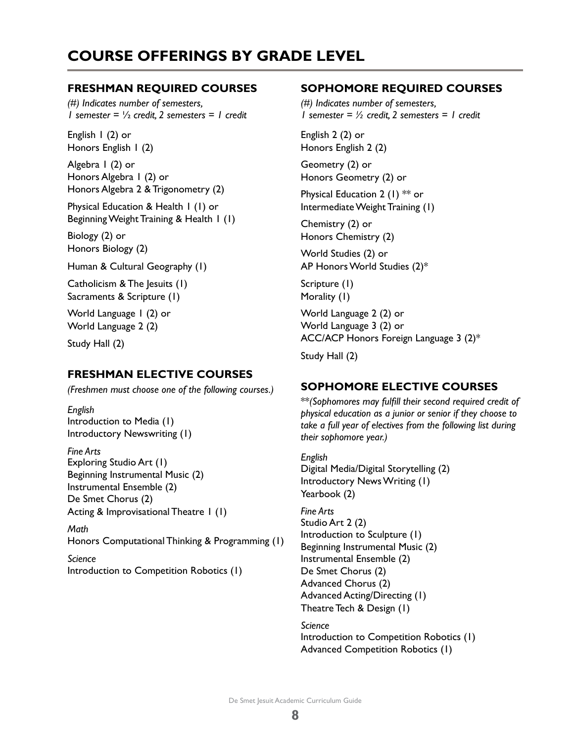# COURSE OFFERINGS BY GRADE LEVEL

## FRESHMAN REQUIRED COURSES

*(#) Indicates number of semesters,*
*1 semester = ½ credit, 2 semesters = 1 credit*

English 1 (2) or
Honors English 1 (2)

Algebra 1 (2) or
Honors Algebra 1 (2) or
Honors Algebra 2 & Trigonometry (2)

Physical Education & Health 1 (1) or
Beginning Weight Training & Health 1 (1)

Biology (2) or
Honors Biology (2)

Human & Cultural Geography (1)

Catholicism & The Jesuits (1)
Sacraments & Scripture (1)

World Language 1 (2) or
World Language 2 (2)

Study Hall (2)

## FRESHMAN ELECTIVE COURSES

*(Freshmen must choose one of the following courses.)*

*English*
Introduction to Media (1)
Introductory Newswriting (1)

*Fine Arts*
Exploring Studio Art (1)
Beginning Instrumental Music (2)
Instrumental Ensemble (2)
De Smet Chorus (2)
Acting & Improvisational Theatre 1 (1)

*Math*
Honors Computational Thinking & Programming (1)

*Science*
Introduction to Competition Robotics (1)

## SOPHOMORE REQUIRED COURSES

*(#) Indicates number of semesters,*
*1 semester = ½ credit, 2 semesters = 1 credit*

English 2 (2) or
Honors English 2 (2)

Geometry (2) or
Honors Geometry (2) or

Physical Education 2 (1) ** or
Intermediate Weight Training (1)

Chemistry (2) or
Honors Chemistry (2)

World Studies (2) or
AP Honors World Studies (2)*

Scripture (1)
Morality (1)

World Language 2 (2) or
World Language 3 (2) or
ACC/ACP Honors Foreign Language 3 (2)*

Study Hall (2)

## SOPHOMORE ELECTIVE COURSES

***(Sophomores may fulfill their second required credit of physical education as a junior or senior if they choose to take a full year of electives from the following list during their sophomore year.)*

*English*
Digital Media/Digital Storytelling (2)
Introductory News Writing (1)
Yearbook (2)

*Fine Arts*
Studio Art 2 (2)
Introduction to Sculpture (1)
Beginning Instrumental Music (2)
Instrumental Ensemble (2)
De Smet Chorus (2)
Advanced Chorus (2)
Advanced Acting/Directing (1)
Theatre Tech & Design (1)

*Science*
Introduction to Competition Robotics (1)
Advanced Competition Robotics (1)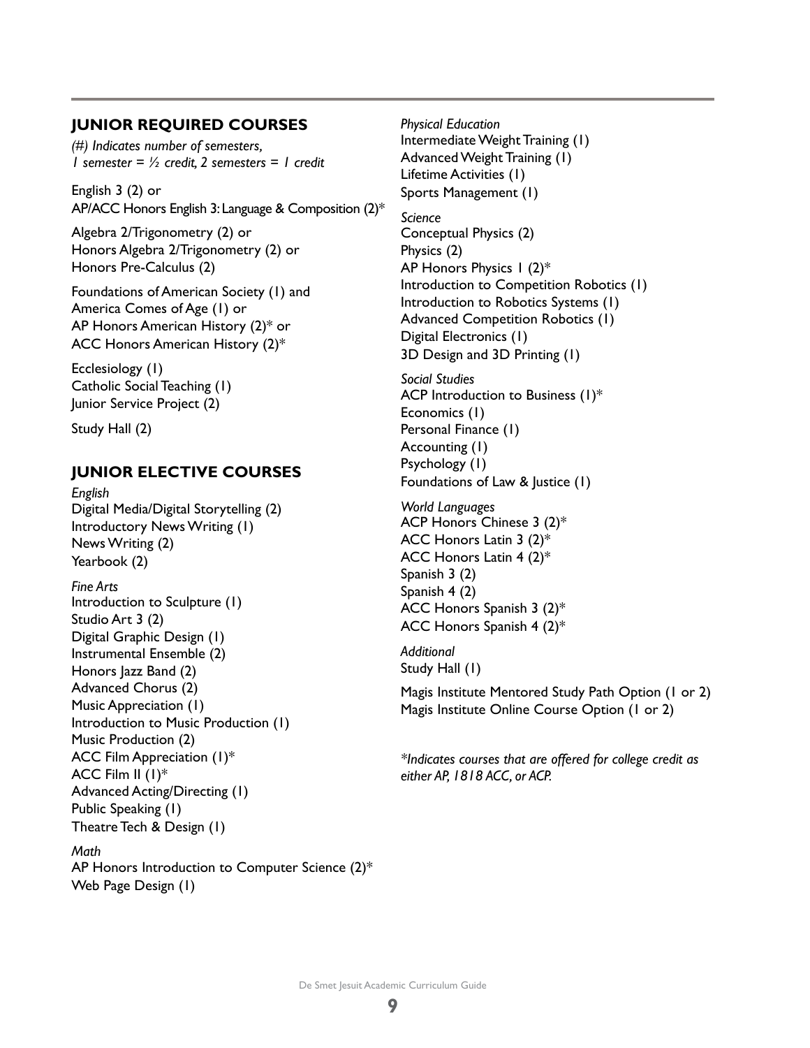## JUNIOR REQUIRED COURSES

*(#) Indicates number of semesters, 1 semester = ½ credit, 2 semesters = 1 credit*

English 3 (2) or
AP/ACC Honors English 3: Language & Composition (2)*

Algebra 2/Trigonometry (2) or
Honors Algebra 2/Trigonometry (2) or
Honors Pre-Calculus (2)

Foundations of American Society (1) and
America Comes of Age (1) or
AP Honors American History (2)* or
ACC Honors American History (2)*

Ecclesiology (1)
Catholic Social Teaching (1)
Junior Service Project (2)

Study Hall (2)

## JUNIOR ELECTIVE COURSES

*English*
Digital Media/Digital Storytelling (2)
Introductory News Writing (1)
News Writing (2)
Yearbook (2)

*Fine Arts*
Introduction to Sculpture (1)
Studio Art 3 (2)
Digital Graphic Design (1)
Instrumental Ensemble (2)
Honors Jazz Band (2)
Advanced Chorus (2)
Music Appreciation (1)
Introduction to Music Production (1)
Music Production (2)
ACC Film Appreciation (1)*
ACC Film II (1)*
Advanced Acting/Directing (1)
Public Speaking (1)
Theatre Tech & Design (1)

*Math*
AP Honors Introduction to Computer Science (2)*
Web Page Design (1)

*Physical Education*
Intermediate Weight Training (1)
Advanced Weight Training (1)
Lifetime Activities (1)
Sports Management (1)

*Science*
Conceptual Physics (2)
Physics (2)
AP Honors Physics 1 (2)*
Introduction to Competition Robotics (1)
Introduction to Robotics Systems (1)
Advanced Competition Robotics (1)
Digital Electronics (1)
3D Design and 3D Printing (1)

*Social Studies*
ACP Introduction to Business (1)*
Economics (1)
Personal Finance (1)
Accounting (1)
Psychology (1)
Foundations of Law & Justice (1)

*World Languages*
ACP Honors Chinese 3 (2)*
ACC Honors Latin 3 (2)*
ACC Honors Latin 4 (2)*
Spanish 3 (2)
Spanish 4 (2)
ACC Honors Spanish 3 (2)*
ACC Honors Spanish 4 (2)*

*Additional*
Study Hall (1)

Magis Institute Mentored Study Path Option (1 or 2)
Magis Institute Online Course Option (1 or 2)

*\*Indicates courses that are offered for college credit as either AP, 1818 ACC, or ACP.*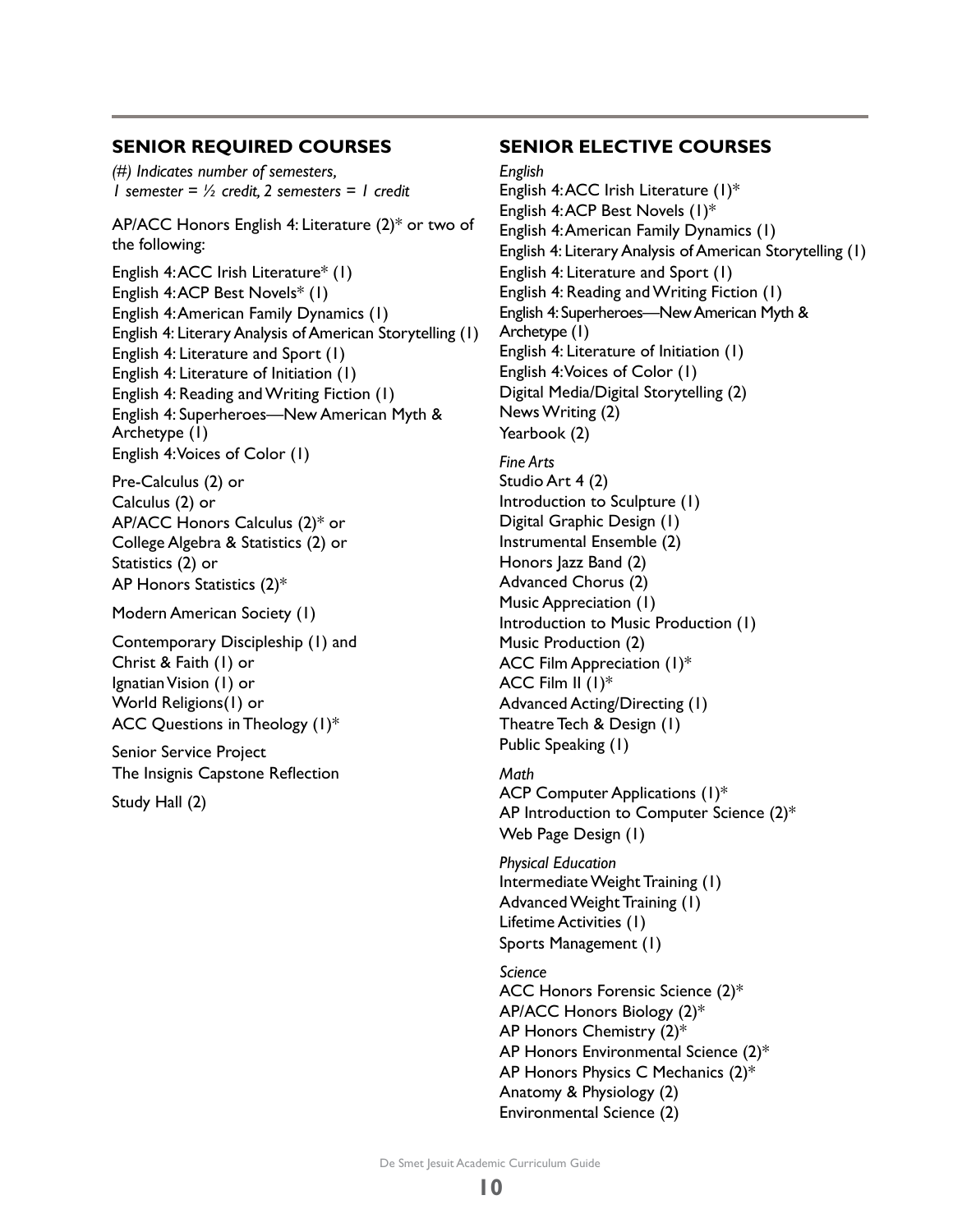## SENIOR REQUIRED COURSES

*(#) Indicates number of semesters, 1 semester = ½ credit, 2 semesters = 1 credit*

AP/ACC Honors English 4: Literature (2)* or two of the following:

English 4: ACC Irish Literature* (1)
English 4: ACP Best Novels* (1)
English 4: American Family Dynamics (1)
English 4: Literary Analysis of American Storytelling (1)
English 4: Literature and Sport (1)
English 4: Literature of Initiation (1)
English 4: Reading and Writing Fiction (1)
English 4: Superheroes—New American Myth & Archetype (1)
English 4: Voices of Color (1)

Pre-Calculus (2) or
Calculus (2) or
AP/ACC Honors Calculus (2)* or
College Algebra & Statistics (2) or
Statistics (2) or
AP Honors Statistics (2)*

Modern American Society (1)

Contemporary Discipleship (1) and
Christ & Faith (1) or
Ignatian Vision (1) or
World Religions(1) or
ACC Questions in Theology (1)*

Senior Service Project
The Insignis Capstone Reflection

Study Hall (2)

## SENIOR ELECTIVE COURSES

*English*

English 4: ACC Irish Literature (1)*
English 4: ACP Best Novels (1)*
English 4: American Family Dynamics (1)
English 4: Literary Analysis of American Storytelling (1)
English 4: Literature and Sport (1)
English 4: Reading and Writing Fiction (1)
English 4: Superheroes—New American Myth & Archetype (1)
English 4: Literature of Initiation (1)
English 4: Voices of Color (1)
Digital Media/Digital Storytelling (2)
News Writing (2)
Yearbook (2)

*Fine Arts*

Studio Art 4 (2)
Introduction to Sculpture (1)
Digital Graphic Design (1)
Instrumental Ensemble (2)
Honors Jazz Band (2)
Advanced Chorus (2)
Music Appreciation (1)
Introduction to Music Production (1)
Music Production (2)
ACC Film Appreciation (1)*
ACC Film II (1)*
Advanced Acting/Directing (1)
Theatre Tech & Design (1)
Public Speaking (1)

*Math*

ACP Computer Applications (1)*
AP Introduction to Computer Science (2)*
Web Page Design (1)

*Physical Education*

Intermediate Weight Training (1)
Advanced Weight Training (1)
Lifetime Activities (1)
Sports Management (1)

*Science*

ACC Honors Forensic Science (2)*
AP/ACC Honors Biology (2)*
AP Honors Chemistry (2)*
AP Honors Environmental Science (2)*
AP Honors Physics C Mechanics (2)*
Anatomy & Physiology (2)
Environmental Science (2)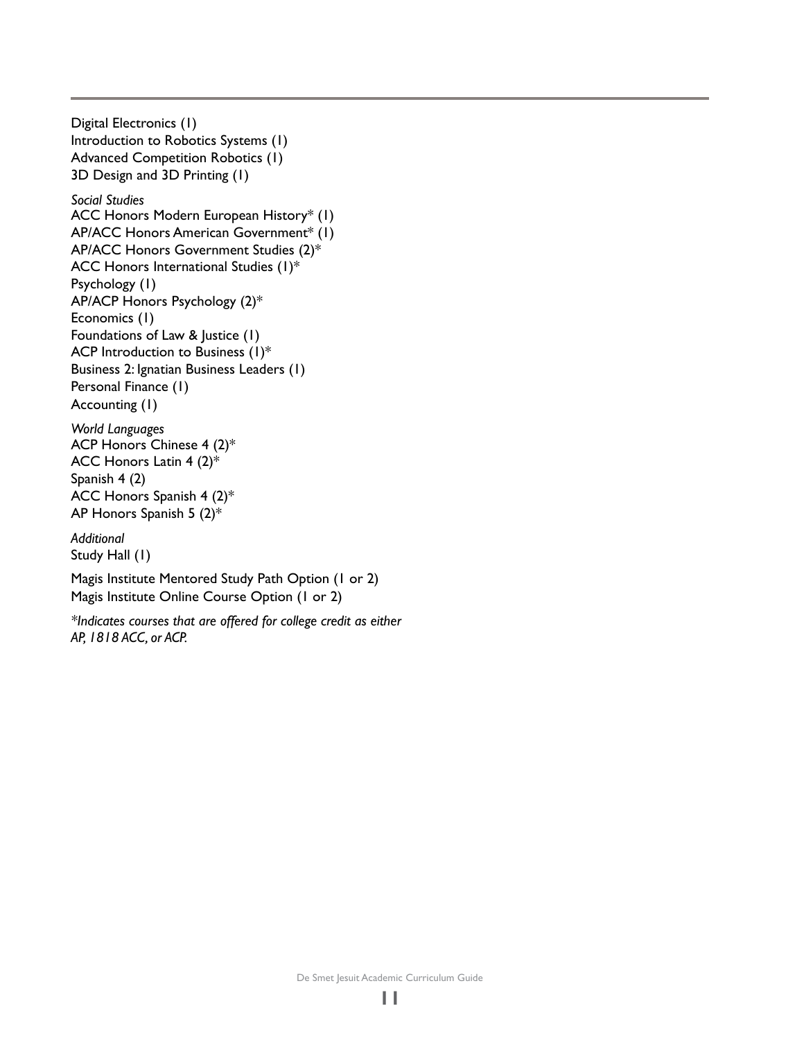Digital Electronics (1)
Introduction to Robotics Systems (1)
Advanced Competition Robotics (1)
3D Design and 3D Printing (1)

*Social Studies*
ACC Honors Modern European History* (1)
AP/ACC Honors American Government* (1)
AP/ACC Honors Government Studies (2)*
ACC Honors International Studies (1)*
Psychology (1)
AP/ACP Honors Psychology (2)*
Economics (1)
Foundations of Law & Justice (1)
ACP Introduction to Business (1)*
Business 2: Ignatian Business Leaders (1)
Personal Finance (1)
Accounting (1)

*World Languages*
ACP Honors Chinese 4 (2)*
ACC Honors Latin 4 (2)*
Spanish 4 (2)
ACC Honors Spanish 4 (2)*
AP Honors Spanish 5 (2)*

*Additional*
Study Hall (1)

Magis Institute Mentored Study Path Option (1 or 2)
Magis Institute Online Course Option (1 or 2)

*\*Indicates courses that are offered for college credit as either AP, 1818 ACC, or ACP.*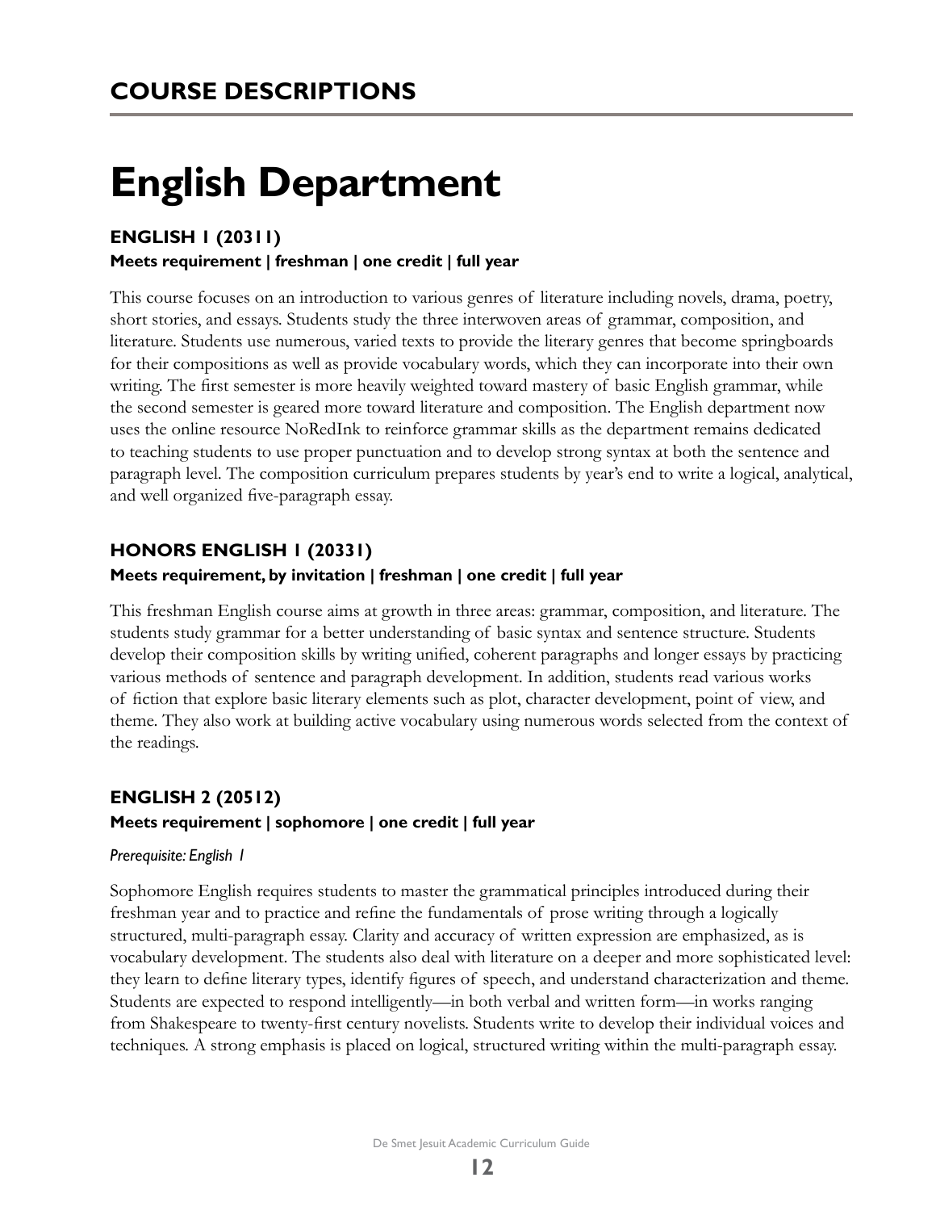## COURSE DESCRIPTIONS

# English Department

### ENGLISH 1 (20311)

**Meets requirement | freshman | one credit | full year**

This course focuses on an introduction to various genres of literature including novels, drama, poetry, short stories, and essays. Students study the three interwoven areas of grammar, composition, and literature. Students use numerous, varied texts to provide the literary genres that become springboards for their compositions as well as provide vocabulary words, which they can incorporate into their own writing. The first semester is more heavily weighted toward mastery of basic English grammar, while the second semester is geared more toward literature and composition. The English department now uses the online resource NoRedInk to reinforce grammar skills as the department remains dedicated to teaching students to use proper punctuation and to develop strong syntax at both the sentence and paragraph level. The composition curriculum prepares students by year's end to write a logical, analytical, and well organized five-paragraph essay.

### HONORS ENGLISH 1 (20331)

**Meets requirement, by invitation | freshman | one credit | full year**

This freshman English course aims at growth in three areas: grammar, composition, and literature. The students study grammar for a better understanding of basic syntax and sentence structure. Students develop their composition skills by writing unified, coherent paragraphs and longer essays by practicing various methods of sentence and paragraph development. In addition, students read various works of fiction that explore basic literary elements such as plot, character development, point of view, and theme. They also work at building active vocabulary using numerous words selected from the context of the readings.

### ENGLISH 2 (20512)

**Meets requirement | sophomore | one credit | full year**

*Prerequisite: English 1*

Sophomore English requires students to master the grammatical principles introduced during their freshman year and to practice and refine the fundamentals of prose writing through a logically structured, multi-paragraph essay. Clarity and accuracy of written expression are emphasized, as is vocabulary development. The students also deal with literature on a deeper and more sophisticated level: they learn to define literary types, identify figures of speech, and understand characterization and theme. Students are expected to respond intelligently—in both verbal and written form—in works ranging from Shakespeare to twenty-first century novelists. Students write to develop their individual voices and techniques. A strong emphasis is placed on logical, structured writing within the multi-paragraph essay.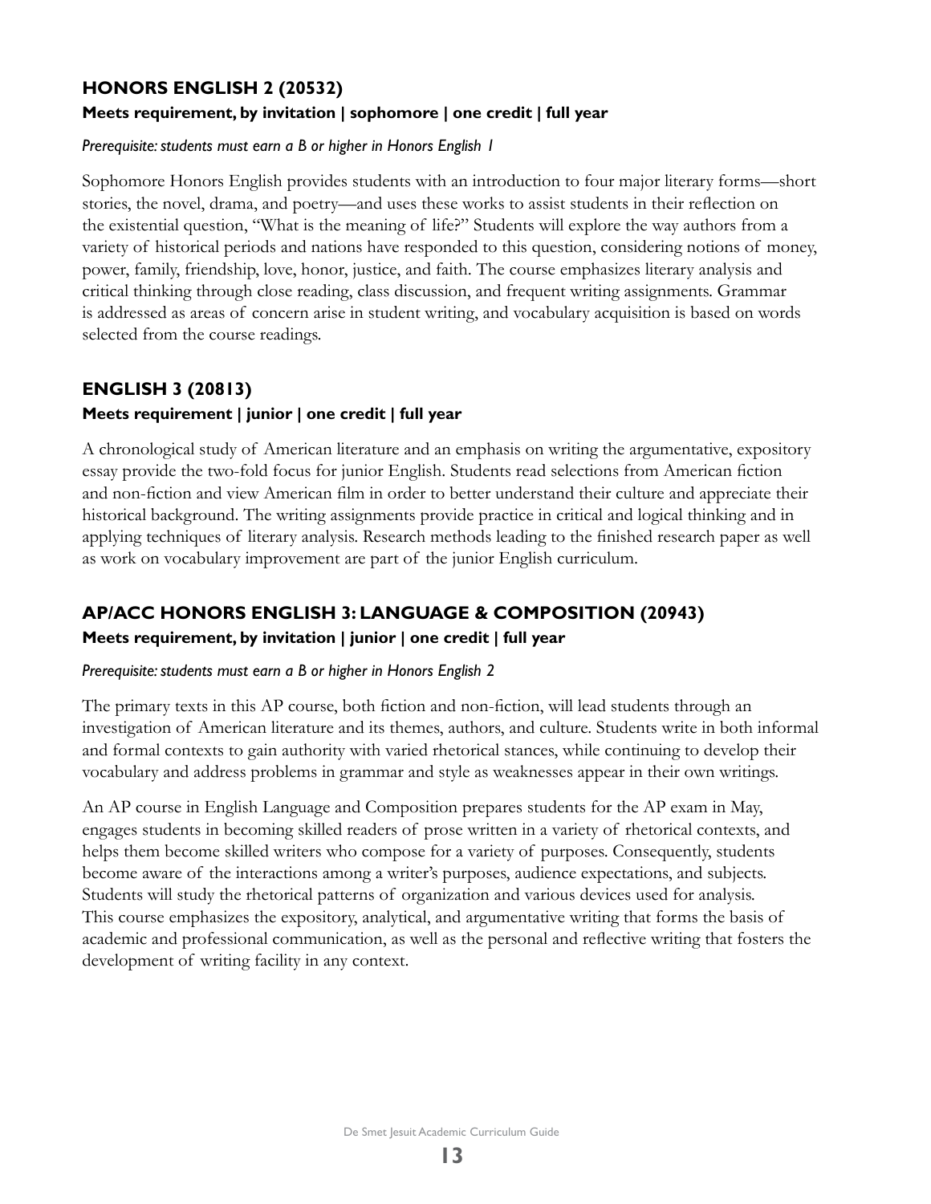## HONORS ENGLISH 2 (20532)

**Meets requirement, by invitation | sophomore | one credit | full year**

*Prerequisite: students must earn a B or higher in Honors English 1*

Sophomore Honors English provides students with an introduction to four major literary forms—short stories, the novel, drama, and poetry—and uses these works to assist students in their reflection on the existential question, "What is the meaning of life?" Students will explore the way authors from a variety of historical periods and nations have responded to this question, considering notions of money, power, family, friendship, love, honor, justice, and faith. The course emphasizes literary analysis and critical thinking through close reading, class discussion, and frequent writing assignments. Grammar is addressed as areas of concern arise in student writing, and vocabulary acquisition is based on words selected from the course readings.

## ENGLISH 3 (20813)

**Meets requirement | junior | one credit | full year**

A chronological study of American literature and an emphasis on writing the argumentative, expository essay provide the two-fold focus for junior English. Students read selections from American fiction and non-fiction and view American film in order to better understand their culture and appreciate their historical background. The writing assignments provide practice in critical and logical thinking and in applying techniques of literary analysis. Research methods leading to the finished research paper as well as work on vocabulary improvement are part of the junior English curriculum.

## AP/ACC HONORS ENGLISH 3: LANGUAGE & COMPOSITION (20943)

**Meets requirement, by invitation | junior | one credit | full year**

*Prerequisite: students must earn a B or higher in Honors English 2*

The primary texts in this AP course, both fiction and non-fiction, will lead students through an investigation of American literature and its themes, authors, and culture. Students write in both informal and formal contexts to gain authority with varied rhetorical stances, while continuing to develop their vocabulary and address problems in grammar and style as weaknesses appear in their own writings.

An AP course in English Language and Composition prepares students for the AP exam in May, engages students in becoming skilled readers of prose written in a variety of rhetorical contexts, and helps them become skilled writers who compose for a variety of purposes. Consequently, students become aware of the interactions among a writer's purposes, audience expectations, and subjects. Students will study the rhetorical patterns of organization and various devices used for analysis. This course emphasizes the expository, analytical, and argumentative writing that forms the basis of academic and professional communication, as well as the personal and reflective writing that fosters the development of writing facility in any context.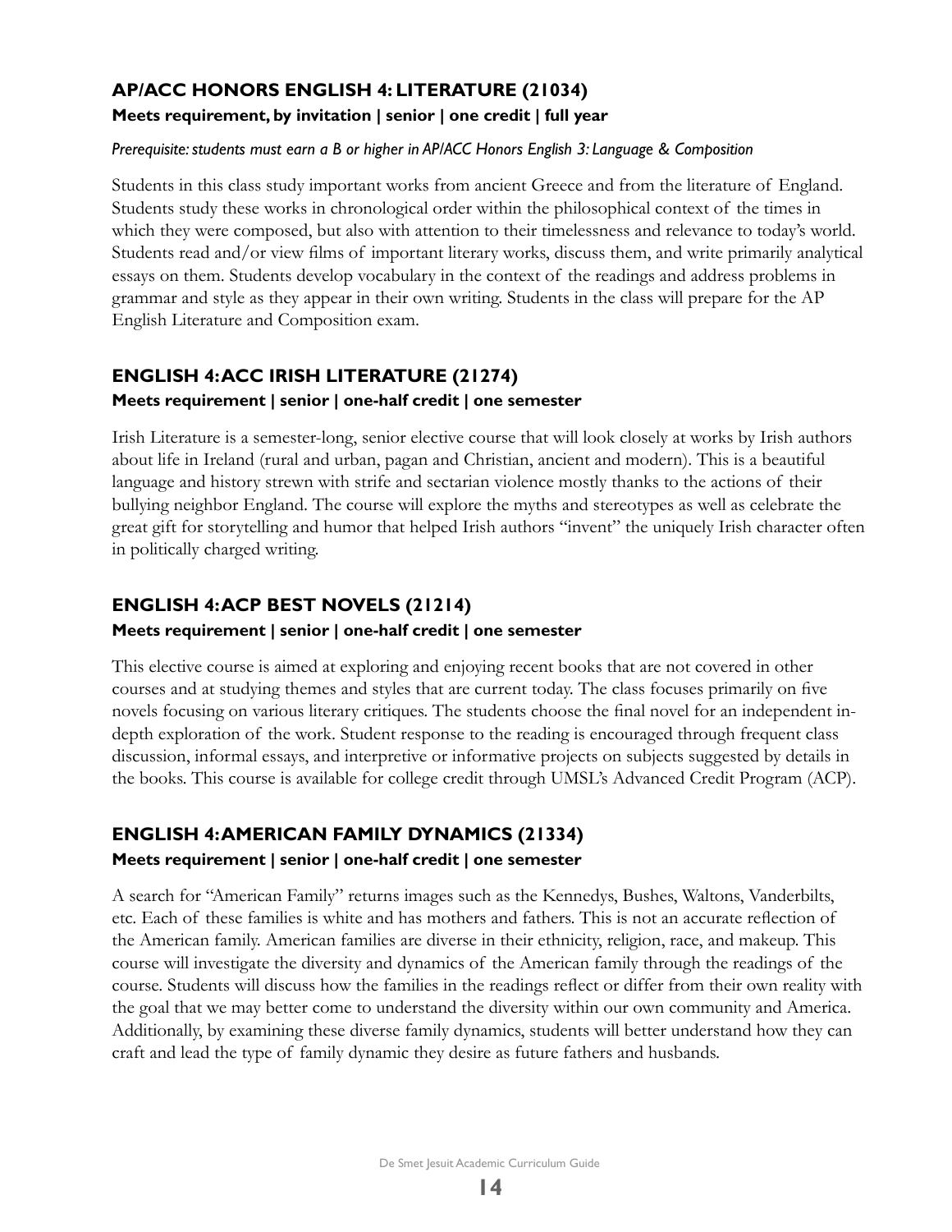## AP/ACC HONORS ENGLISH 4: LITERATURE (21034)

**Meets requirement, by invitation | senior | one credit | full year**

*Prerequisite: students must earn a B or higher in AP/ACC Honors English 3: Language & Composition*

Students in this class study important works from ancient Greece and from the literature of England. Students study these works in chronological order within the philosophical context of the times in which they were composed, but also with attention to their timelessness and relevance to today's world. Students read and/or view films of important literary works, discuss them, and write primarily analytical essays on them. Students develop vocabulary in the context of the readings and address problems in grammar and style as they appear in their own writing. Students in the class will prepare for the AP English Literature and Composition exam.

## ENGLISH 4: ACC IRISH LITERATURE (21274)

**Meets requirement | senior | one-half credit | one semester**

Irish Literature is a semester-long, senior elective course that will look closely at works by Irish authors about life in Ireland (rural and urban, pagan and Christian, ancient and modern). This is a beautiful language and history strewn with strife and sectarian violence mostly thanks to the actions of their bullying neighbor England. The course will explore the myths and stereotypes as well as celebrate the great gift for storytelling and humor that helped Irish authors "invent" the uniquely Irish character often in politically charged writing.

## ENGLISH 4: ACP BEST NOVELS (21214)

**Meets requirement | senior | one-half credit | one semester**

This elective course is aimed at exploring and enjoying recent books that are not covered in other courses and at studying themes and styles that are current today. The class focuses primarily on five novels focusing on various literary critiques. The students choose the final novel for an independent in-depth exploration of the work. Student response to the reading is encouraged through frequent class discussion, informal essays, and interpretive or informative projects on subjects suggested by details in the books. This course is available for college credit through UMSL's Advanced Credit Program (ACP).

## ENGLISH 4: AMERICAN FAMILY DYNAMICS (21334)

**Meets requirement | senior | one-half credit | one semester**

A search for "American Family" returns images such as the Kennedys, Bushes, Waltons, Vanderbilts, etc. Each of these families is white and has mothers and fathers. This is not an accurate reflection of the American family. American families are diverse in their ethnicity, religion, race, and makeup. This course will investigate the diversity and dynamics of the American family through the readings of the course. Students will discuss how the families in the readings reflect or differ from their own reality with the goal that we may better come to understand the diversity within our own community and America. Additionally, by examining these diverse family dynamics, students will better understand how they can craft and lead the type of family dynamic they desire as future fathers and husbands.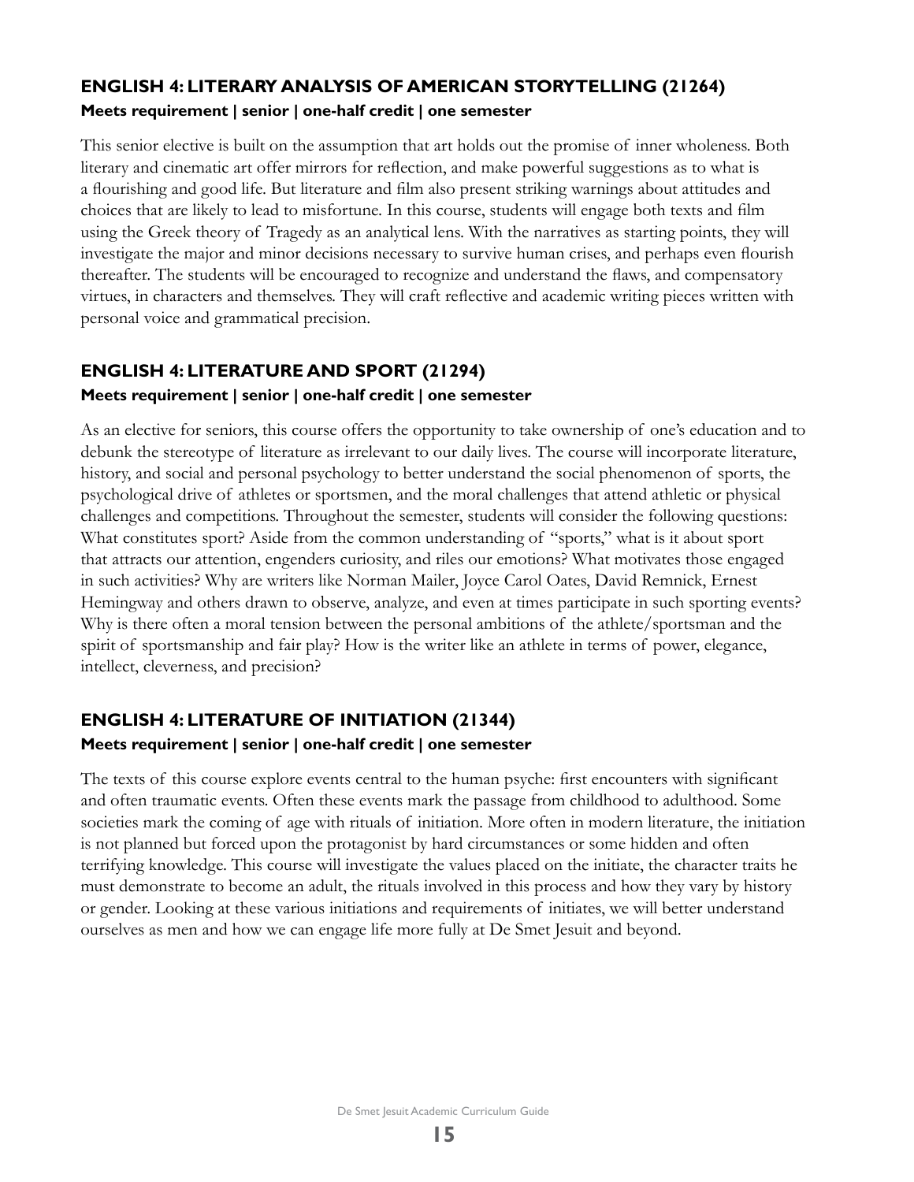## ENGLISH 4: LITERARY ANALYSIS OF AMERICAN STORYTELLING (21264)

**Meets requirement | senior | one-half credit | one semester**

This senior elective is built on the assumption that art holds out the promise of inner wholeness. Both literary and cinematic art offer mirrors for reflection, and make powerful suggestions as to what is a flourishing and good life. But literature and film also present striking warnings about attitudes and choices that are likely to lead to misfortune. In this course, students will engage both texts and film using the Greek theory of Tragedy as an analytical lens. With the narratives as starting points, they will investigate the major and minor decisions necessary to survive human crises, and perhaps even flourish thereafter. The students will be encouraged to recognize and understand the flaws, and compensatory virtues, in characters and themselves. They will craft reflective and academic writing pieces written with personal voice and grammatical precision.

## ENGLISH 4: LITERATURE AND SPORT (21294)

**Meets requirement | senior | one-half credit | one semester**

As an elective for seniors, this course offers the opportunity to take ownership of one's education and to debunk the stereotype of literature as irrelevant to our daily lives. The course will incorporate literature, history, and social and personal psychology to better understand the social phenomenon of sports, the psychological drive of athletes or sportsmen, and the moral challenges that attend athletic or physical challenges and competitions. Throughout the semester, students will consider the following questions: What constitutes sport? Aside from the common understanding of "sports," what is it about sport that attracts our attention, engenders curiosity, and riles our emotions? What motivates those engaged in such activities? Why are writers like Norman Mailer, Joyce Carol Oates, David Remnick, Ernest Hemingway and others drawn to observe, analyze, and even at times participate in such sporting events? Why is there often a moral tension between the personal ambitions of the athlete/sportsman and the spirit of sportsmanship and fair play? How is the writer like an athlete in terms of power, elegance, intellect, cleverness, and precision?

## ENGLISH 4: LITERATURE OF INITIATION (21344)

**Meets requirement | senior | one-half credit | one semester**

The texts of this course explore events central to the human psyche: first encounters with significant and often traumatic events. Often these events mark the passage from childhood to adulthood. Some societies mark the coming of age with rituals of initiation. More often in modern literature, the initiation is not planned but forced upon the protagonist by hard circumstances or some hidden and often terrifying knowledge. This course will investigate the values placed on the initiate, the character traits he must demonstrate to become an adult, the rituals involved in this process and how they vary by history or gender. Looking at these various initiations and requirements of initiates, we will better understand ourselves as men and how we can engage life more fully at De Smet Jesuit and beyond.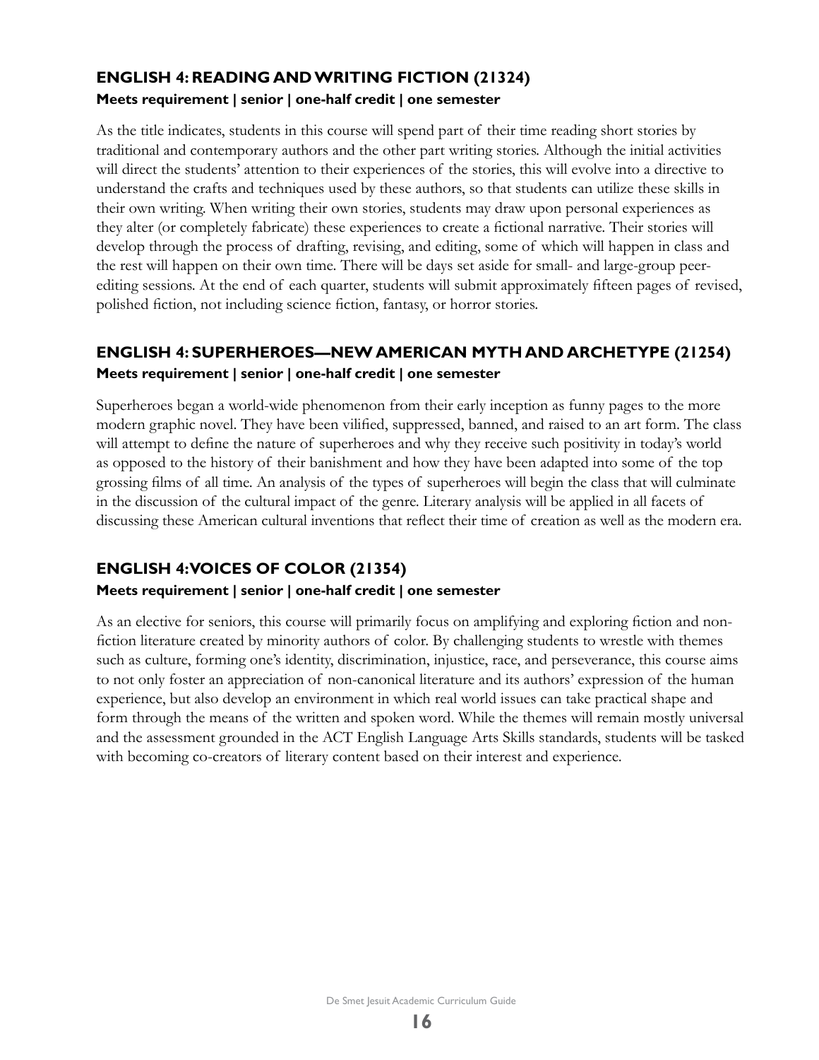## ENGLISH 4: READING AND WRITING FICTION (21324)

**Meets requirement | senior | one-half credit | one semester**

As the title indicates, students in this course will spend part of their time reading short stories by traditional and contemporary authors and the other part writing stories. Although the initial activities will direct the students' attention to their experiences of the stories, this will evolve into a directive to understand the crafts and techniques used by these authors, so that students can utilize these skills in their own writing. When writing their own stories, students may draw upon personal experiences as they alter (or completely fabricate) these experiences to create a fictional narrative. Their stories will develop through the process of drafting, revising, and editing, some of which will happen in class and the rest will happen on their own time. There will be days set aside for small- and large-group peer-editing sessions. At the end of each quarter, students will submit approximately fifteen pages of revised, polished fiction, not including science fiction, fantasy, or horror stories.

## ENGLISH 4: SUPERHEROES—NEW AMERICAN MYTH AND ARCHETYPE (21254)

**Meets requirement | senior | one-half credit | one semester**

Superheroes began a world-wide phenomenon from their early inception as funny pages to the more modern graphic novel. They have been vilified, suppressed, banned, and raised to an art form. The class will attempt to define the nature of superheroes and why they receive such positivity in today's world as opposed to the history of their banishment and how they have been adapted into some of the top grossing films of all time. An analysis of the types of superheroes will begin the class that will culminate in the discussion of the cultural impact of the genre. Literary analysis will be applied in all facets of discussing these American cultural inventions that reflect their time of creation as well as the modern era.

## ENGLISH 4: VOICES OF COLOR (21354)

**Meets requirement | senior | one-half credit | one semester**

As an elective for seniors, this course will primarily focus on amplifying and exploring fiction and non-fiction literature created by minority authors of color. By challenging students to wrestle with themes such as culture, forming one's identity, discrimination, injustice, race, and perseverance, this course aims to not only foster an appreciation of non-canonical literature and its authors' expression of the human experience, but also develop an environment in which real world issues can take practical shape and form through the means of the written and spoken word. While the themes will remain mostly universal and the assessment grounded in the ACT English Language Arts Skills standards, students will be tasked with becoming co-creators of literary content based on their interest and experience.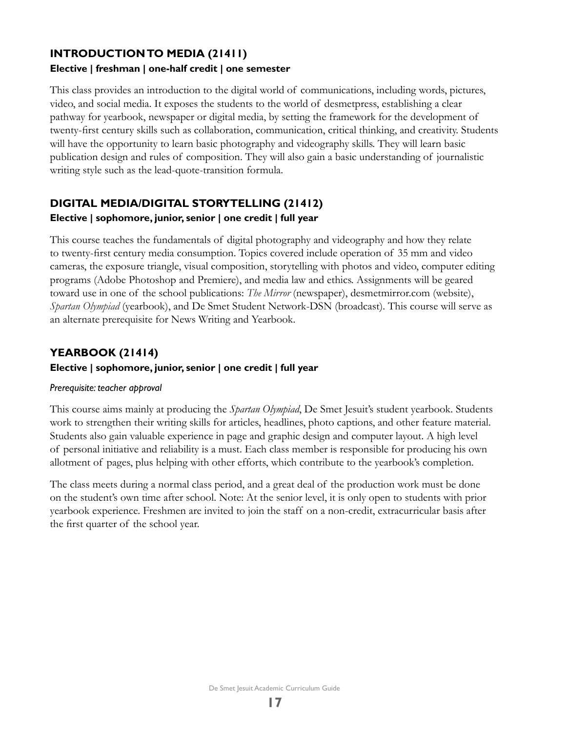## INTRODUCTION TO MEDIA (21411)

**Elective | freshman | one-half credit | one semester**

This class provides an introduction to the digital world of communications, including words, pictures, video, and social media. It exposes the students to the world of desmetpress, establishing a clear pathway for yearbook, newspaper or digital media, by setting the framework for the development of twenty-first century skills such as collaboration, communication, critical thinking, and creativity. Students will have the opportunity to learn basic photography and videography skills. They will learn basic publication design and rules of composition. They will also gain a basic understanding of journalistic writing style such as the lead-quote-transition formula.

## DIGITAL MEDIA/DIGITAL STORYTELLING (21412)

**Elective | sophomore, junior, senior | one credit | full year**

This course teaches the fundamentals of digital photography and videography and how they relate to twenty-first century media consumption. Topics covered include operation of 35 mm and video cameras, the exposure triangle, visual composition, storytelling with photos and video, computer editing programs (Adobe Photoshop and Premiere), and media law and ethics. Assignments will be geared toward use in one of the school publications: *The Mirror* (newspaper), desmetmirror.com (website), *Spartan Olympiad* (yearbook), and De Smet Student Network-DSN (broadcast). This course will serve as an alternate prerequisite for News Writing and Yearbook.

## YEARBOOK (21414)

**Elective | sophomore, junior, senior | one credit | full year**

*Prerequisite: teacher approval*

This course aims mainly at producing the *Spartan Olympiad*, De Smet Jesuit's student yearbook. Students work to strengthen their writing skills for articles, headlines, photo captions, and other feature material. Students also gain valuable experience in page and graphic design and computer layout. A high level of personal initiative and reliability is a must. Each class member is responsible for producing his own allotment of pages, plus helping with other efforts, which contribute to the yearbook's completion.

The class meets during a normal class period, and a great deal of the production work must be done on the student's own time after school. Note: At the senior level, it is only open to students with prior yearbook experience. Freshmen are invited to join the staff on a non-credit, extracurricular basis after the first quarter of the school year.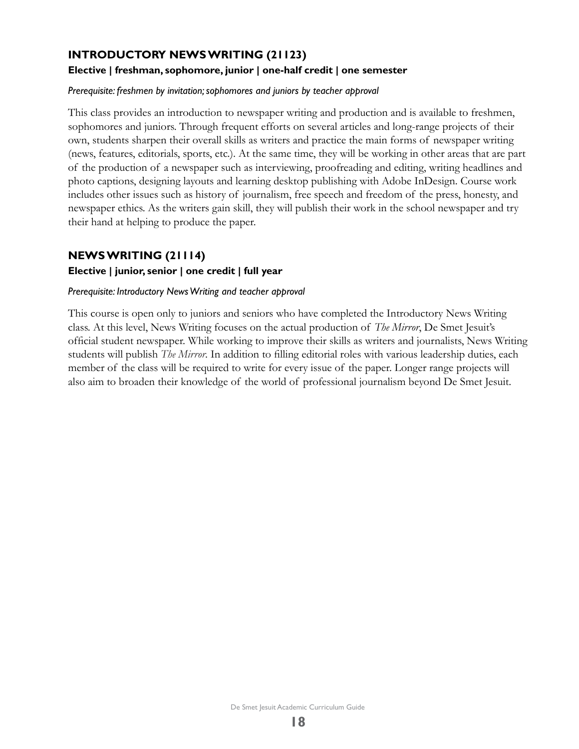## INTRODUCTORY NEWS WRITING (21123)

**Elective | freshman, sophomore, junior | one-half credit | one semester**

*Prerequisite: freshmen by invitation; sophomores and juniors by teacher approval*

This class provides an introduction to newspaper writing and production and is available to freshmen, sophomores and juniors. Through frequent efforts on several articles and long-range projects of their own, students sharpen their overall skills as writers and practice the main forms of newspaper writing (news, features, editorials, sports, etc.). At the same time, they will be working in other areas that are part of the production of a newspaper such as interviewing, proofreading and editing, writing headlines and photo captions, designing layouts and learning desktop publishing with Adobe InDesign. Course work includes other issues such as history of journalism, free speech and freedom of the press, honesty, and newspaper ethics. As the writers gain skill, they will publish their work in the school newspaper and try their hand at helping to produce the paper.

## NEWS WRITING (21114)

**Elective | junior, senior | one credit | full year**

*Prerequisite: Introductory News Writing and teacher approval*

This course is open only to juniors and seniors who have completed the Introductory News Writing class. At this level, News Writing focuses on the actual production of *The Mirror*, De Smet Jesuit's official student newspaper. While working to improve their skills as writers and journalists, News Writing students will publish *The Mirror*. In addition to filling editorial roles with various leadership duties, each member of the class will be required to write for every issue of the paper. Longer range projects will also aim to broaden their knowledge of the world of professional journalism beyond De Smet Jesuit.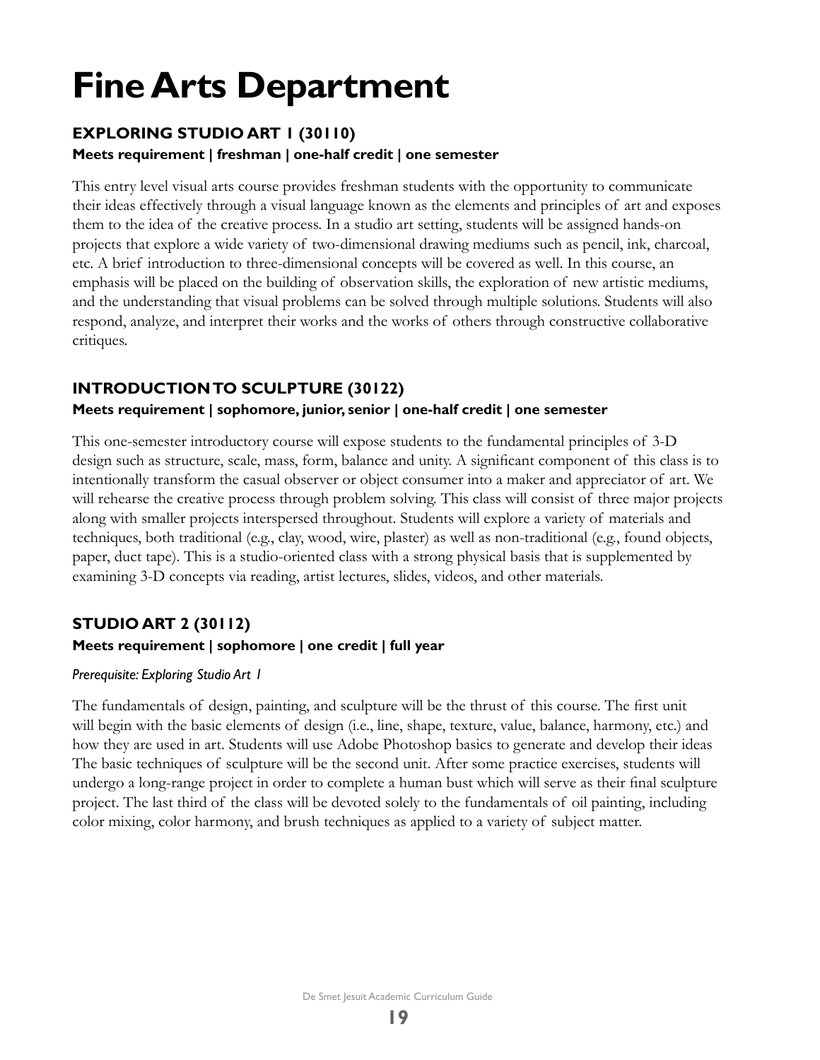# Fine Arts Department

## EXPLORING STUDIO ART 1 (30110)

**Meets requirement | freshman | one-half credit | one semester**

This entry level visual arts course provides freshman students with the opportunity to communicate their ideas effectively through a visual language known as the elements and principles of art and exposes them to the idea of the creative process. In a studio art setting, students will be assigned hands-on projects that explore a wide variety of two-dimensional drawing mediums such as pencil, ink, charcoal, etc. A brief introduction to three-dimensional concepts will be covered as well. In this course, an emphasis will be placed on the building of observation skills, the exploration of new artistic mediums, and the understanding that visual problems can be solved through multiple solutions. Students will also respond, analyze, and interpret their works and the works of others through constructive collaborative critiques.

## INTRODUCTION TO SCULPTURE (30122)

**Meets requirement | sophomore, junior, senior | one-half credit | one semester**

This one-semester introductory course will expose students to the fundamental principles of 3-D design such as structure, scale, mass, form, balance and unity. A significant component of this class is to intentionally transform the casual observer or object consumer into a maker and appreciator of art. We will rehearse the creative process through problem solving. This class will consist of three major projects along with smaller projects interspersed throughout. Students will explore a variety of materials and techniques, both traditional (e.g., clay, wood, wire, plaster) as well as non-traditional (e.g., found objects, paper, duct tape). This is a studio-oriented class with a strong physical basis that is supplemented by examining 3-D concepts via reading, artist lectures, slides, videos, and other materials.

## STUDIO ART 2 (30112)

**Meets requirement | sophomore | one credit | full year**

*Prerequisite: Exploring Studio Art 1*

The fundamentals of design, painting, and sculpture will be the thrust of this course. The first unit will begin with the basic elements of design (i.e., line, shape, texture, value, balance, harmony, etc.) and how they are used in art. Students will use Adobe Photoshop basics to generate and develop their ideas The basic techniques of sculpture will be the second unit. After some practice exercises, students will undergo a long-range project in order to complete a human bust which will serve as their final sculpture project. The last third of the class will be devoted solely to the fundamentals of oil painting, including color mixing, color harmony, and brush techniques as applied to a variety of subject matter.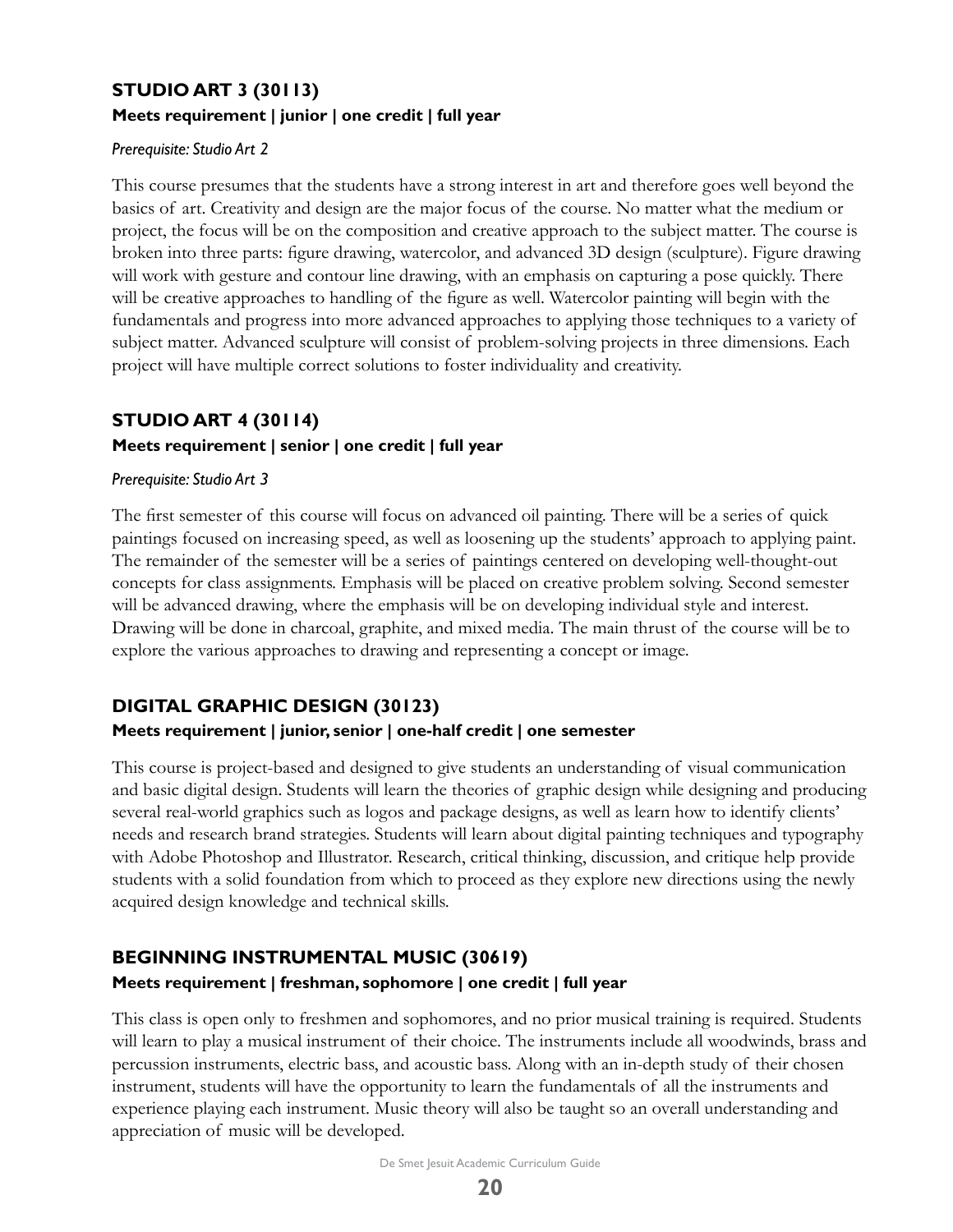### STUDIO ART 3 (30113)

**Meets requirement | junior | one credit | full year**

*Prerequisite: Studio Art 2*

This course presumes that the students have a strong interest in art and therefore goes well beyond the basics of art. Creativity and design are the major focus of the course. No matter what the medium or project, the focus will be on the composition and creative approach to the subject matter. The course is broken into three parts: figure drawing, watercolor, and advanced 3D design (sculpture). Figure drawing will work with gesture and contour line drawing, with an emphasis on capturing a pose quickly. There will be creative approaches to handling of the figure as well. Watercolor painting will begin with the fundamentals and progress into more advanced approaches to applying those techniques to a variety of subject matter. Advanced sculpture will consist of problem-solving projects in three dimensions. Each project will have multiple correct solutions to foster individuality and creativity.

### STUDIO ART 4 (30114)

**Meets requirement | senior | one credit | full year**

*Prerequisite: Studio Art 3*

The first semester of this course will focus on advanced oil painting. There will be a series of quick paintings focused on increasing speed, as well as loosening up the students' approach to applying paint. The remainder of the semester will be a series of paintings centered on developing well-thought-out concepts for class assignments. Emphasis will be placed on creative problem solving. Second semester will be advanced drawing, where the emphasis will be on developing individual style and interest. Drawing will be done in charcoal, graphite, and mixed media. The main thrust of the course will be to explore the various approaches to drawing and representing a concept or image.

### DIGITAL GRAPHIC DESIGN (30123)

**Meets requirement | junior, senior | one-half credit | one semester**

This course is project-based and designed to give students an understanding of visual communication and basic digital design. Students will learn the theories of graphic design while designing and producing several real-world graphics such as logos and package designs, as well as learn how to identify clients' needs and research brand strategies. Students will learn about digital painting techniques and typography with Adobe Photoshop and Illustrator. Research, critical thinking, discussion, and critique help provide students with a solid foundation from which to proceed as they explore new directions using the newly acquired design knowledge and technical skills.

### BEGINNING INSTRUMENTAL MUSIC (30619)

**Meets requirement | freshman, sophomore | one credit | full year**

This class is open only to freshmen and sophomores, and no prior musical training is required. Students will learn to play a musical instrument of their choice. The instruments include all woodwinds, brass and percussion instruments, electric bass, and acoustic bass. Along with an in-depth study of their chosen instrument, students will have the opportunity to learn the fundamentals of all the instruments and experience playing each instrument. Music theory will also be taught so an overall understanding and appreciation of music will be developed.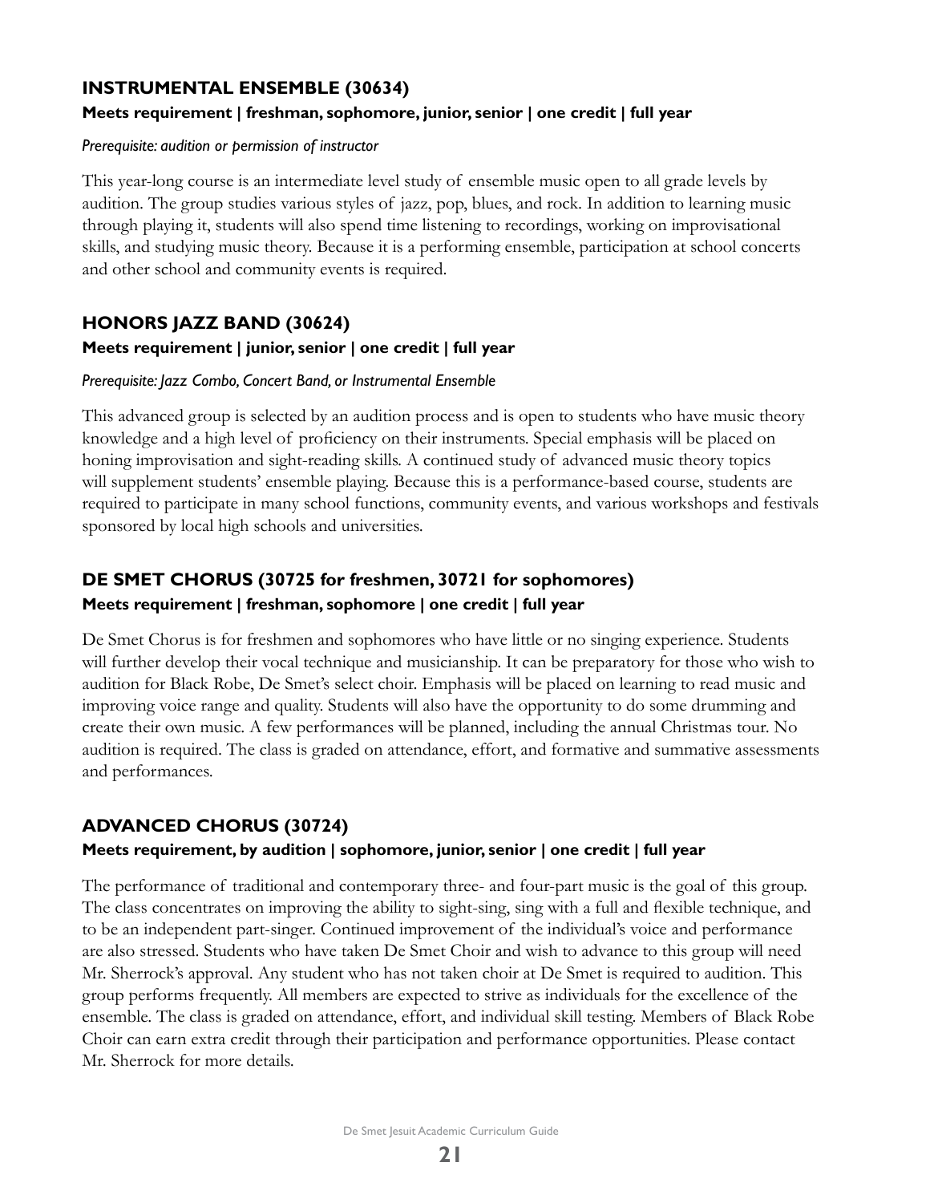## INSTRUMENTAL ENSEMBLE (30634)

**Meets requirement | freshman, sophomore, junior, senior | one credit | full year**

*Prerequisite: audition or permission of instructor*

This year-long course is an intermediate level study of ensemble music open to all grade levels by audition. The group studies various styles of jazz, pop, blues, and rock. In addition to learning music through playing it, students will also spend time listening to recordings, working on improvisational skills, and studying music theory. Because it is a performing ensemble, participation at school concerts and other school and community events is required.

## HONORS JAZZ BAND (30624)

**Meets requirement | junior, senior | one credit | full year**

*Prerequisite: Jazz Combo, Concert Band, or Instrumental Ensemble*

This advanced group is selected by an audition process and is open to students who have music theory knowledge and a high level of proficiency on their instruments. Special emphasis will be placed on honing improvisation and sight-reading skills. A continued study of advanced music theory topics will supplement students' ensemble playing. Because this is a performance-based course, students are required to participate in many school functions, community events, and various workshops and festivals sponsored by local high schools and universities.

## DE SMET CHORUS (30725 for freshmen, 30721 for sophomores)

**Meets requirement | freshman, sophomore | one credit | full year**

De Smet Chorus is for freshmen and sophomores who have little or no singing experience. Students will further develop their vocal technique and musicianship. It can be preparatory for those who wish to audition for Black Robe, De Smet's select choir. Emphasis will be placed on learning to read music and improving voice range and quality. Students will also have the opportunity to do some drumming and create their own music. A few performances will be planned, including the annual Christmas tour. No audition is required. The class is graded on attendance, effort, and formative and summative assessments and performances.

## ADVANCED CHORUS (30724)

**Meets requirement, by audition | sophomore, junior, senior | one credit | full year**

The performance of traditional and contemporary three- and four-part music is the goal of this group. The class concentrates on improving the ability to sight-sing, sing with a full and flexible technique, and to be an independent part-singer. Continued improvement of the individual's voice and performance are also stressed. Students who have taken De Smet Choir and wish to advance to this group will need Mr. Sherrock's approval. Any student who has not taken choir at De Smet is required to audition. This group performs frequently. All members are expected to strive as individuals for the excellence of the ensemble. The class is graded on attendance, effort, and individual skill testing. Members of Black Robe Choir can earn extra credit through their participation and performance opportunities. Please contact Mr. Sherrock for more details.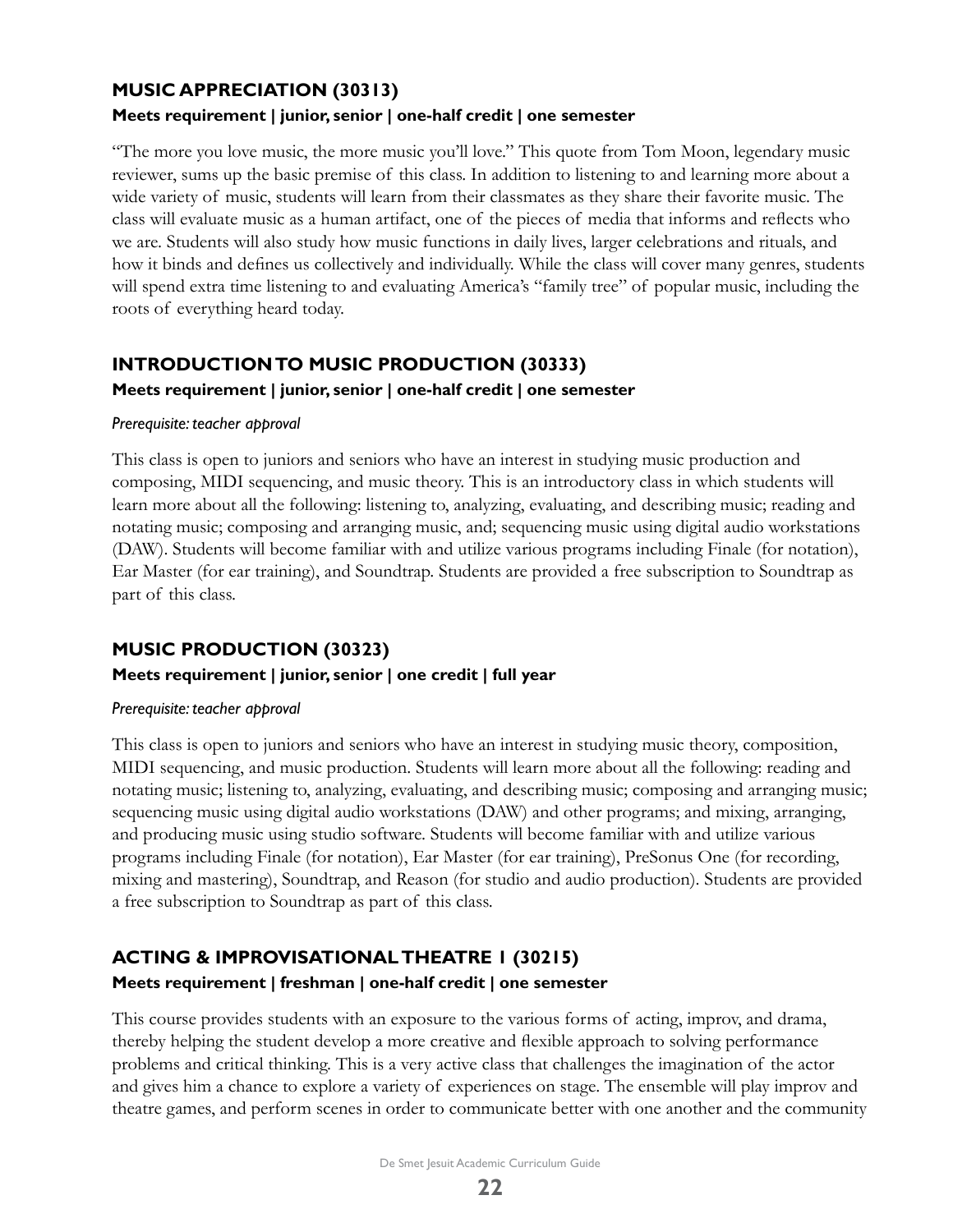## MUSIC APPRECIATION (30313)

**Meets requirement | junior, senior | one-half credit | one semester**

"The more you love music, the more music you'll love." This quote from Tom Moon, legendary music reviewer, sums up the basic premise of this class. In addition to listening to and learning more about a wide variety of music, students will learn from their classmates as they share their favorite music. The class will evaluate music as a human artifact, one of the pieces of media that informs and reflects who we are. Students will also study how music functions in daily lives, larger celebrations and rituals, and how it binds and defines us collectively and individually. While the class will cover many genres, students will spend extra time listening to and evaluating America's "family tree" of popular music, including the roots of everything heard today.

## INTRODUCTION TO MUSIC PRODUCTION (30333)

**Meets requirement | junior, senior | one-half credit | one semester**

*Prerequisite: teacher approval*

This class is open to juniors and seniors who have an interest in studying music production and composing, MIDI sequencing, and music theory. This is an introductory class in which students will learn more about all the following: listening to, analyzing, evaluating, and describing music; reading and notating music; composing and arranging music, and; sequencing music using digital audio workstations (DAW). Students will become familiar with and utilize various programs including Finale (for notation), Ear Master (for ear training), and Soundtrap. Students are provided a free subscription to Soundtrap as part of this class.

## MUSIC PRODUCTION (30323)

**Meets requirement | junior, senior | one credit | full year**

*Prerequisite: teacher approval*

This class is open to juniors and seniors who have an interest in studying music theory, composition, MIDI sequencing, and music production. Students will learn more about all the following: reading and notating music; listening to, analyzing, evaluating, and describing music; composing and arranging music; sequencing music using digital audio workstations (DAW) and other programs; and mixing, arranging, and producing music using studio software. Students will become familiar with and utilize various programs including Finale (for notation), Ear Master (for ear training), PreSonus One (for recording, mixing and mastering), Soundtrap, and Reason (for studio and audio production). Students are provided a free subscription to Soundtrap as part of this class.

## ACTING & IMPROVISATIONAL THEATRE 1 (30215)

**Meets requirement | freshman | one-half credit | one semester**

This course provides students with an exposure to the various forms of acting, improv, and drama, thereby helping the student develop a more creative and flexible approach to solving performance problems and critical thinking. This is a very active class that challenges the imagination of the actor and gives him a chance to explore a variety of experiences on stage. The ensemble will play improv and theatre games, and perform scenes in order to communicate better with one another and the community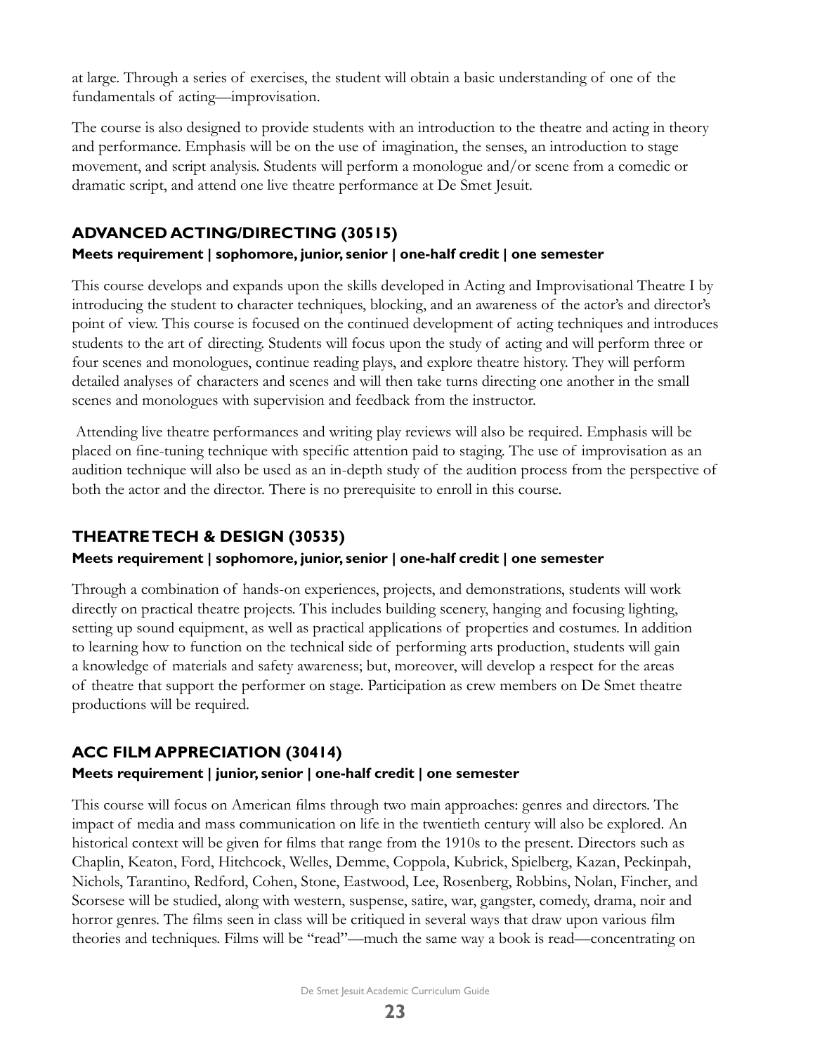at large. Through a series of exercises, the student will obtain a basic understanding of one of the fundamentals of acting—improvisation.

The course is also designed to provide students with an introduction to the theatre and acting in theory and performance. Emphasis will be on the use of imagination, the senses, an introduction to stage movement, and script analysis. Students will perform a monologue and/or scene from a comedic or dramatic script, and attend one live theatre performance at De Smet Jesuit.

### ADVANCED ACTING/DIRECTING (30515)

**Meets requirement | sophomore, junior, senior | one-half credit | one semester**

This course develops and expands upon the skills developed in Acting and Improvisational Theatre I by introducing the student to character techniques, blocking, and an awareness of the actor's and director's point of view. This course is focused on the continued development of acting techniques and introduces students to the art of directing. Students will focus upon the study of acting and will perform three or four scenes and monologues, continue reading plays, and explore theatre history. They will perform detailed analyses of characters and scenes and will then take turns directing one another in the small scenes and monologues with supervision and feedback from the instructor.

Attending live theatre performances and writing play reviews will also be required. Emphasis will be placed on fine-tuning technique with specific attention paid to staging. The use of improvisation as an audition technique will also be used as an in-depth study of the audition process from the perspective of both the actor and the director. There is no prerequisite to enroll in this course.

### THEATRE TECH & DESIGN (30535)

**Meets requirement | sophomore, junior, senior | one-half credit | one semester**

Through a combination of hands-on experiences, projects, and demonstrations, students will work directly on practical theatre projects. This includes building scenery, hanging and focusing lighting, setting up sound equipment, as well as practical applications of properties and costumes. In addition to learning how to function on the technical side of performing arts production, students will gain a knowledge of materials and safety awareness; but, moreover, will develop a respect for the areas of theatre that support the performer on stage. Participation as crew members on De Smet theatre productions will be required.

### ACC FILM APPRECIATION (30414)

**Meets requirement | junior, senior | one-half credit | one semester**

This course will focus on American films through two main approaches: genres and directors. The impact of media and mass communication on life in the twentieth century will also be explored. An historical context will be given for films that range from the 1910s to the present. Directors such as Chaplin, Keaton, Ford, Hitchcock, Welles, Demme, Coppola, Kubrick, Spielberg, Kazan, Peckinpah, Nichols, Tarantino, Redford, Cohen, Stone, Eastwood, Lee, Rosenberg, Robbins, Nolan, Fincher, and Scorsese will be studied, along with western, suspense, satire, war, gangster, comedy, drama, noir and horror genres. The films seen in class will be critiqued in several ways that draw upon various film theories and techniques. Films will be "read"—much the same way a book is read—concentrating on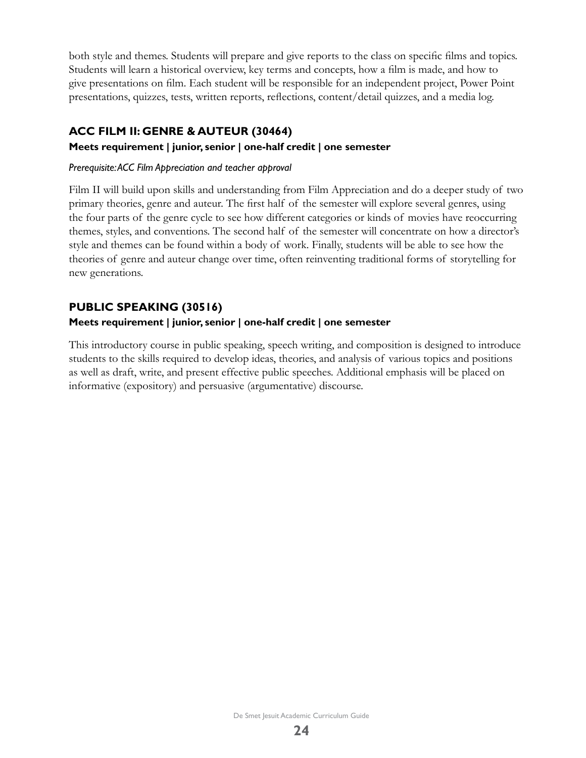both style and themes. Students will prepare and give reports to the class on specific films and topics. Students will learn a historical overview, key terms and concepts, how a film is made, and how to give presentations on film. Each student will be responsible for an independent project, Power Point presentations, quizzes, tests, written reports, reflections, content/detail quizzes, and a media log.

### ACC FILM II: GENRE & AUTEUR (30464)

**Meets requirement | junior, senior | one-half credit | one semester**

*Prerequisite: ACC Film Appreciation and teacher approval*

Film II will build upon skills and understanding from Film Appreciation and do a deeper study of two primary theories, genre and auteur. The first half of the semester will explore several genres, using the four parts of the genre cycle to see how different categories or kinds of movies have reoccurring themes, styles, and conventions. The second half of the semester will concentrate on how a director's style and themes can be found within a body of work. Finally, students will be able to see how the theories of genre and auteur change over time, often reinventing traditional forms of storytelling for new generations.

### PUBLIC SPEAKING (30516)

**Meets requirement | junior, senior | one-half credit | one semester**

This introductory course in public speaking, speech writing, and composition is designed to introduce students to the skills required to develop ideas, theories, and analysis of various topics and positions as well as draft, write, and present effective public speeches. Additional emphasis will be placed on informative (expository) and persuasive (argumentative) discourse.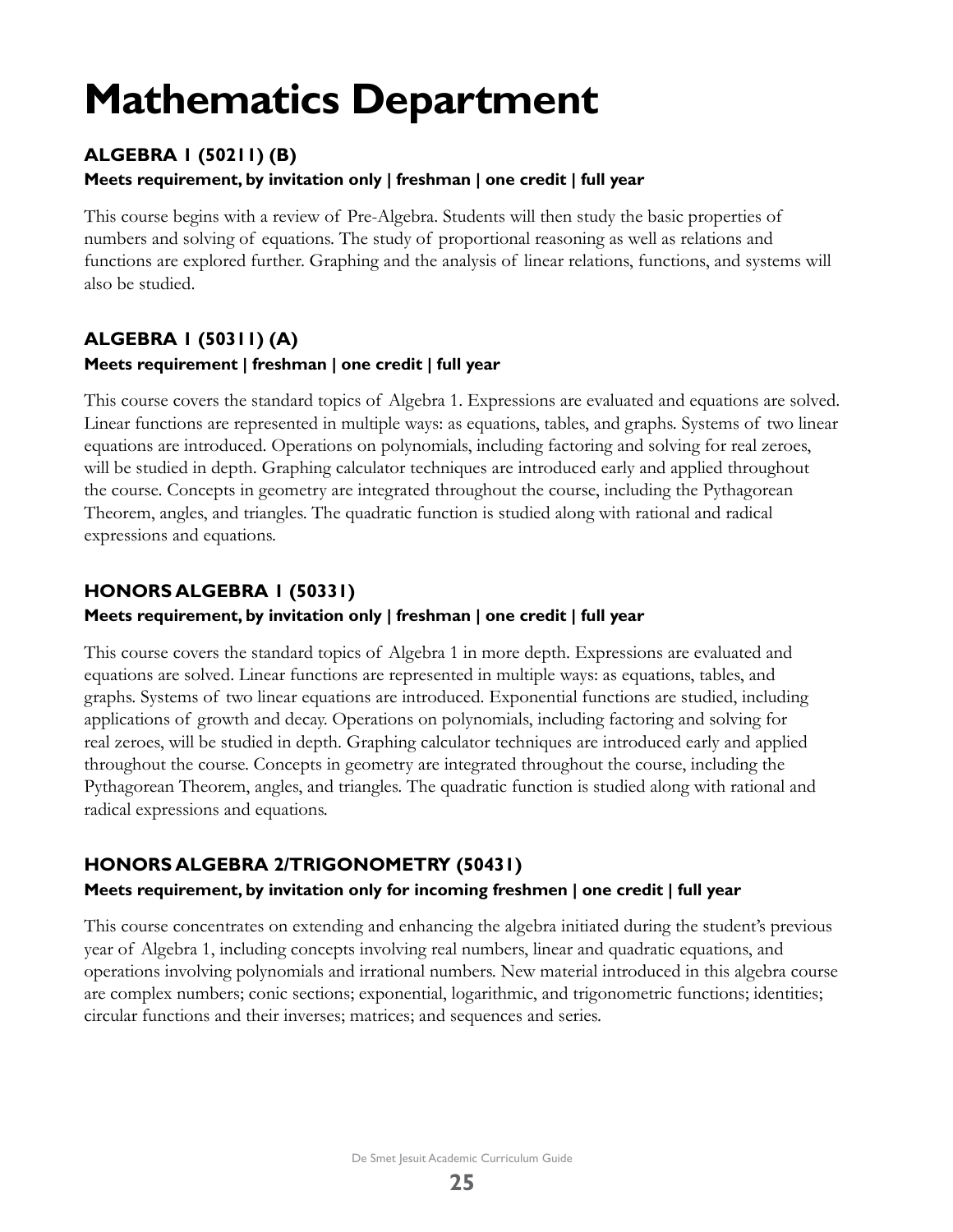# Mathematics Department

### ALGEBRA 1 (50211) (B)

**Meets requirement, by invitation only | freshman | one credit | full year**

This course begins with a review of Pre-Algebra. Students will then study the basic properties of numbers and solving of equations. The study of proportional reasoning as well as relations and functions are explored further. Graphing and the analysis of linear relations, functions, and systems will also be studied.

### ALGEBRA 1 (50311) (A)

**Meets requirement | freshman | one credit | full year**

This course covers the standard topics of Algebra 1. Expressions are evaluated and equations are solved. Linear functions are represented in multiple ways: as equations, tables, and graphs. Systems of two linear equations are introduced. Operations on polynomials, including factoring and solving for real zeroes, will be studied in depth. Graphing calculator techniques are introduced early and applied throughout the course. Concepts in geometry are integrated throughout the course, including the Pythagorean Theorem, angles, and triangles. The quadratic function is studied along with rational and radical expressions and equations.

### HONORS ALGEBRA 1 (50331)

**Meets requirement, by invitation only | freshman | one credit | full year**

This course covers the standard topics of Algebra 1 in more depth. Expressions are evaluated and equations are solved. Linear functions are represented in multiple ways: as equations, tables, and graphs. Systems of two linear equations are introduced. Exponential functions are studied, including applications of growth and decay. Operations on polynomials, including factoring and solving for real zeroes, will be studied in depth. Graphing calculator techniques are introduced early and applied throughout the course. Concepts in geometry are integrated throughout the course, including the Pythagorean Theorem, angles, and triangles. The quadratic function is studied along with rational and radical expressions and equations.

### HONORS ALGEBRA 2/TRIGONOMETRY (50431)

**Meets requirement, by invitation only for incoming freshmen | one credit | full year**

This course concentrates on extending and enhancing the algebra initiated during the student's previous year of Algebra 1, including concepts involving real numbers, linear and quadratic equations, and operations involving polynomials and irrational numbers. New material introduced in this algebra course are complex numbers; conic sections; exponential, logarithmic, and trigonometric functions; identities; circular functions and their inverses; matrices; and sequences and series.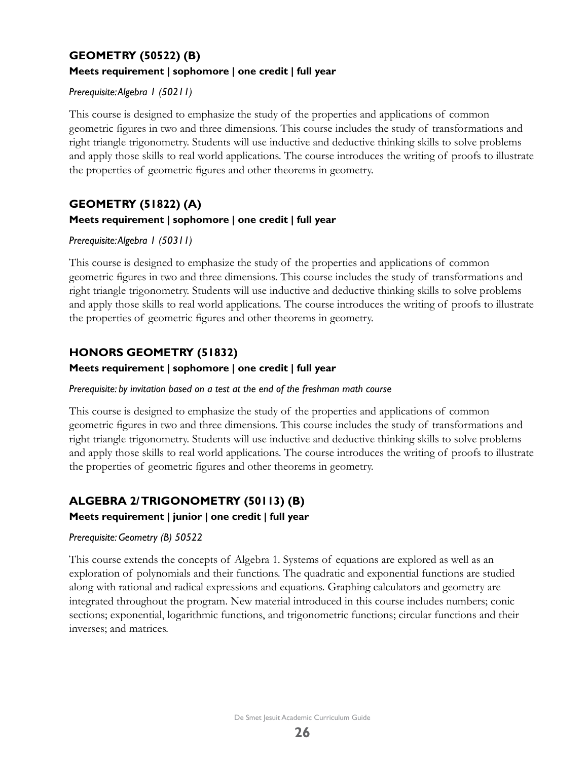## GEOMETRY (50522) (B)

**Meets requirement | sophomore | one credit | full year**

*Prerequisite: Algebra 1 (50211)*

This course is designed to emphasize the study of the properties and applications of common geometric figures in two and three dimensions. This course includes the study of transformations and right triangle trigonometry. Students will use inductive and deductive thinking skills to solve problems and apply those skills to real world applications. The course introduces the writing of proofs to illustrate the properties of geometric figures and other theorems in geometry.

## GEOMETRY (51822) (A)

**Meets requirement | sophomore | one credit | full year**

*Prerequisite: Algebra 1 (50311)*

This course is designed to emphasize the study of the properties and applications of common geometric figures in two and three dimensions. This course includes the study of transformations and right triangle trigonometry. Students will use inductive and deductive thinking skills to solve problems and apply those skills to real world applications. The course introduces the writing of proofs to illustrate the properties of geometric figures and other theorems in geometry.

## HONORS GEOMETRY (51832)

**Meets requirement | sophomore | one credit | full year**

*Prerequisite: by invitation based on a test at the end of the freshman math course*

This course is designed to emphasize the study of the properties and applications of common geometric figures in two and three dimensions. This course includes the study of transformations and right triangle trigonometry. Students will use inductive and deductive thinking skills to solve problems and apply those skills to real world applications. The course introduces the writing of proofs to illustrate the properties of geometric figures and other theorems in geometry.

## ALGEBRA 2/TRIGONOMETRY (50113) (B)

**Meets requirement | junior | one credit | full year**

*Prerequisite: Geometry (B) 50522*

This course extends the concepts of Algebra 1. Systems of equations are explored as well as an exploration of polynomials and their functions. The quadratic and exponential functions are studied along with rational and radical expressions and equations. Graphing calculators and geometry are integrated throughout the program. New material introduced in this course includes numbers; conic sections; exponential, logarithmic functions, and trigonometric functions; circular functions and their inverses; and matrices.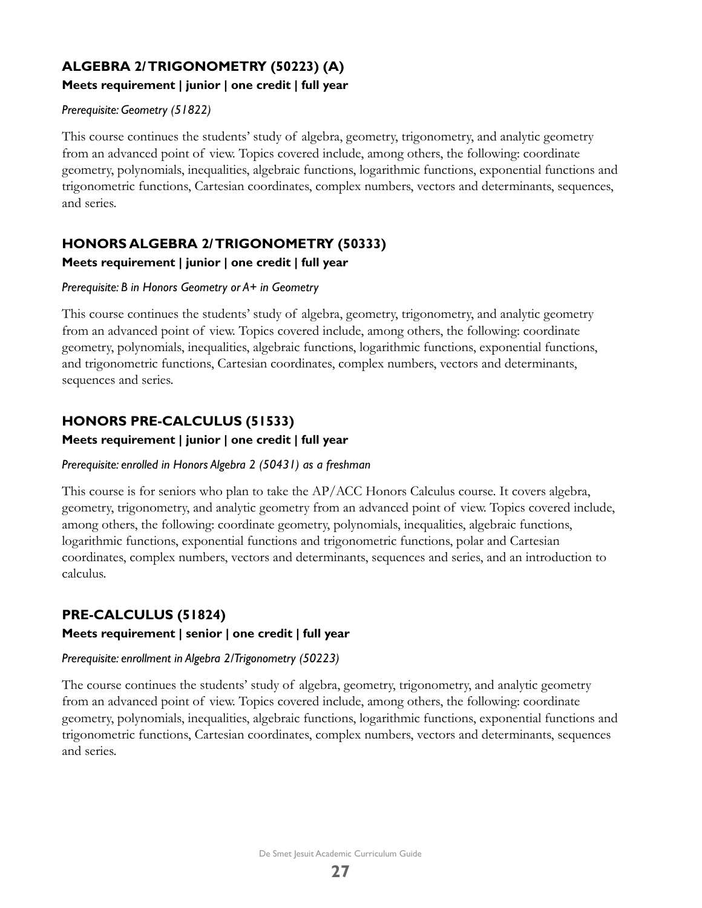## ALGEBRA 2/TRIGONOMETRY (50223) (A)

**Meets requirement | junior | one credit | full year**

*Prerequisite: Geometry (51822)*

This course continues the students' study of algebra, geometry, trigonometry, and analytic geometry from an advanced point of view. Topics covered include, among others, the following: coordinate geometry, polynomials, inequalities, algebraic functions, logarithmic functions, exponential functions and trigonometric functions, Cartesian coordinates, complex numbers, vectors and determinants, sequences, and series.

## HONORS ALGEBRA 2/TRIGONOMETRY (50333)

**Meets requirement | junior | one credit | full year**

*Prerequisite: B in Honors Geometry or A+ in Geometry*

This course continues the students' study of algebra, geometry, trigonometry, and analytic geometry from an advanced point of view. Topics covered include, among others, the following: coordinate geometry, polynomials, inequalities, algebraic functions, logarithmic functions, exponential functions, and trigonometric functions, Cartesian coordinates, complex numbers, vectors and determinants, sequences and series.

## HONORS PRE-CALCULUS (51533)

**Meets requirement | junior | one credit | full year**

*Prerequisite: enrolled in Honors Algebra 2 (50431) as a freshman*

This course is for seniors who plan to take the AP/ACC Honors Calculus course. It covers algebra, geometry, trigonometry, and analytic geometry from an advanced point of view. Topics covered include, among others, the following: coordinate geometry, polynomials, inequalities, algebraic functions, logarithmic functions, exponential functions and trigonometric functions, polar and Cartesian coordinates, complex numbers, vectors and determinants, sequences and series, and an introduction to calculus.

## PRE-CALCULUS (51824)

**Meets requirement | senior | one credit | full year**

*Prerequisite: enrollment in Algebra 2/Trigonometry (50223)*

The course continues the students' study of algebra, geometry, trigonometry, and analytic geometry from an advanced point of view. Topics covered include, among others, the following: coordinate geometry, polynomials, inequalities, algebraic functions, logarithmic functions, exponential functions and trigonometric functions, Cartesian coordinates, complex numbers, vectors and determinants, sequences and series.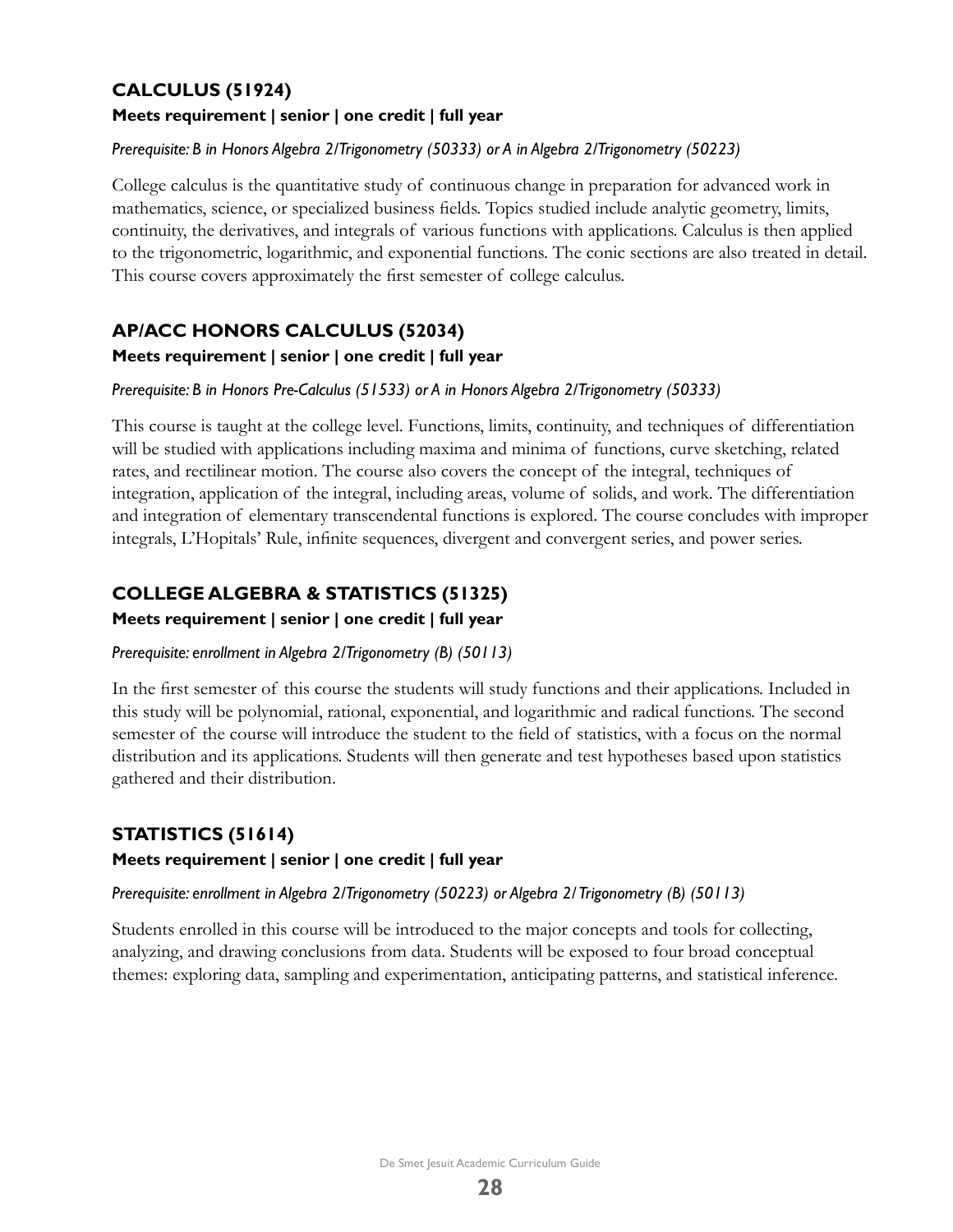## CALCULUS (51924)

**Meets requirement | senior | one credit | full year**

*Prerequisite: B in Honors Algebra 2/Trigonometry (50333) or A in Algebra 2/Trigonometry (50223)*

College calculus is the quantitative study of continuous change in preparation for advanced work in mathematics, science, or specialized business fields. Topics studied include analytic geometry, limits, continuity, the derivatives, and integrals of various functions with applications. Calculus is then applied to the trigonometric, logarithmic, and exponential functions. The conic sections are also treated in detail. This course covers approximately the first semester of college calculus.

## AP/ACC HONORS CALCULUS (52034)

**Meets requirement | senior | one credit | full year**

*Prerequisite: B in Honors Pre-Calculus (51533) or A in Honors Algebra 2/Trigonometry (50333)*

This course is taught at the college level. Functions, limits, continuity, and techniques of differentiation will be studied with applications including maxima and minima of functions, curve sketching, related rates, and rectilinear motion. The course also covers the concept of the integral, techniques of integration, application of the integral, including areas, volume of solids, and work. The differentiation and integration of elementary transcendental functions is explored. The course concludes with improper integrals, L'Hopitals' Rule, infinite sequences, divergent and convergent series, and power series.

## COLLEGE ALGEBRA & STATISTICS (51325)

**Meets requirement | senior | one credit | full year**

*Prerequisite: enrollment in Algebra 2/Trigonometry (B) (50113)*

In the first semester of this course the students will study functions and their applications. Included in this study will be polynomial, rational, exponential, and logarithmic and radical functions. The second semester of the course will introduce the student to the field of statistics, with a focus on the normal distribution and its applications. Students will then generate and test hypotheses based upon statistics gathered and their distribution.

## STATISTICS (51614)

**Meets requirement | senior | one credit | full year**

*Prerequisite: enrollment in Algebra 2/Trigonometry (50223) or Algebra 2/ Trigonometry (B) (50113)*

Students enrolled in this course will be introduced to the major concepts and tools for collecting, analyzing, and drawing conclusions from data. Students will be exposed to four broad conceptual themes: exploring data, sampling and experimentation, anticipating patterns, and statistical inference.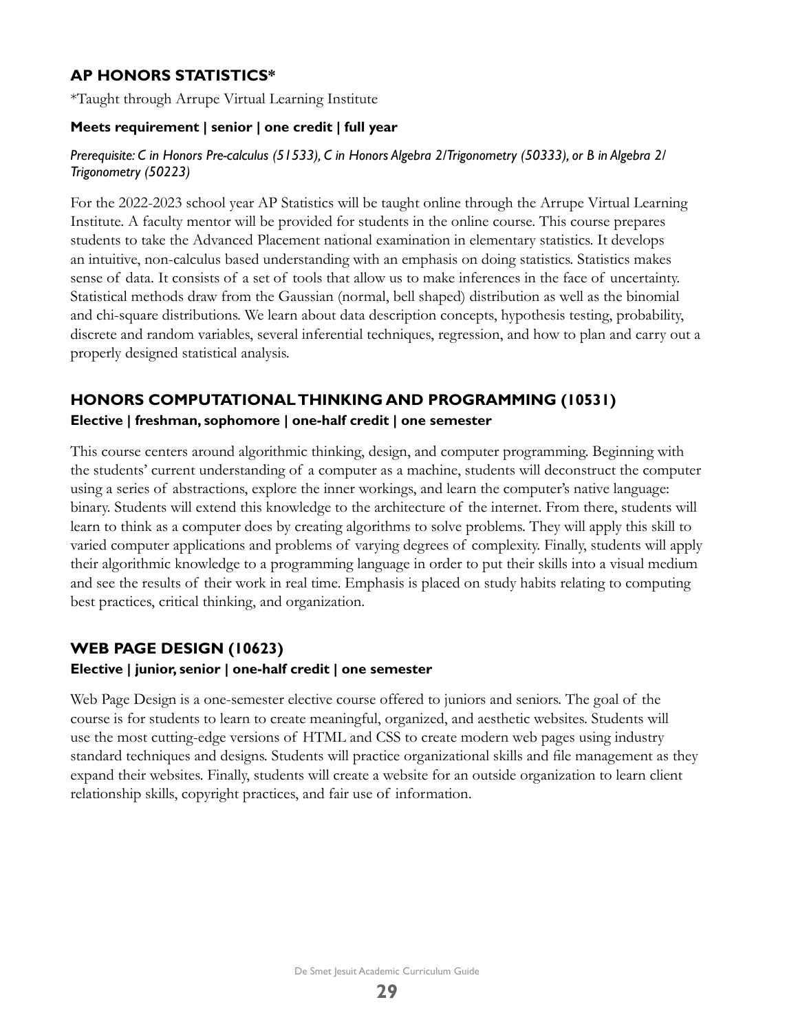## AP HONORS STATISTICS*

*Taught through Arrupe Virtual Learning Institute

**Meets requirement | senior | one credit | full year**

*Prerequisite: C in Honors Pre-calculus (51533), C in Honors Algebra 2/Trigonometry (50333), or B in Algebra 2/ Trigonometry (50223)*

For the 2022-2023 school year AP Statistics will be taught online through the Arrupe Virtual Learning Institute. A faculty mentor will be provided for students in the online course. This course prepares students to take the Advanced Placement national examination in elementary statistics. It develops an intuitive, non-calculus based understanding with an emphasis on doing statistics. Statistics makes sense of data. It consists of a set of tools that allow us to make inferences in the face of uncertainty. Statistical methods draw from the Gaussian (normal, bell shaped) distribution as well as the binomial and chi-square distributions. We learn about data description concepts, hypothesis testing, probability, discrete and random variables, several inferential techniques, regression, and how to plan and carry out a properly designed statistical analysis.

## HONORS COMPUTATIONAL THINKING AND PROGRAMMING (10531)

**Elective | freshman, sophomore | one-half credit | one semester**

This course centers around algorithmic thinking, design, and computer programming. Beginning with the students' current understanding of a computer as a machine, students will deconstruct the computer using a series of abstractions, explore the inner workings, and learn the computer's native language: binary. Students will extend this knowledge to the architecture of the internet. From there, students will learn to think as a computer does by creating algorithms to solve problems. They will apply this skill to varied computer applications and problems of varying degrees of complexity. Finally, students will apply their algorithmic knowledge to a programming language in order to put their skills into a visual medium and see the results of their work in real time. Emphasis is placed on study habits relating to computing best practices, critical thinking, and organization.

## WEB PAGE DESIGN (10623)

**Elective | junior, senior | one-half credit | one semester**

Web Page Design is a one-semester elective course offered to juniors and seniors. The goal of the course is for students to learn to create meaningful, organized, and aesthetic websites. Students will use the most cutting-edge versions of HTML and CSS to create modern web pages using industry standard techniques and designs. Students will practice organizational skills and file management as they expand their websites. Finally, students will create a website for an outside organization to learn client relationship skills, copyright practices, and fair use of information.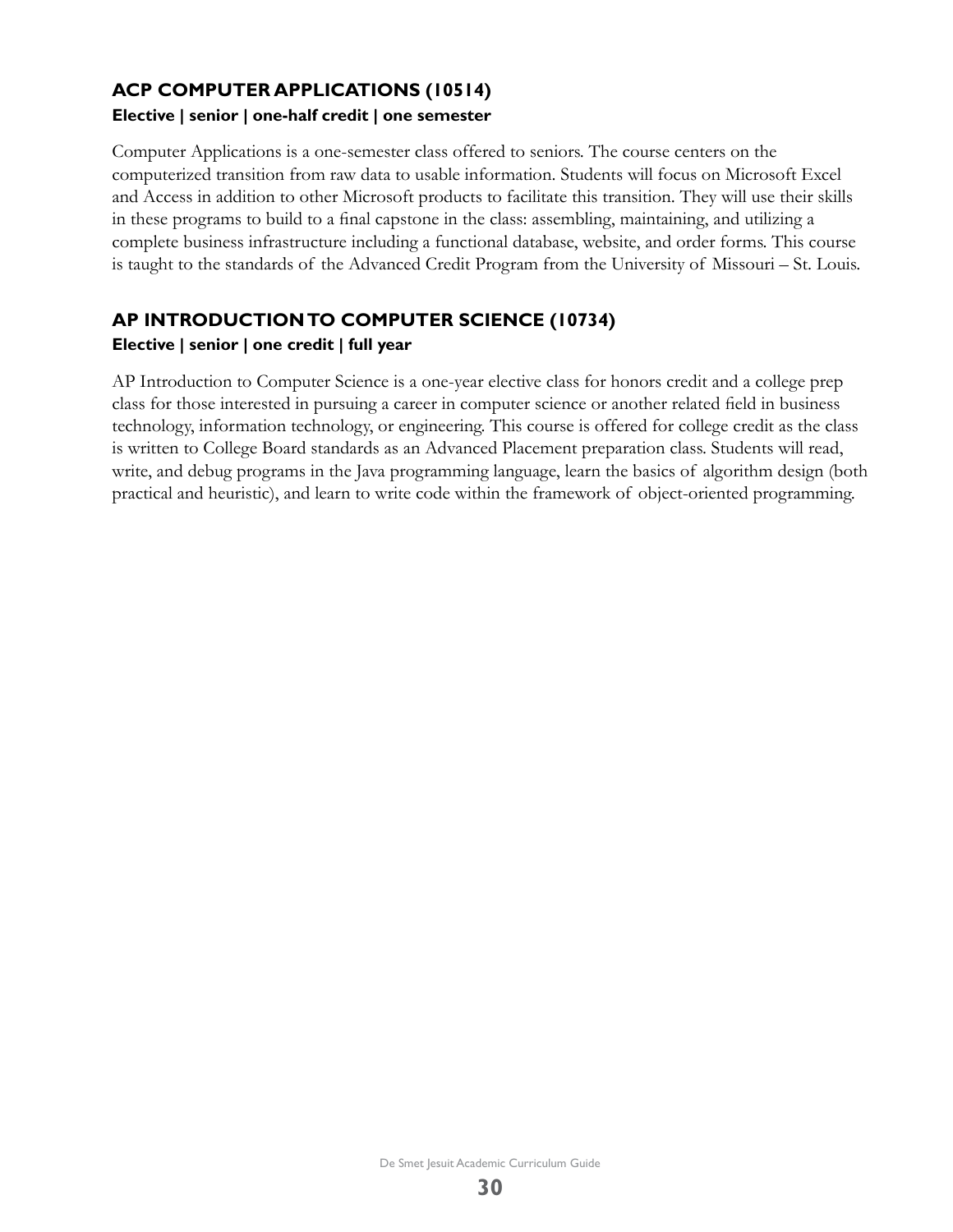## ACP COMPUTER APPLICATIONS (10514)

**Elective | senior | one-half credit | one semester**

Computer Applications is a one-semester class offered to seniors. The course centers on the computerized transition from raw data to usable information. Students will focus on Microsoft Excel and Access in addition to other Microsoft products to facilitate this transition. They will use their skills in these programs to build to a final capstone in the class: assembling, maintaining, and utilizing a complete business infrastructure including a functional database, website, and order forms. This course is taught to the standards of the Advanced Credit Program from the University of Missouri – St. Louis.

## AP INTRODUCTION TO COMPUTER SCIENCE (10734)

**Elective | senior | one credit | full year**

AP Introduction to Computer Science is a one-year elective class for honors credit and a college prep class for those interested in pursuing a career in computer science or another related field in business technology, information technology, or engineering. This course is offered for college credit as the class is written to College Board standards as an Advanced Placement preparation class. Students will read, write, and debug programs in the Java programming language, learn the basics of algorithm design (both practical and heuristic), and learn to write code within the framework of object-oriented programming.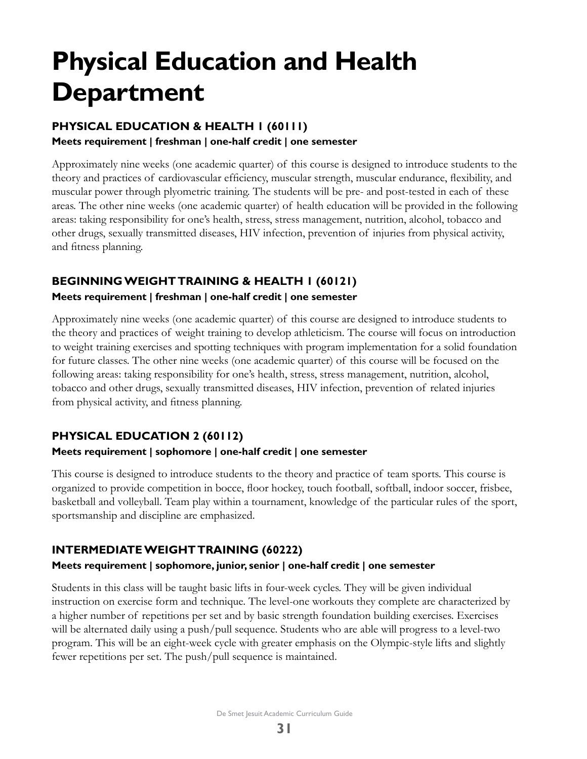# Physical Education and Health Department

### PHYSICAL EDUCATION & HEALTH 1 (60111)

**Meets requirement | freshman | one-half credit | one semester**

Approximately nine weeks (one academic quarter) of this course is designed to introduce students to the theory and practices of cardiovascular efficiency, muscular strength, muscular endurance, flexibility, and muscular power through plyometric training. The students will be pre- and post-tested in each of these areas. The other nine weeks (one academic quarter) of health education will be provided in the following areas: taking responsibility for one's health, stress, stress management, nutrition, alcohol, tobacco and other drugs, sexually transmitted diseases, HIV infection, prevention of injuries from physical activity, and fitness planning.

### BEGINNING WEIGHT TRAINING & HEALTH 1 (60121)

**Meets requirement | freshman | one-half credit | one semester**

Approximately nine weeks (one academic quarter) of this course are designed to introduce students to the theory and practices of weight training to develop athleticism. The course will focus on introduction to weight training exercises and spotting techniques with program implementation for a solid foundation for future classes. The other nine weeks (one academic quarter) of this course will be focused on the following areas: taking responsibility for one's health, stress, stress management, nutrition, alcohol, tobacco and other drugs, sexually transmitted diseases, HIV infection, prevention of related injuries from physical activity, and fitness planning.

### PHYSICAL EDUCATION 2 (60112)

**Meets requirement | sophomore | one-half credit | one semester**

This course is designed to introduce students to the theory and practice of team sports. This course is organized to provide competition in bocce, floor hockey, touch football, softball, indoor soccer, frisbee, basketball and volleyball. Team play within a tournament, knowledge of the particular rules of the sport, sportsmanship and discipline are emphasized.

### INTERMEDIATE WEIGHT TRAINING (60222)

**Meets requirement | sophomore, junior, senior | one-half credit | one semester**

Students in this class will be taught basic lifts in four-week cycles. They will be given individual instruction on exercise form and technique. The level-one workouts they complete are characterized by a higher number of repetitions per set and by basic strength foundation building exercises. Exercises will be alternated daily using a push/pull sequence. Students who are able will progress to a level-two program. This will be an eight-week cycle with greater emphasis on the Olympic-style lifts and slightly fewer repetitions per set. The push/pull sequence is maintained.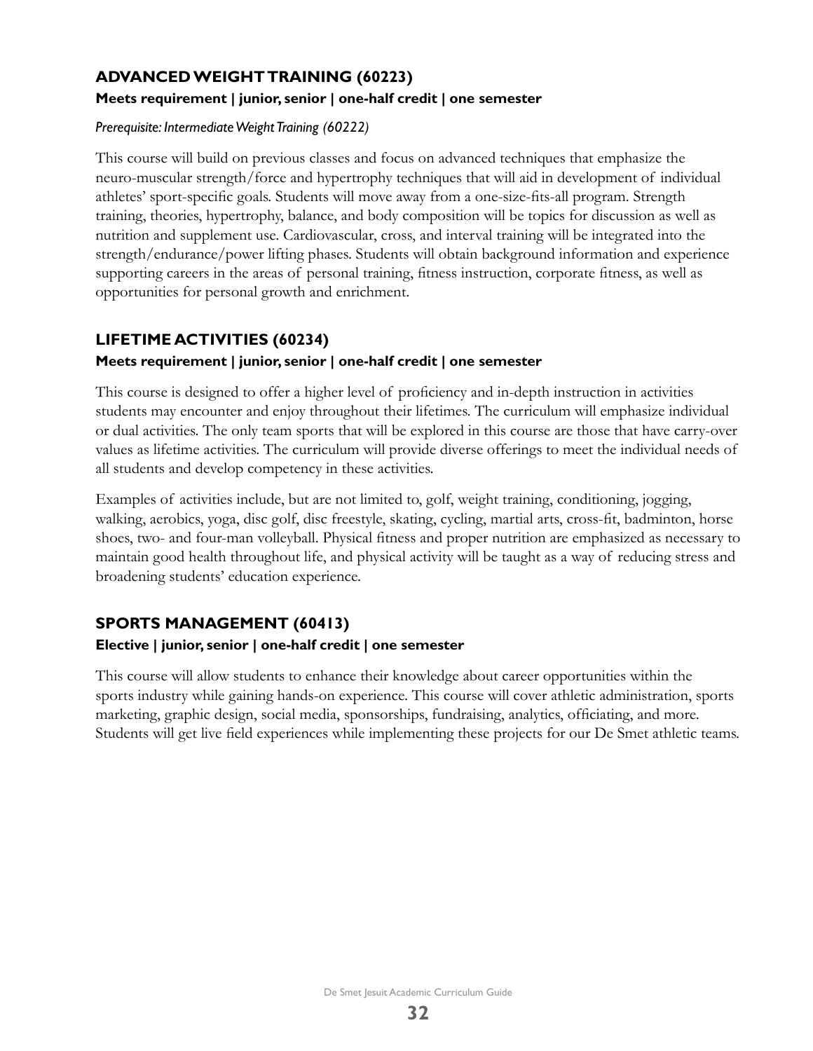## ADVANCED WEIGHT TRAINING (60223)

**Meets requirement | junior, senior | one-half credit | one semester**

*Prerequisite: Intermediate Weight Training (60222)*

This course will build on previous classes and focus on advanced techniques that emphasize the neuro-muscular strength/force and hypertrophy techniques that will aid in development of individual athletes' sport-specific goals. Students will move away from a one-size-fits-all program. Strength training, theories, hypertrophy, balance, and body composition will be topics for discussion as well as nutrition and supplement use. Cardiovascular, cross, and interval training will be integrated into the strength/endurance/power lifting phases. Students will obtain background information and experience supporting careers in the areas of personal training, fitness instruction, corporate fitness, as well as opportunities for personal growth and enrichment.

## LIFETIME ACTIVITIES (60234)

**Meets requirement | junior, senior | one-half credit | one semester**

This course is designed to offer a higher level of proficiency and in-depth instruction in activities students may encounter and enjoy throughout their lifetimes. The curriculum will emphasize individual or dual activities. The only team sports that will be explored in this course are those that have carry-over values as lifetime activities. The curriculum will provide diverse offerings to meet the individual needs of all students and develop competency in these activities.

Examples of activities include, but are not limited to, golf, weight training, conditioning, jogging, walking, aerobics, yoga, disc golf, disc freestyle, skating, cycling, martial arts, cross-fit, badminton, horse shoes, two- and four-man volleyball. Physical fitness and proper nutrition are emphasized as necessary to maintain good health throughout life, and physical activity will be taught as a way of reducing stress and broadening students' education experience.

## SPORTS MANAGEMENT (60413)

**Elective | junior, senior | one-half credit | one semester**

This course will allow students to enhance their knowledge about career opportunities within the sports industry while gaining hands-on experience. This course will cover athletic administration, sports marketing, graphic design, social media, sponsorships, fundraising, analytics, officiating, and more. Students will get live field experiences while implementing these projects for our De Smet athletic teams.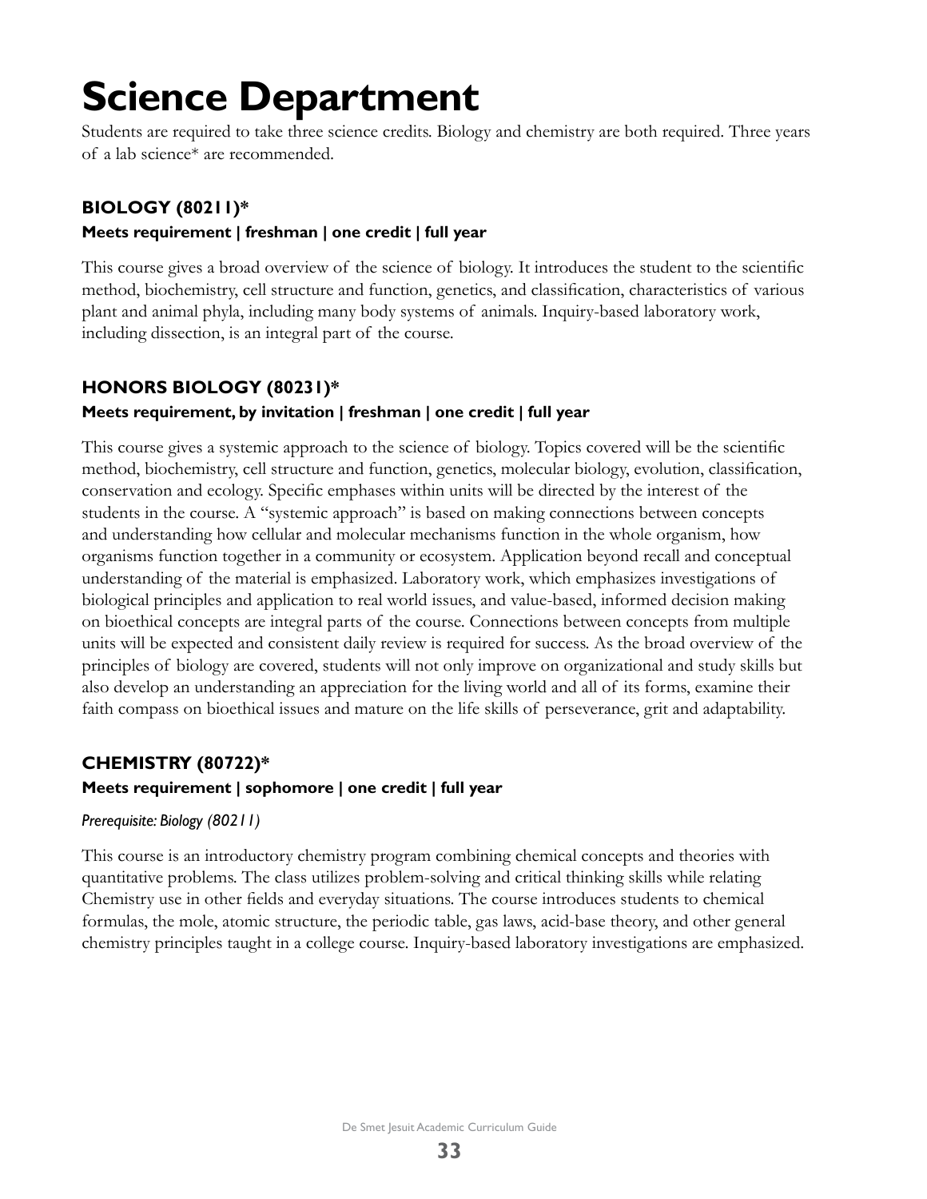# Science Department

Students are required to take three science credits. Biology and chemistry are both required. Three years of a lab science* are recommended.

### BIOLOGY (80211)*

**Meets requirement | freshman | one credit | full year**

This course gives a broad overview of the science of biology. It introduces the student to the scientific method, biochemistry, cell structure and function, genetics, and classification, characteristics of various plant and animal phyla, including many body systems of animals. Inquiry-based laboratory work, including dissection, is an integral part of the course.

### HONORS BIOLOGY (80231)*

**Meets requirement, by invitation | freshman | one credit | full year**

This course gives a systemic approach to the science of biology. Topics covered will be the scientific method, biochemistry, cell structure and function, genetics, molecular biology, evolution, classification, conservation and ecology. Specific emphases within units will be directed by the interest of the students in the course. A "systemic approach" is based on making connections between concepts and understanding how cellular and molecular mechanisms function in the whole organism, how organisms function together in a community or ecosystem. Application beyond recall and conceptual understanding of the material is emphasized. Laboratory work, which emphasizes investigations of biological principles and application to real world issues, and value-based, informed decision making on bioethical concepts are integral parts of the course. Connections between concepts from multiple units will be expected and consistent daily review is required for success. As the broad overview of the principles of biology are covered, students will not only improve on organizational and study skills but also develop an understanding an appreciation for the living world and all of its forms, examine their faith compass on bioethical issues and mature on the life skills of perseverance, grit and adaptability.

### CHEMISTRY (80722)*

**Meets requirement | sophomore | one credit | full year**

*Prerequisite: Biology (80211)*

This course is an introductory chemistry program combining chemical concepts and theories with quantitative problems. The class utilizes problem-solving and critical thinking skills while relating Chemistry use in other fields and everyday situations. The course introduces students to chemical formulas, the mole, atomic structure, the periodic table, gas laws, acid-base theory, and other general chemistry principles taught in a college course. Inquiry-based laboratory investigations are emphasized.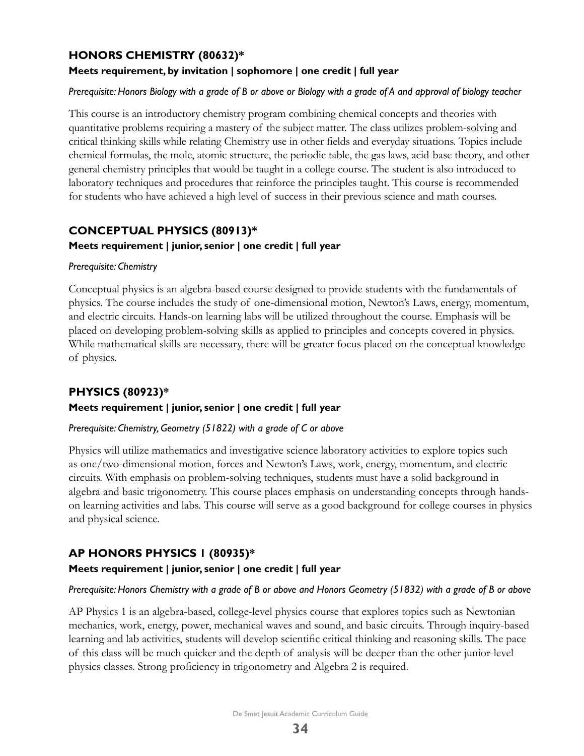## HONORS CHEMISTRY (80632)*

**Meets requirement, by invitation | sophomore | one credit | full year**

*Prerequisite: Honors Biology with a grade of B or above or Biology with a grade of A and approval of biology teacher*

This course is an introductory chemistry program combining chemical concepts and theories with quantitative problems requiring a mastery of the subject matter. The class utilizes problem-solving and critical thinking skills while relating Chemistry use in other fields and everyday situations. Topics include chemical formulas, the mole, atomic structure, the periodic table, the gas laws, acid-base theory, and other general chemistry principles that would be taught in a college course. The student is also introduced to laboratory techniques and procedures that reinforce the principles taught. This course is recommended for students who have achieved a high level of success in their previous science and math courses.

## CONCEPTUAL PHYSICS (80913)*

**Meets requirement | junior, senior | one credit | full year**

*Prerequisite: Chemistry*

Conceptual physics is an algebra-based course designed to provide students with the fundamentals of physics. The course includes the study of one-dimensional motion, Newton's Laws, energy, momentum, and electric circuits. Hands-on learning labs will be utilized throughout the course. Emphasis will be placed on developing problem-solving skills as applied to principles and concepts covered in physics. While mathematical skills are necessary, there will be greater focus placed on the conceptual knowledge of physics.

## PHYSICS (80923)*

**Meets requirement | junior, senior | one credit | full year**

*Prerequisite: Chemistry, Geometry (51822) with a grade of C or above*

Physics will utilize mathematics and investigative science laboratory activities to explore topics such as one/two-dimensional motion, forces and Newton's Laws, work, energy, momentum, and electric circuits. With emphasis on problem-solving techniques, students must have a solid background in algebra and basic trigonometry. This course places emphasis on understanding concepts through hands-on learning activities and labs. This course will serve as a good background for college courses in physics and physical science.

## AP HONORS PHYSICS 1 (80935)*

**Meets requirement | junior, senior | one credit | full year**

*Prerequisite: Honors Chemistry with a grade of B or above and Honors Geometry (51832) with a grade of B or above*

AP Physics 1 is an algebra-based, college-level physics course that explores topics such as Newtonian mechanics, work, energy, power, mechanical waves and sound, and basic circuits. Through inquiry-based learning and lab activities, students will develop scientific critical thinking and reasoning skills. The pace of this class will be much quicker and the depth of analysis will be deeper than the other junior-level physics classes. Strong proficiency in trigonometry and Algebra 2 is required.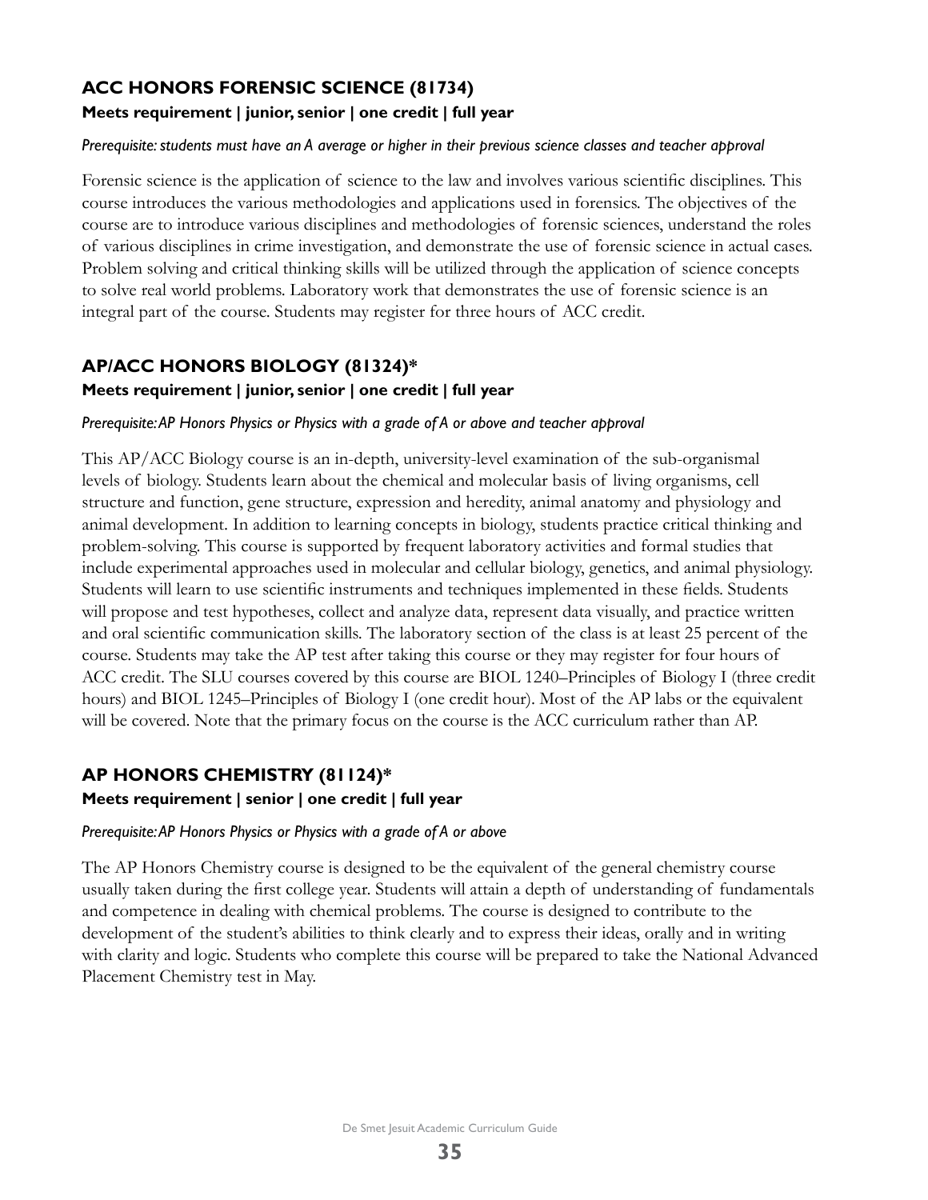## ACC HONORS FORENSIC SCIENCE (81734)

**Meets requirement | junior, senior | one credit | full year**

*Prerequisite: students must have an A average or higher in their previous science classes and teacher approval*

Forensic science is the application of science to the law and involves various scientific disciplines. This course introduces the various methodologies and applications used in forensics. The objectives of the course are to introduce various disciplines and methodologies of forensic sciences, understand the roles of various disciplines in crime investigation, and demonstrate the use of forensic science in actual cases. Problem solving and critical thinking skills will be utilized through the application of science concepts to solve real world problems. Laboratory work that demonstrates the use of forensic science is an integral part of the course. Students may register for three hours of ACC credit.

## AP/ACC HONORS BIOLOGY (81324)*

**Meets requirement | junior, senior | one credit | full year**

*Prerequisite: AP Honors Physics or Physics with a grade of A or above and teacher approval*

This AP/ACC Biology course is an in-depth, university-level examination of the sub-organismal levels of biology. Students learn about the chemical and molecular basis of living organisms, cell structure and function, gene structure, expression and heredity, animal anatomy and physiology and animal development. In addition to learning concepts in biology, students practice critical thinking and problem-solving. This course is supported by frequent laboratory activities and formal studies that include experimental approaches used in molecular and cellular biology, genetics, and animal physiology. Students will learn to use scientific instruments and techniques implemented in these fields. Students will propose and test hypotheses, collect and analyze data, represent data visually, and practice written and oral scientific communication skills. The laboratory section of the class is at least 25 percent of the course. Students may take the AP test after taking this course or they may register for four hours of ACC credit. The SLU courses covered by this course are BIOL 1240–Principles of Biology I (three credit hours) and BIOL 1245–Principles of Biology I (one credit hour). Most of the AP labs or the equivalent will be covered. Note that the primary focus on the course is the ACC curriculum rather than AP.

## AP HONORS CHEMISTRY (81124)*

**Meets requirement | senior | one credit | full year**

*Prerequisite: AP Honors Physics or Physics with a grade of A or above*

The AP Honors Chemistry course is designed to be the equivalent of the general chemistry course usually taken during the first college year. Students will attain a depth of understanding of fundamentals and competence in dealing with chemical problems. The course is designed to contribute to the development of the student's abilities to think clearly and to express their ideas, orally and in writing with clarity and logic. Students who complete this course will be prepared to take the National Advanced Placement Chemistry test in May.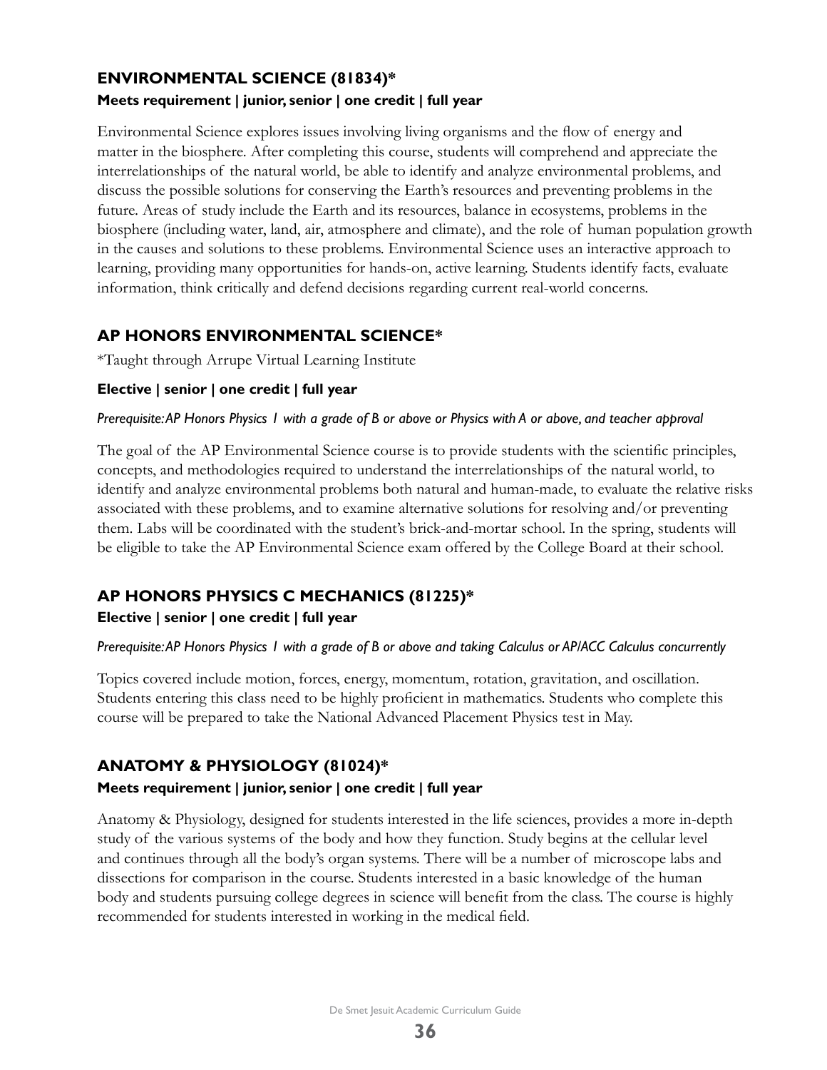## ENVIRONMENTAL SCIENCE (81834)*

**Meets requirement | junior, senior | one credit | full year**

Environmental Science explores issues involving living organisms and the flow of energy and matter in the biosphere. After completing this course, students will comprehend and appreciate the interrelationships of the natural world, be able to identify and analyze environmental problems, and discuss the possible solutions for conserving the Earth's resources and preventing problems in the future. Areas of study include the Earth and its resources, balance in ecosystems, problems in the biosphere (including water, land, air, atmosphere and climate), and the role of human population growth in the causes and solutions to these problems. Environmental Science uses an interactive approach to learning, providing many opportunities for hands-on, active learning. Students identify facts, evaluate information, think critically and defend decisions regarding current real-world concerns.

## AP HONORS ENVIRONMENTAL SCIENCE*

*Taught through Arrupe Virtual Learning Institute

**Elective | senior | one credit | full year**

*Prerequisite: AP Honors Physics 1 with a grade of B or above or Physics with A or above, and teacher approval*

The goal of the AP Environmental Science course is to provide students with the scientific principles, concepts, and methodologies required to understand the interrelationships of the natural world, to identify and analyze environmental problems both natural and human-made, to evaluate the relative risks associated with these problems, and to examine alternative solutions for resolving and/or preventing them. Labs will be coordinated with the student's brick-and-mortar school. In the spring, students will be eligible to take the AP Environmental Science exam offered by the College Board at their school.

## AP HONORS PHYSICS C MECHANICS (81225)*

**Elective | senior | one credit | full year**

*Prerequisite: AP Honors Physics 1 with a grade of B or above and taking Calculus or AP/ACC Calculus concurrently*

Topics covered include motion, forces, energy, momentum, rotation, gravitation, and oscillation. Students entering this class need to be highly proficient in mathematics. Students who complete this course will be prepared to take the National Advanced Placement Physics test in May.

## ANATOMY & PHYSIOLOGY (81024)*

**Meets requirement | junior, senior | one credit | full year**

Anatomy & Physiology, designed for students interested in the life sciences, provides a more in-depth study of the various systems of the body and how they function. Study begins at the cellular level and continues through all the body's organ systems. There will be a number of microscope labs and dissections for comparison in the course. Students interested in a basic knowledge of the human body and students pursuing college degrees in science will benefit from the class. The course is highly recommended for students interested in working in the medical field.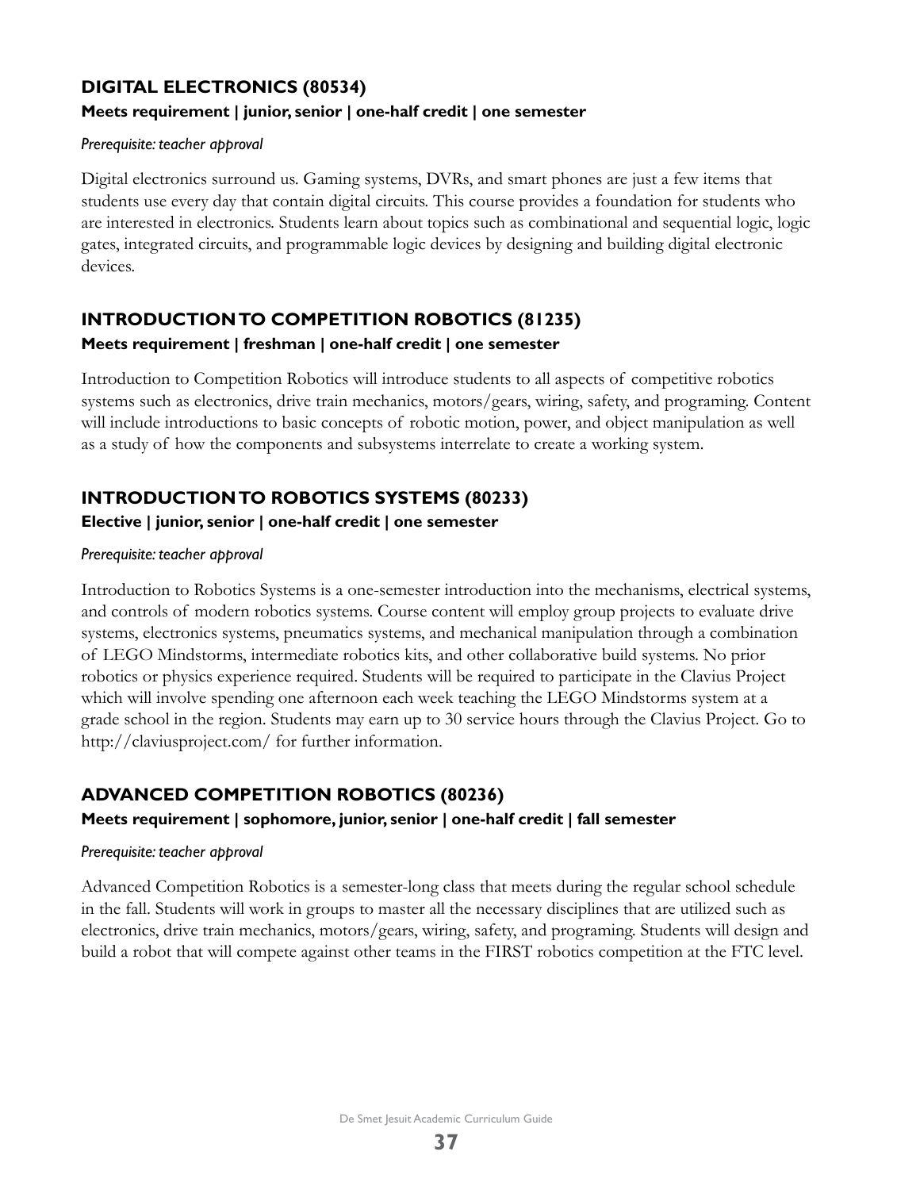## DIGITAL ELECTRONICS (80534)

**Meets requirement | junior, senior | one-half credit | one semester**

*Prerequisite: teacher approval*

Digital electronics surround us. Gaming systems, DVRs, and smart phones are just a few items that students use every day that contain digital circuits. This course provides a foundation for students who are interested in electronics. Students learn about topics such as combinational and sequential logic, logic gates, integrated circuits, and programmable logic devices by designing and building digital electronic devices.

## INTRODUCTION TO COMPETITION ROBOTICS (81235)

**Meets requirement | freshman | one-half credit | one semester**

Introduction to Competition Robotics will introduce students to all aspects of competitive robotics systems such as electronics, drive train mechanics, motors/gears, wiring, safety, and programing. Content will include introductions to basic concepts of robotic motion, power, and object manipulation as well as a study of how the components and subsystems interrelate to create a working system.

## INTRODUCTION TO ROBOTICS SYSTEMS (80233)

**Elective | junior, senior | one-half credit | one semester**

*Prerequisite: teacher approval*

Introduction to Robotics Systems is a one-semester introduction into the mechanisms, electrical systems, and controls of modern robotics systems. Course content will employ group projects to evaluate drive systems, electronics systems, pneumatics systems, and mechanical manipulation through a combination of LEGO Mindstorms, intermediate robotics kits, and other collaborative build systems. No prior robotics or physics experience required. Students will be required to participate in the Clavius Project which will involve spending one afternoon each week teaching the LEGO Mindstorms system at a grade school in the region. Students may earn up to 30 service hours through the Clavius Project. Go to http://claviusproject.com/ for further information.

## ADVANCED COMPETITION ROBOTICS (80236)

**Meets requirement | sophomore, junior, senior | one-half credit | fall semester**

*Prerequisite: teacher approval*

Advanced Competition Robotics is a semester-long class that meets during the regular school schedule in the fall. Students will work in groups to master all the necessary disciplines that are utilized such as electronics, drive train mechanics, motors/gears, wiring, safety, and programing. Students will design and build a robot that will compete against other teams in the FIRST robotics competition at the FTC level.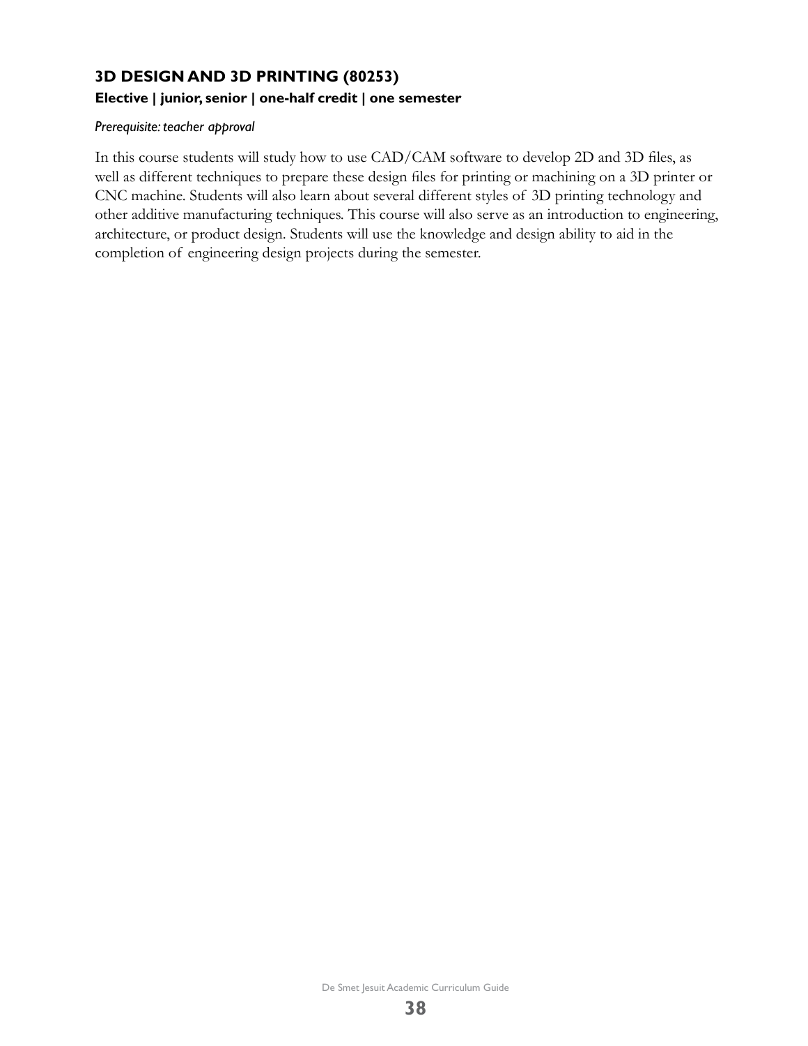### 3D DESIGN AND 3D PRINTING (80253)

**Elective | junior, senior | one-half credit | one semester**

*Prerequisite: teacher approval*

In this course students will study how to use CAD/CAM software to develop 2D and 3D files, as well as different techniques to prepare these design files for printing or machining on a 3D printer or CNC machine. Students will also learn about several different styles of 3D printing technology and other additive manufacturing techniques. This course will also serve as an introduction to engineering, architecture, or product design. Students will use the knowledge and design ability to aid in the completion of engineering design projects during the semester.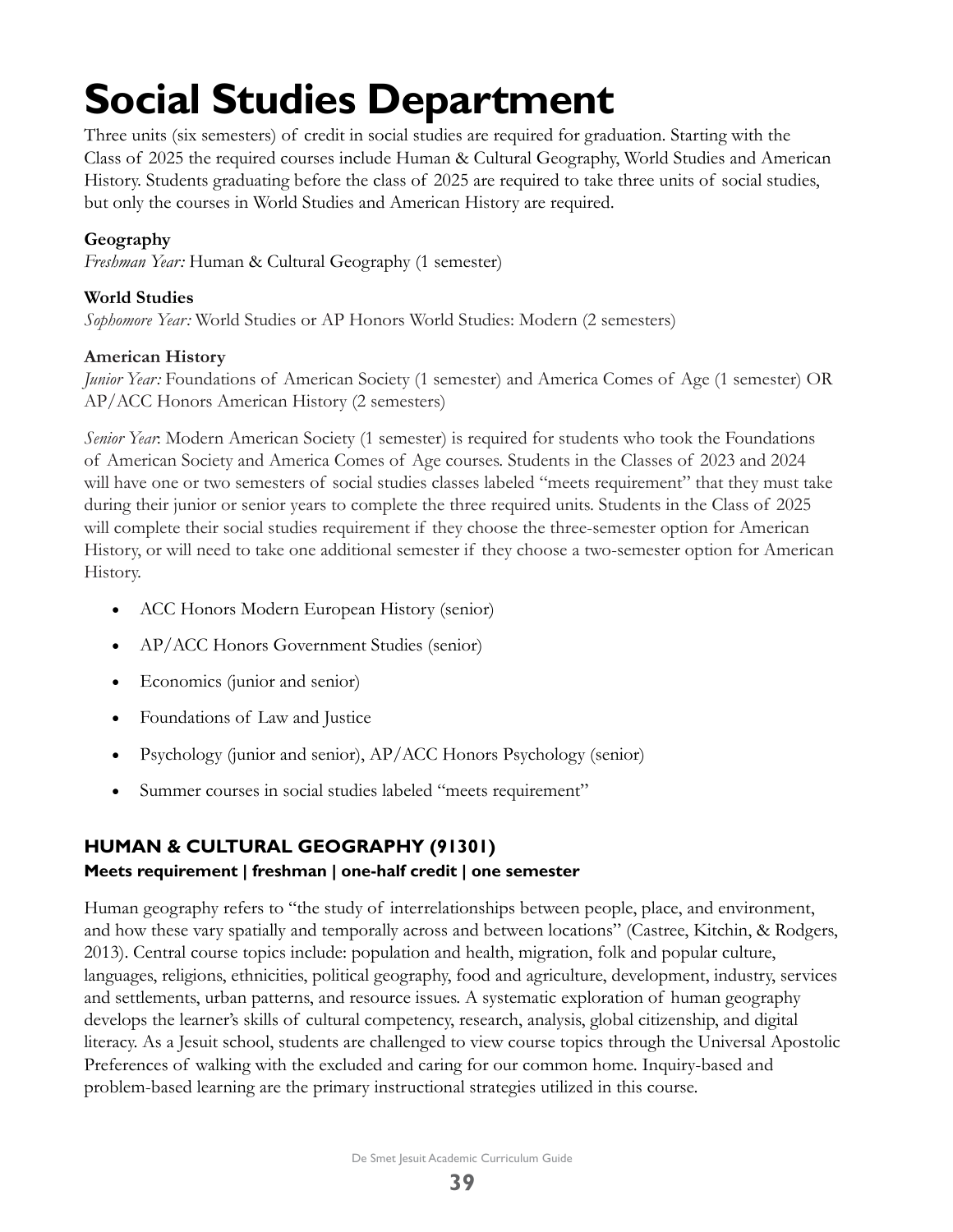# Social Studies Department

Three units (six semesters) of credit in social studies are required for graduation. Starting with the Class of 2025 the required courses include Human & Cultural Geography, World Studies and American History. Students graduating before the class of 2025 are required to take three units of social studies, but only the courses in World Studies and American History are required.

**Geography**
*Freshman Year:* Human & Cultural Geography (1 semester)

**World Studies**
*Sophomore Year:* World Studies or AP Honors World Studies: Modern (2 semesters)

**American History**
*Junior Year:* Foundations of American Society (1 semester) and America Comes of Age (1 semester) OR AP/ACC Honors American History (2 semesters)

*Senior Year*: Modern American Society (1 semester) is required for students who took the Foundations of American Society and America Comes of Age courses. Students in the Classes of 2023 and 2024 will have one or two semesters of social studies classes labeled "meets requirement" that they must take during their junior or senior years to complete the three required units. Students in the Class of 2025 will complete their social studies requirement if they choose the three-semester option for American History, or will need to take one additional semester if they choose a two-semester option for American History.

- ACC Honors Modern European History (senior)
- AP/ACC Honors Government Studies (senior)
- Economics (junior and senior)
- Foundations of Law and Justice
- Psychology (junior and senior), AP/ACC Honors Psychology (senior)
- Summer courses in social studies labeled "meets requirement"

### HUMAN & CULTURAL GEOGRAPHY (91301)

**Meets requirement | freshman | one-half credit | one semester**

Human geography refers to "the study of interrelationships between people, place, and environment, and how these vary spatially and temporally across and between locations" (Castree, Kitchin, & Rodgers, 2013). Central course topics include: population and health, migration, folk and popular culture, languages, religions, ethnicities, political geography, food and agriculture, development, industry, services and settlements, urban patterns, and resource issues. A systematic exploration of human geography develops the learner's skills of cultural competency, research, analysis, global citizenship, and digital literacy. As a Jesuit school, students are challenged to view course topics through the Universal Apostolic Preferences of walking with the excluded and caring for our common home. Inquiry-based and problem-based learning are the primary instructional strategies utilized in this course.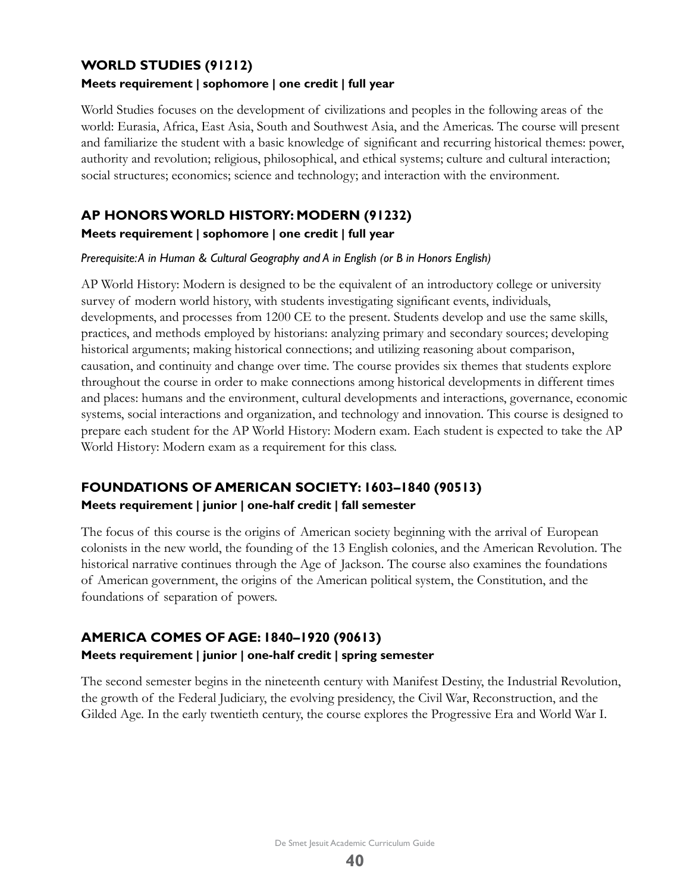### WORLD STUDIES (91212)

**Meets requirement | sophomore | one credit | full year**

World Studies focuses on the development of civilizations and peoples in the following areas of the world: Eurasia, Africa, East Asia, South and Southwest Asia, and the Americas. The course will present and familiarize the student with a basic knowledge of significant and recurring historical themes: power, authority and revolution; religious, philosophical, and ethical systems; culture and cultural interaction; social structures; economics; science and technology; and interaction with the environment.

### AP HONORS WORLD HISTORY: MODERN (91232)

**Meets requirement | sophomore | one credit | full year**

*Prerequisite: A in Human & Cultural Geography and A in English (or B in Honors English)*

AP World History: Modern is designed to be the equivalent of an introductory college or university survey of modern world history, with students investigating significant events, individuals, developments, and processes from 1200 CE to the present. Students develop and use the same skills, practices, and methods employed by historians: analyzing primary and secondary sources; developing historical arguments; making historical connections; and utilizing reasoning about comparison, causation, and continuity and change over time. The course provides six themes that students explore throughout the course in order to make connections among historical developments in different times and places: humans and the environment, cultural developments and interactions, governance, economic systems, social interactions and organization, and technology and innovation. This course is designed to prepare each student for the AP World History: Modern exam. Each student is expected to take the AP World History: Modern exam as a requirement for this class.

### FOUNDATIONS OF AMERICAN SOCIETY: 1603–1840 (90513)

**Meets requirement | junior | one-half credit | fall semester**

The focus of this course is the origins of American society beginning with the arrival of European colonists in the new world, the founding of the 13 English colonies, and the American Revolution. The historical narrative continues through the Age of Jackson. The course also examines the foundations of American government, the origins of the American political system, the Constitution, and the foundations of separation of powers.

### AMERICA COMES OF AGE: 1840–1920 (90613)

**Meets requirement | junior | one-half credit | spring semester**

The second semester begins in the nineteenth century with Manifest Destiny, the Industrial Revolution, the growth of the Federal Judiciary, the evolving presidency, the Civil War, Reconstruction, and the Gilded Age. In the early twentieth century, the course explores the Progressive Era and World War I.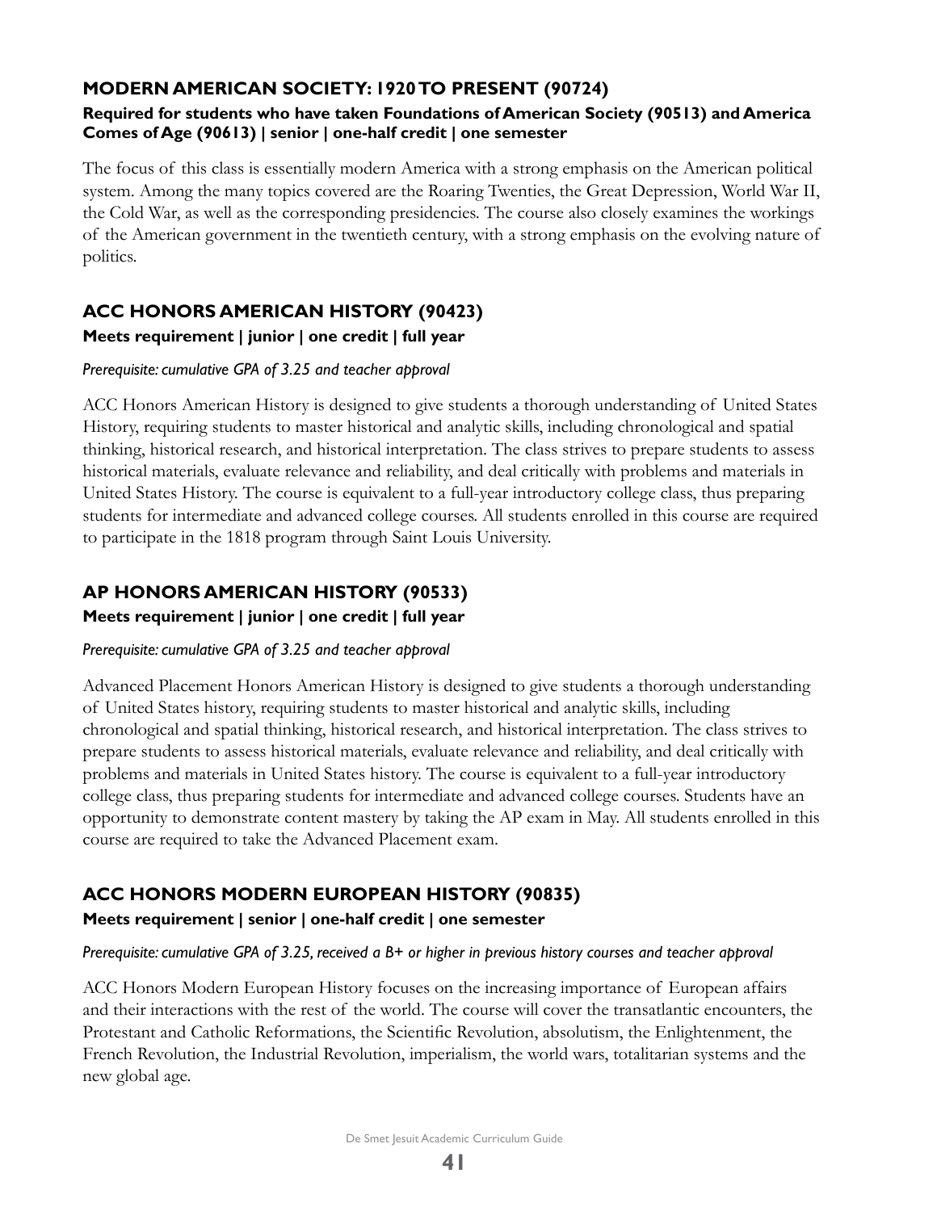## MODERN AMERICAN SOCIETY: 1920 TO PRESENT (90724)

**Required for students who have taken Foundations of American Society (90513) and America Comes of Age (90613) | senior | one-half credit | one semester**

The focus of this class is essentially modern America with a strong emphasis on the American political system. Among the many topics covered are the Roaring Twenties, the Great Depression, World War II, the Cold War, as well as the corresponding presidencies. The course also closely examines the workings of the American government in the twentieth century, with a strong emphasis on the evolving nature of politics.

## ACC HONORS AMERICAN HISTORY (90423)

**Meets requirement | junior | one credit | full year**

*Prerequisite: cumulative GPA of 3.25 and teacher approval*

ACC Honors American History is designed to give students a thorough understanding of United States History, requiring students to master historical and analytic skills, including chronological and spatial thinking, historical research, and historical interpretation. The class strives to prepare students to assess historical materials, evaluate relevance and reliability, and deal critically with problems and materials in United States History. The course is equivalent to a full-year introductory college class, thus preparing students for intermediate and advanced college courses. All students enrolled in this course are required to participate in the 1818 program through Saint Louis University.

## AP HONORS AMERICAN HISTORY (90533)

**Meets requirement | junior | one credit | full year**

*Prerequisite: cumulative GPA of 3.25 and teacher approval*

Advanced Placement Honors American History is designed to give students a thorough understanding of United States history, requiring students to master historical and analytic skills, including chronological and spatial thinking, historical research, and historical interpretation. The class strives to prepare students to assess historical materials, evaluate relevance and reliability, and deal critically with problems and materials in United States history. The course is equivalent to a full-year introductory college class, thus preparing students for intermediate and advanced college courses. Students have an opportunity to demonstrate content mastery by taking the AP exam in May. All students enrolled in this course are required to take the Advanced Placement exam.

## ACC HONORS MODERN EUROPEAN HISTORY (90835)

**Meets requirement | senior | one-half credit | one semester**

*Prerequisite: cumulative GPA of 3.25, received a B+ or higher in previous history courses and teacher approval*

ACC Honors Modern European History focuses on the increasing importance of European affairs and their interactions with the rest of the world. The course will cover the transatlantic encounters, the Protestant and Catholic Reformations, the Scientific Revolution, absolutism, the Enlightenment, the French Revolution, the Industrial Revolution, imperialism, the world wars, totalitarian systems and the new global age.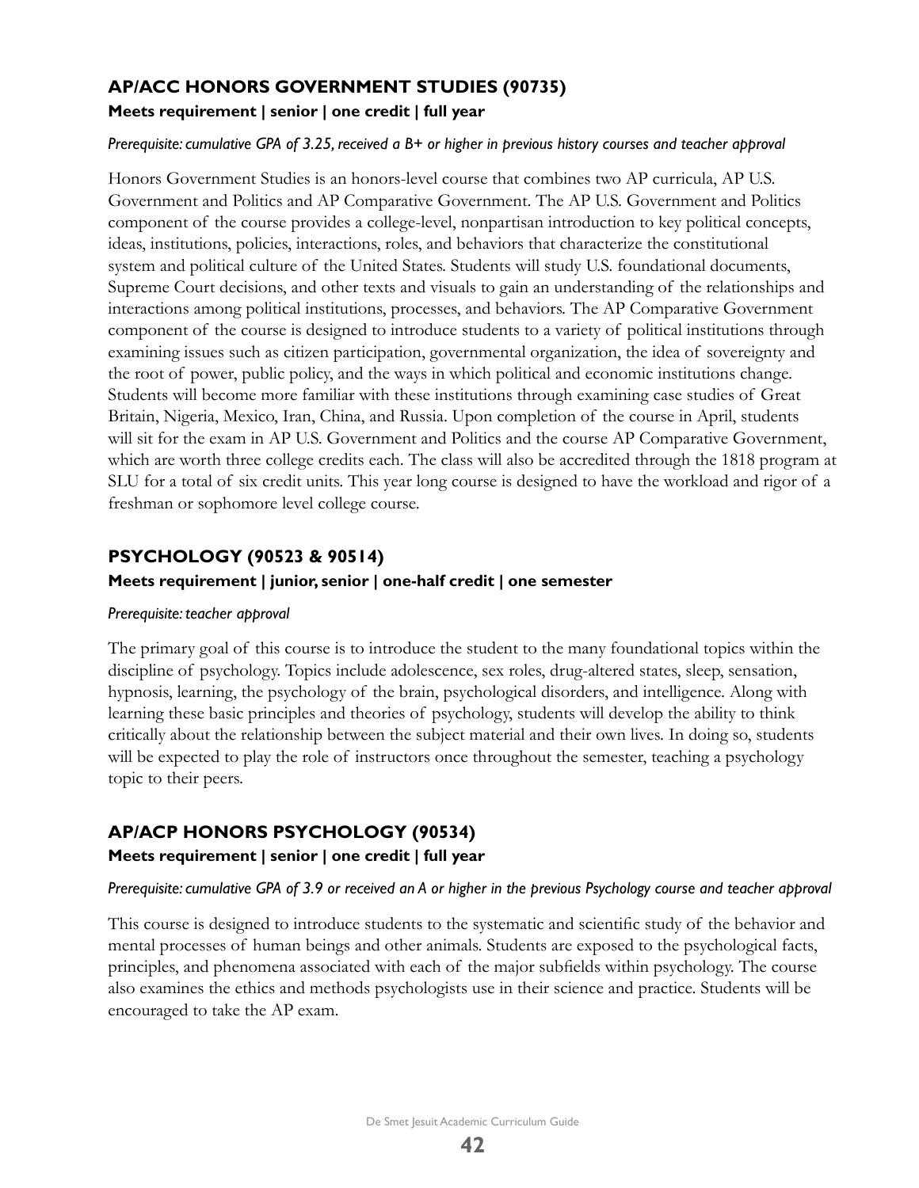### AP/ACC HONORS GOVERNMENT STUDIES (90735)

**Meets requirement | senior | one credit | full year**

*Prerequisite: cumulative GPA of 3.25, received a B+ or higher in previous history courses and teacher approval*

Honors Government Studies is an honors-level course that combines two AP curricula, AP U.S. Government and Politics and AP Comparative Government. The AP U.S. Government and Politics component of the course provides a college-level, nonpartisan introduction to key political concepts, ideas, institutions, policies, interactions, roles, and behaviors that characterize the constitutional system and political culture of the United States. Students will study U.S. foundational documents, Supreme Court decisions, and other texts and visuals to gain an understanding of the relationships and interactions among political institutions, processes, and behaviors. The AP Comparative Government component of the course is designed to introduce students to a variety of political institutions through examining issues such as citizen participation, governmental organization, the idea of sovereignty and the root of power, public policy, and the ways in which political and economic institutions change. Students will become more familiar with these institutions through examining case studies of Great Britain, Nigeria, Mexico, Iran, China, and Russia. Upon completion of the course in April, students will sit for the exam in AP U.S. Government and Politics and the course AP Comparative Government, which are worth three college credits each. The class will also be accredited through the 1818 program at SLU for a total of six credit units. This year long course is designed to have the workload and rigor of a freshman or sophomore level college course.

### PSYCHOLOGY (90523 & 90514)

**Meets requirement | junior, senior | one-half credit | one semester**

*Prerequisite: teacher approval*

The primary goal of this course is to introduce the student to the many foundational topics within the discipline of psychology. Topics include adolescence, sex roles, drug-altered states, sleep, sensation, hypnosis, learning, the psychology of the brain, psychological disorders, and intelligence. Along with learning these basic principles and theories of psychology, students will develop the ability to think critically about the relationship between the subject material and their own lives. In doing so, students will be expected to play the role of instructors once throughout the semester, teaching a psychology topic to their peers.

### AP/ACP HONORS PSYCHOLOGY (90534)

**Meets requirement | senior | one credit | full year**

*Prerequisite: cumulative GPA of 3.9 or received an A or higher in the previous Psychology course and teacher approval*

This course is designed to introduce students to the systematic and scientific study of the behavior and mental processes of human beings and other animals. Students are exposed to the psychological facts, principles, and phenomena associated with each of the major subfields within psychology. The course also examines the ethics and methods psychologists use in their science and practice. Students will be encouraged to take the AP exam.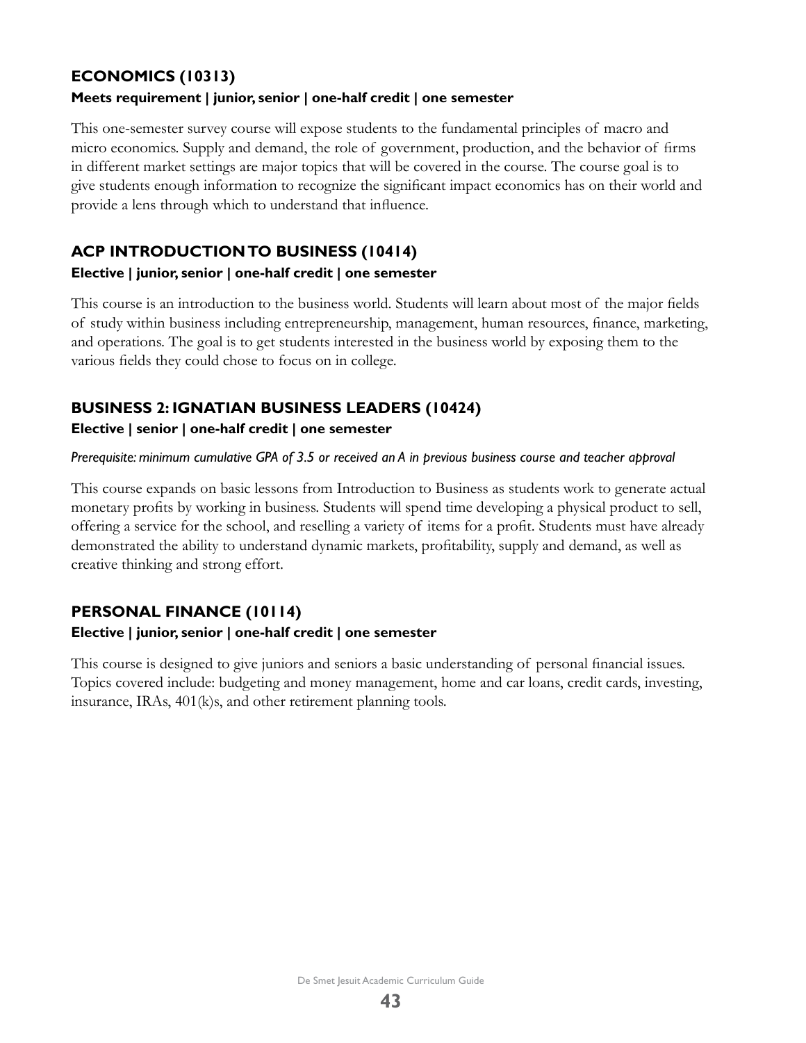## ECONOMICS (10313)

**Meets requirement | junior, senior | one-half credit | one semester**

This one-semester survey course will expose students to the fundamental principles of macro and micro economics. Supply and demand, the role of government, production, and the behavior of firms in different market settings are major topics that will be covered in the course. The course goal is to give students enough information to recognize the significant impact economics has on their world and provide a lens through which to understand that influence.

## ACP INTRODUCTION TO BUSINESS (10414)

**Elective | junior, senior | one-half credit | one semester**

This course is an introduction to the business world. Students will learn about most of the major fields of study within business including entrepreneurship, management, human resources, finance, marketing, and operations. The goal is to get students interested in the business world by exposing them to the various fields they could chose to focus on in college.

## BUSINESS 2: IGNATIAN BUSINESS LEADERS (10424)

**Elective | senior | one-half credit | one semester**

*Prerequisite: minimum cumulative GPA of 3.5 or received an A in previous business course and teacher approval*

This course expands on basic lessons from Introduction to Business as students work to generate actual monetary profits by working in business. Students will spend time developing a physical product to sell, offering a service for the school, and reselling a variety of items for a profit. Students must have already demonstrated the ability to understand dynamic markets, profitability, supply and demand, as well as creative thinking and strong effort.

## PERSONAL FINANCE (10114)

**Elective | junior, senior | one-half credit | one semester**

This course is designed to give juniors and seniors a basic understanding of personal financial issues. Topics covered include: budgeting and money management, home and car loans, credit cards, investing, insurance, IRAs, 401(k)s, and other retirement planning tools.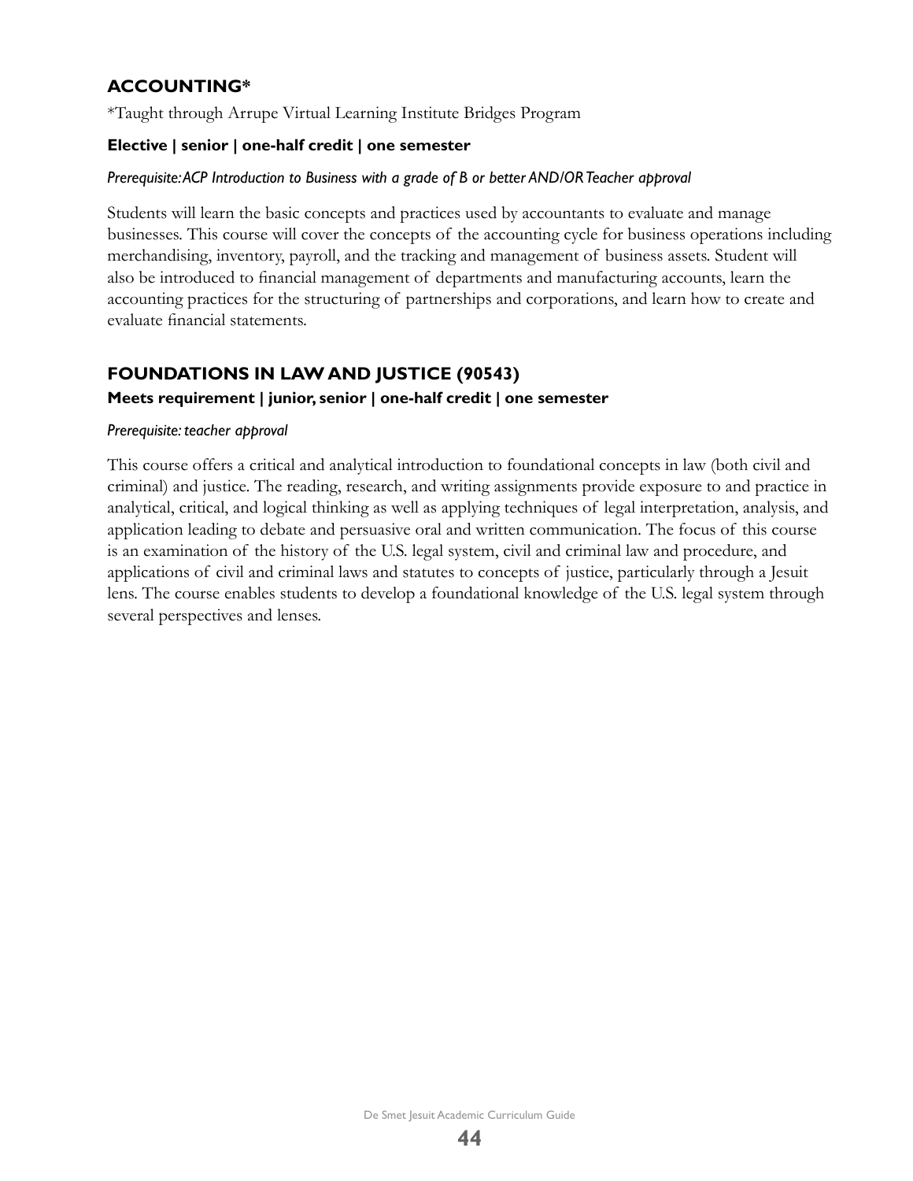## ACCOUNTING*

*Taught through Arrupe Virtual Learning Institute Bridges Program

**Elective | senior | one-half credit | one semester**

*Prerequisite: ACP Introduction to Business with a grade of B or better AND/OR Teacher approval*

Students will learn the basic concepts and practices used by accountants to evaluate and manage businesses. This course will cover the concepts of the accounting cycle for business operations including merchandising, inventory, payroll, and the tracking and management of business assets. Student will also be introduced to financial management of departments and manufacturing accounts, learn the accounting practices for the structuring of partnerships and corporations, and learn how to create and evaluate financial statements.

## FOUNDATIONS IN LAW AND JUSTICE (90543)

**Meets requirement | junior, senior | one-half credit | one semester**

*Prerequisite: teacher approval*

This course offers a critical and analytical introduction to foundational concepts in law (both civil and criminal) and justice. The reading, research, and writing assignments provide exposure to and practice in analytical, critical, and logical thinking as well as applying techniques of legal interpretation, analysis, and application leading to debate and persuasive oral and written communication. The focus of this course is an examination of the history of the U.S. legal system, civil and criminal law and procedure, and applications of civil and criminal laws and statutes to concepts of justice, particularly through a Jesuit lens. The course enables students to develop a foundational knowledge of the U.S. legal system through several perspectives and lenses.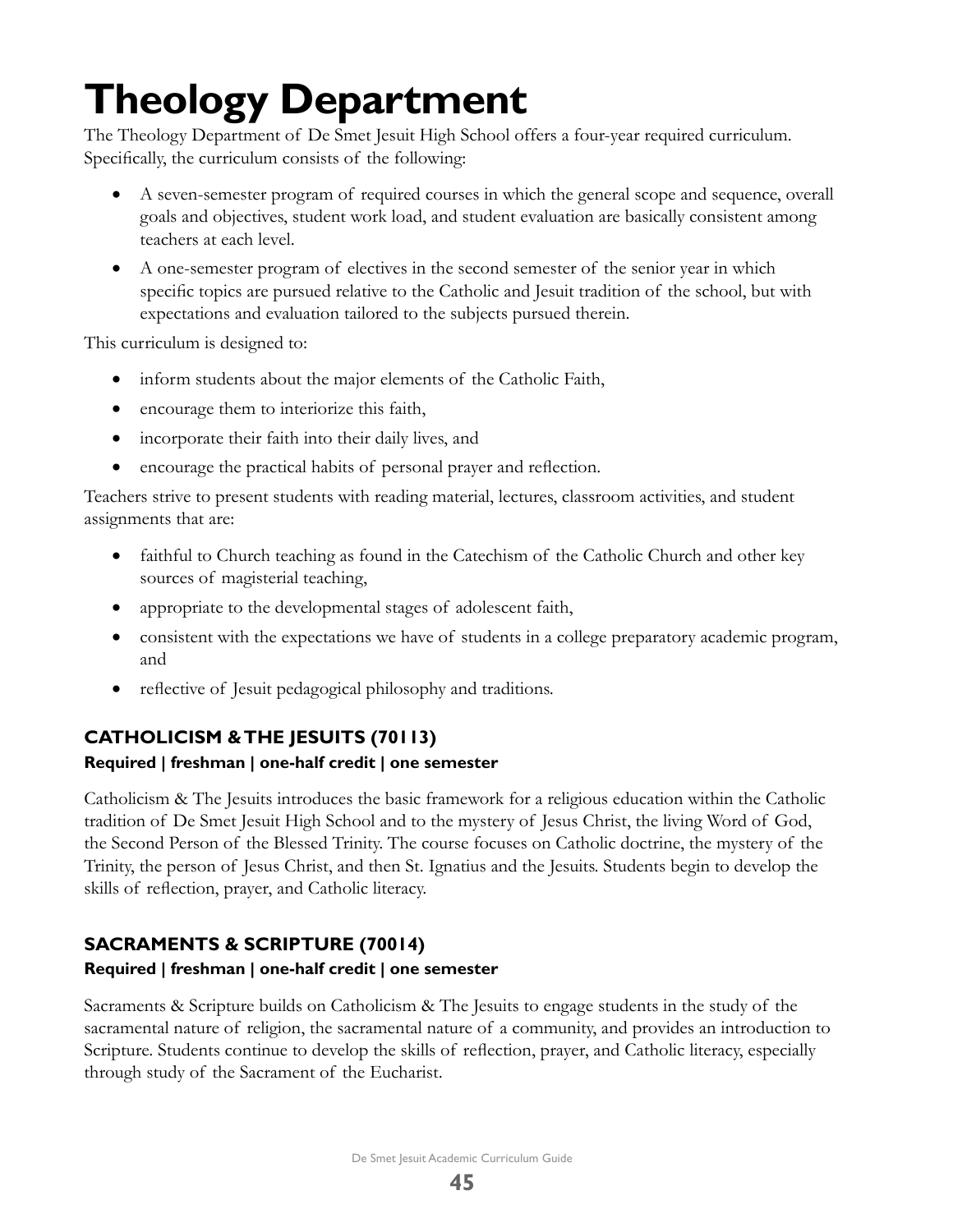# Theology Department

The Theology Department of De Smet Jesuit High School offers a four-year required curriculum. Specifically, the curriculum consists of the following:

- A seven-semester program of required courses in which the general scope and sequence, overall goals and objectives, student work load, and student evaluation are basically consistent among teachers at each level.
- A one-semester program of electives in the second semester of the senior year in which specific topics are pursued relative to the Catholic and Jesuit tradition of the school, but with expectations and evaluation tailored to the subjects pursued therein.

This curriculum is designed to:

- inform students about the major elements of the Catholic Faith,
- encourage them to interiorize this faith,
- incorporate their faith into their daily lives, and
- encourage the practical habits of personal prayer and reflection.

Teachers strive to present students with reading material, lectures, classroom activities, and student assignments that are:

- faithful to Church teaching as found in the Catechism of the Catholic Church and other key sources of magisterial teaching,
- appropriate to the developmental stages of adolescent faith,
- consistent with the expectations we have of students in a college preparatory academic program, and
- reflective of Jesuit pedagogical philosophy and traditions.

### CATHOLICISM & THE JESUITS (70113)

**Required | freshman | one-half credit | one semester**

Catholicism & The Jesuits introduces the basic framework for a religious education within the Catholic tradition of De Smet Jesuit High School and to the mystery of Jesus Christ, the living Word of God, the Second Person of the Blessed Trinity. The course focuses on Catholic doctrine, the mystery of the Trinity, the person of Jesus Christ, and then St. Ignatius and the Jesuits. Students begin to develop the skills of reflection, prayer, and Catholic literacy.

### SACRAMENTS & SCRIPTURE (70014)

**Required | freshman | one-half credit | one semester**

Sacraments & Scripture builds on Catholicism & The Jesuits to engage students in the study of the sacramental nature of religion, the sacramental nature of a community, and provides an introduction to Scripture. Students continue to develop the skills of reflection, prayer, and Catholic literacy, especially through study of the Sacrament of the Eucharist.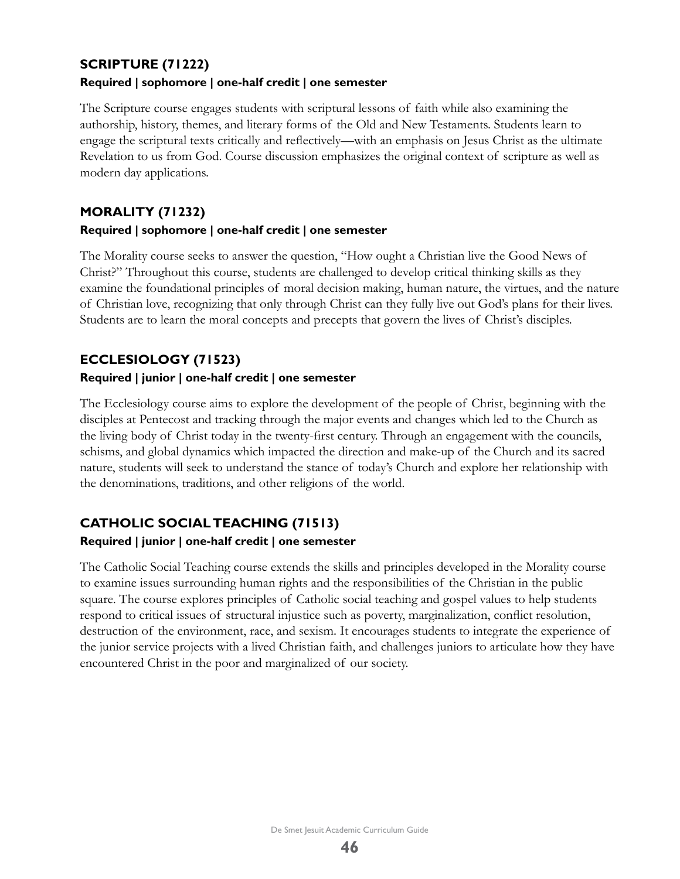### SCRIPTURE (71222)

**Required | sophomore | one-half credit | one semester**

The Scripture course engages students with scriptural lessons of faith while also examining the authorship, history, themes, and literary forms of the Old and New Testaments. Students learn to engage the scriptural texts critically and reflectively—with an emphasis on Jesus Christ as the ultimate Revelation to us from God. Course discussion emphasizes the original context of scripture as well as modern day applications.

### MORALITY (71232)

**Required | sophomore | one-half credit | one semester**

The Morality course seeks to answer the question, "How ought a Christian live the Good News of Christ?" Throughout this course, students are challenged to develop critical thinking skills as they examine the foundational principles of moral decision making, human nature, the virtues, and the nature of Christian love, recognizing that only through Christ can they fully live out God's plans for their lives. Students are to learn the moral concepts and precepts that govern the lives of Christ's disciples.

### ECCLESIOLOGY (71523)

**Required | junior | one-half credit | one semester**

The Ecclesiology course aims to explore the development of the people of Christ, beginning with the disciples at Pentecost and tracking through the major events and changes which led to the Church as the living body of Christ today in the twenty-first century. Through an engagement with the councils, schisms, and global dynamics which impacted the direction and make-up of the Church and its sacred nature, students will seek to understand the stance of today's Church and explore her relationship with the denominations, traditions, and other religions of the world.

### CATHOLIC SOCIAL TEACHING (71513)

**Required | junior | one-half credit | one semester**

The Catholic Social Teaching course extends the skills and principles developed in the Morality course to examine issues surrounding human rights and the responsibilities of the Christian in the public square. The course explores principles of Catholic social teaching and gospel values to help students respond to critical issues of structural injustice such as poverty, marginalization, conflict resolution, destruction of the environment, race, and sexism. It encourages students to integrate the experience of the junior service projects with a lived Christian faith, and challenges juniors to articulate how they have encountered Christ in the poor and marginalized of our society.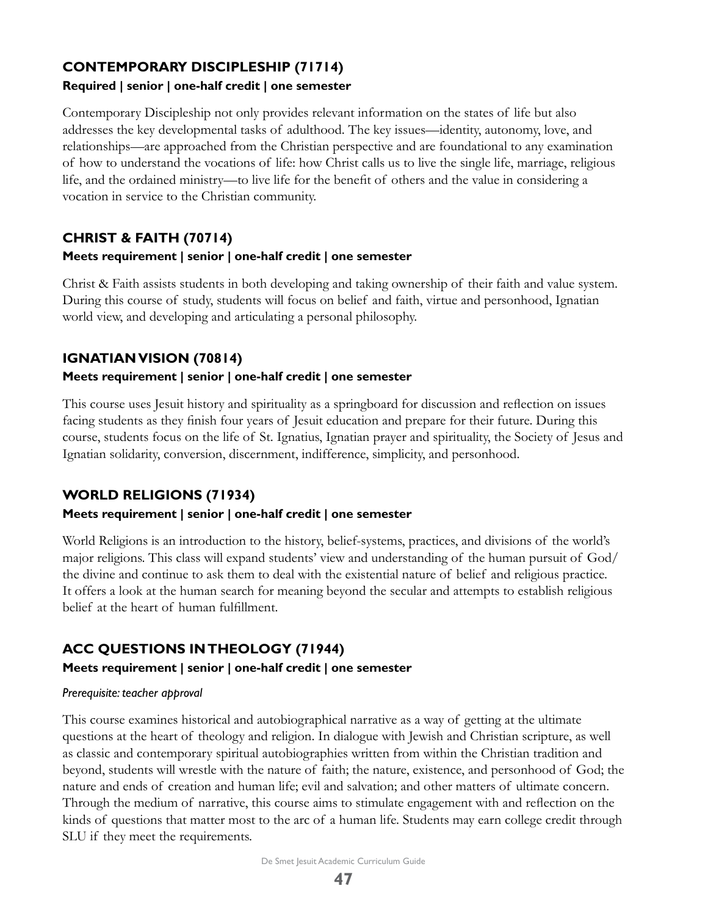## CONTEMPORARY DISCIPLESHIP (71714)

**Required | senior | one-half credit | one semester**

Contemporary Discipleship not only provides relevant information on the states of life but also addresses the key developmental tasks of adulthood. The key issues—identity, autonomy, love, and relationships—are approached from the Christian perspective and are foundational to any examination of how to understand the vocations of life: how Christ calls us to live the single life, marriage, religious life, and the ordained ministry—to live life for the benefit of others and the value in considering a vocation in service to the Christian community.

## CHRIST & FAITH (70714)

**Meets requirement | senior | one-half credit | one semester**

Christ & Faith assists students in both developing and taking ownership of their faith and value system. During this course of study, students will focus on belief and faith, virtue and personhood, Ignatian world view, and developing and articulating a personal philosophy.

## IGNATIAN VISION (70814)

**Meets requirement | senior | one-half credit | one semester**

This course uses Jesuit history and spirituality as a springboard for discussion and reflection on issues facing students as they finish four years of Jesuit education and prepare for their future. During this course, students focus on the life of St. Ignatius, Ignatian prayer and spirituality, the Society of Jesus and Ignatian solidarity, conversion, discernment, indifference, simplicity, and personhood.

## WORLD RELIGIONS (71934)

**Meets requirement | senior | one-half credit | one semester**

World Religions is an introduction to the history, belief-systems, practices, and divisions of the world's major religions. This class will expand students' view and understanding of the human pursuit of God/the divine and continue to ask them to deal with the existential nature of belief and religious practice. It offers a look at the human search for meaning beyond the secular and attempts to establish religious belief at the heart of human fulfillment.

## ACC QUESTIONS IN THEOLOGY (71944)

**Meets requirement | senior | one-half credit | one semester**

*Prerequisite: teacher approval*

This course examines historical and autobiographical narrative as a way of getting at the ultimate questions at the heart of theology and religion. In dialogue with Jewish and Christian scripture, as well as classic and contemporary spiritual autobiographies written from within the Christian tradition and beyond, students will wrestle with the nature of faith; the nature, existence, and personhood of God; the nature and ends of creation and human life; evil and salvation; and other matters of ultimate concern. Through the medium of narrative, this course aims to stimulate engagement with and reflection on the kinds of questions that matter most to the arc of a human life. Students may earn college credit through SLU if they meet the requirements.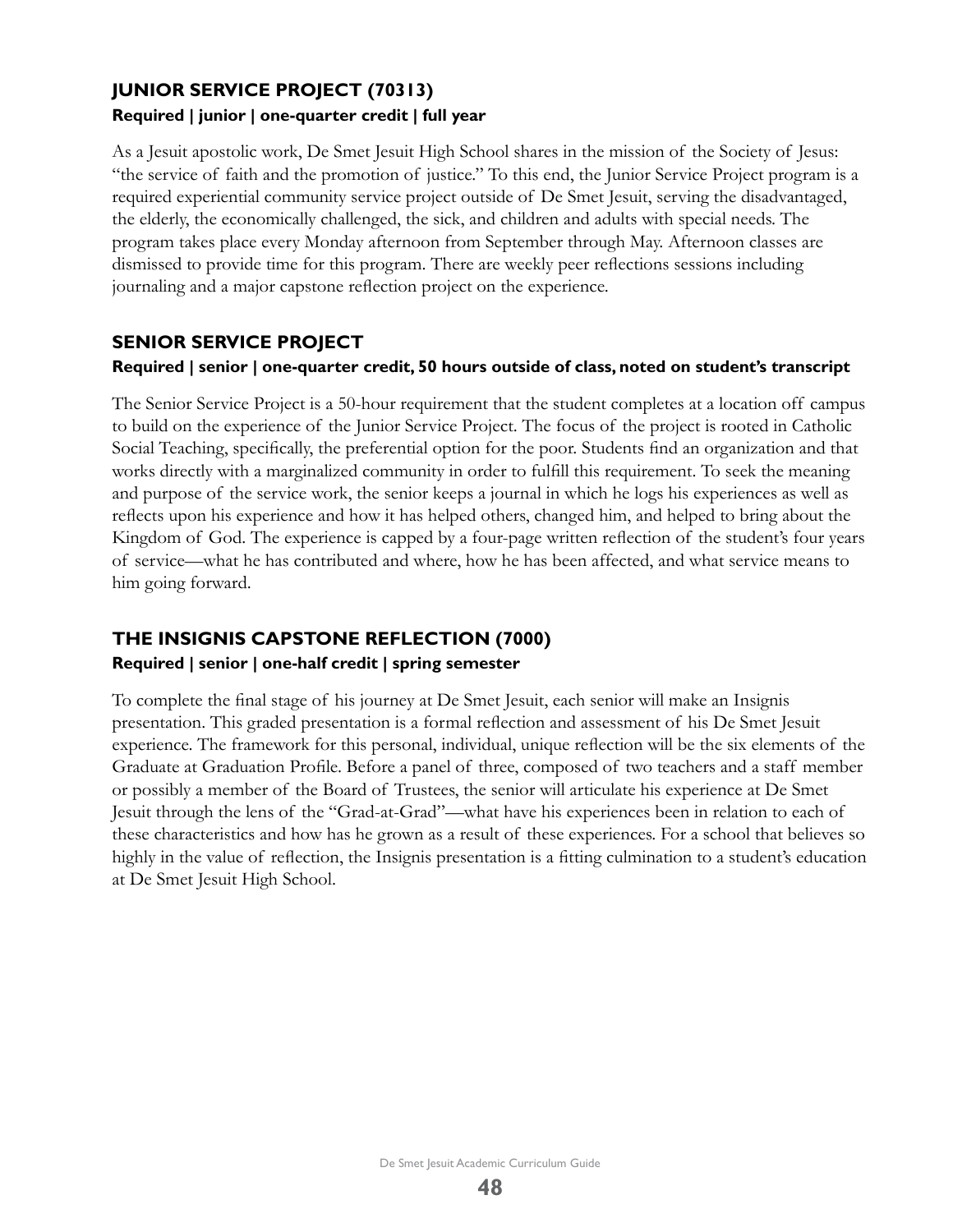## JUNIOR SERVICE PROJECT (70313)

**Required | junior | one-quarter credit | full year**

As a Jesuit apostolic work, De Smet Jesuit High School shares in the mission of the Society of Jesus: "the service of faith and the promotion of justice." To this end, the Junior Service Project program is a required experiential community service project outside of De Smet Jesuit, serving the disadvantaged, the elderly, the economically challenged, the sick, and children and adults with special needs. The program takes place every Monday afternoon from September through May. Afternoon classes are dismissed to provide time for this program. There are weekly peer reflections sessions including journaling and a major capstone reflection project on the experience.

## SENIOR SERVICE PROJECT

**Required | senior | one-quarter credit, 50 hours outside of class, noted on student's transcript**

The Senior Service Project is a 50-hour requirement that the student completes at a location off campus to build on the experience of the Junior Service Project. The focus of the project is rooted in Catholic Social Teaching, specifically, the preferential option for the poor. Students find an organization and that works directly with a marginalized community in order to fulfill this requirement. To seek the meaning and purpose of the service work, the senior keeps a journal in which he logs his experiences as well as reflects upon his experience and how it has helped others, changed him, and helped to bring about the Kingdom of God. The experience is capped by a four-page written reflection of the student's four years of service—what he has contributed and where, how he has been affected, and what service means to him going forward.

## THE INSIGNIS CAPSTONE REFLECTION (7000)

**Required | senior | one-half credit | spring semester**

To complete the final stage of his journey at De Smet Jesuit, each senior will make an Insignis presentation. This graded presentation is a formal reflection and assessment of his De Smet Jesuit experience. The framework for this personal, individual, unique reflection will be the six elements of the Graduate at Graduation Profile. Before a panel of three, composed of two teachers and a staff member or possibly a member of the Board of Trustees, the senior will articulate his experience at De Smet Jesuit through the lens of the "Grad-at-Grad"—what have his experiences been in relation to each of these characteristics and how has he grown as a result of these experiences. For a school that believes so highly in the value of reflection, the Insignis presentation is a fitting culmination to a student's education at De Smet Jesuit High School.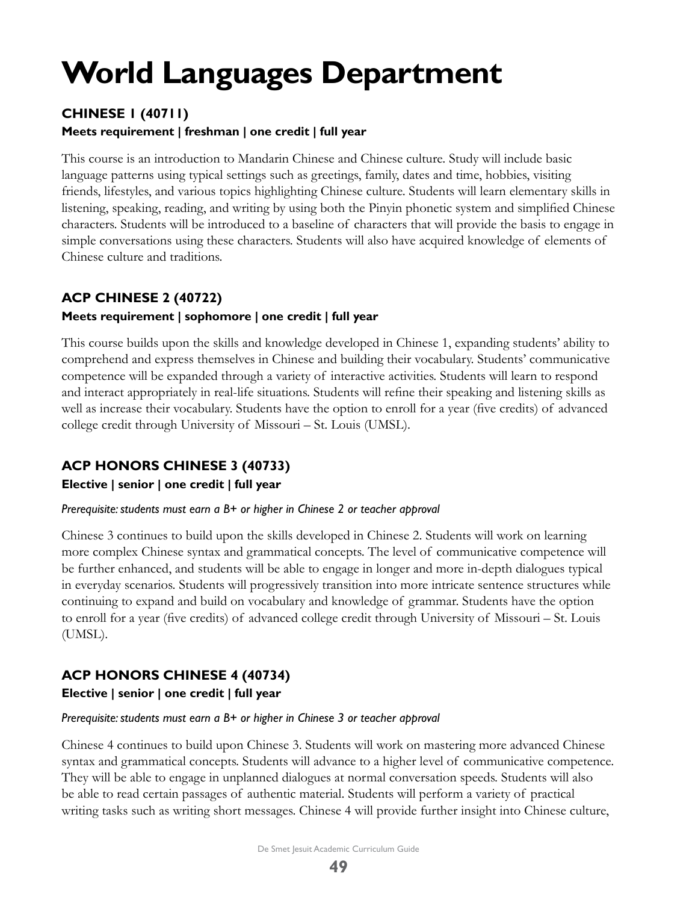# World Languages Department

### CHINESE 1 (40711)

**Meets requirement | freshman | one credit | full year**

This course is an introduction to Mandarin Chinese and Chinese culture. Study will include basic language patterns using typical settings such as greetings, family, dates and time, hobbies, visiting friends, lifestyles, and various topics highlighting Chinese culture. Students will learn elementary skills in listening, speaking, reading, and writing by using both the Pinyin phonetic system and simplified Chinese characters. Students will be introduced to a baseline of characters that will provide the basis to engage in simple conversations using these characters. Students will also have acquired knowledge of elements of Chinese culture and traditions.

### ACP CHINESE 2 (40722)

**Meets requirement | sophomore | one credit | full year**

This course builds upon the skills and knowledge developed in Chinese 1, expanding students' ability to comprehend and express themselves in Chinese and building their vocabulary. Students' communicative competence will be expanded through a variety of interactive activities. Students will learn to respond and interact appropriately in real-life situations. Students will refine their speaking and listening skills as well as increase their vocabulary. Students have the option to enroll for a year (five credits) of advanced college credit through University of Missouri – St. Louis (UMSL).

### ACP HONORS CHINESE 3 (40733)

**Elective | senior | one credit | full year**

*Prerequisite: students must earn a B+ or higher in Chinese 2 or teacher approval*

Chinese 3 continues to build upon the skills developed in Chinese 2. Students will work on learning more complex Chinese syntax and grammatical concepts. The level of communicative competence will be further enhanced, and students will be able to engage in longer and more in-depth dialogues typical in everyday scenarios. Students will progressively transition into more intricate sentence structures while continuing to expand and build on vocabulary and knowledge of grammar. Students have the option to enroll for a year (five credits) of advanced college credit through University of Missouri – St. Louis (UMSL).

### ACP HONORS CHINESE 4 (40734)

**Elective | senior | one credit | full year**

*Prerequisite: students must earn a B+ or higher in Chinese 3 or teacher approval*

Chinese 4 continues to build upon Chinese 3. Students will work on mastering more advanced Chinese syntax and grammatical concepts. Students will advance to a higher level of communicative competence. They will be able to engage in unplanned dialogues at normal conversation speeds. Students will also be able to read certain passages of authentic material. Students will perform a variety of practical writing tasks such as writing short messages. Chinese 4 will provide further insight into Chinese culture,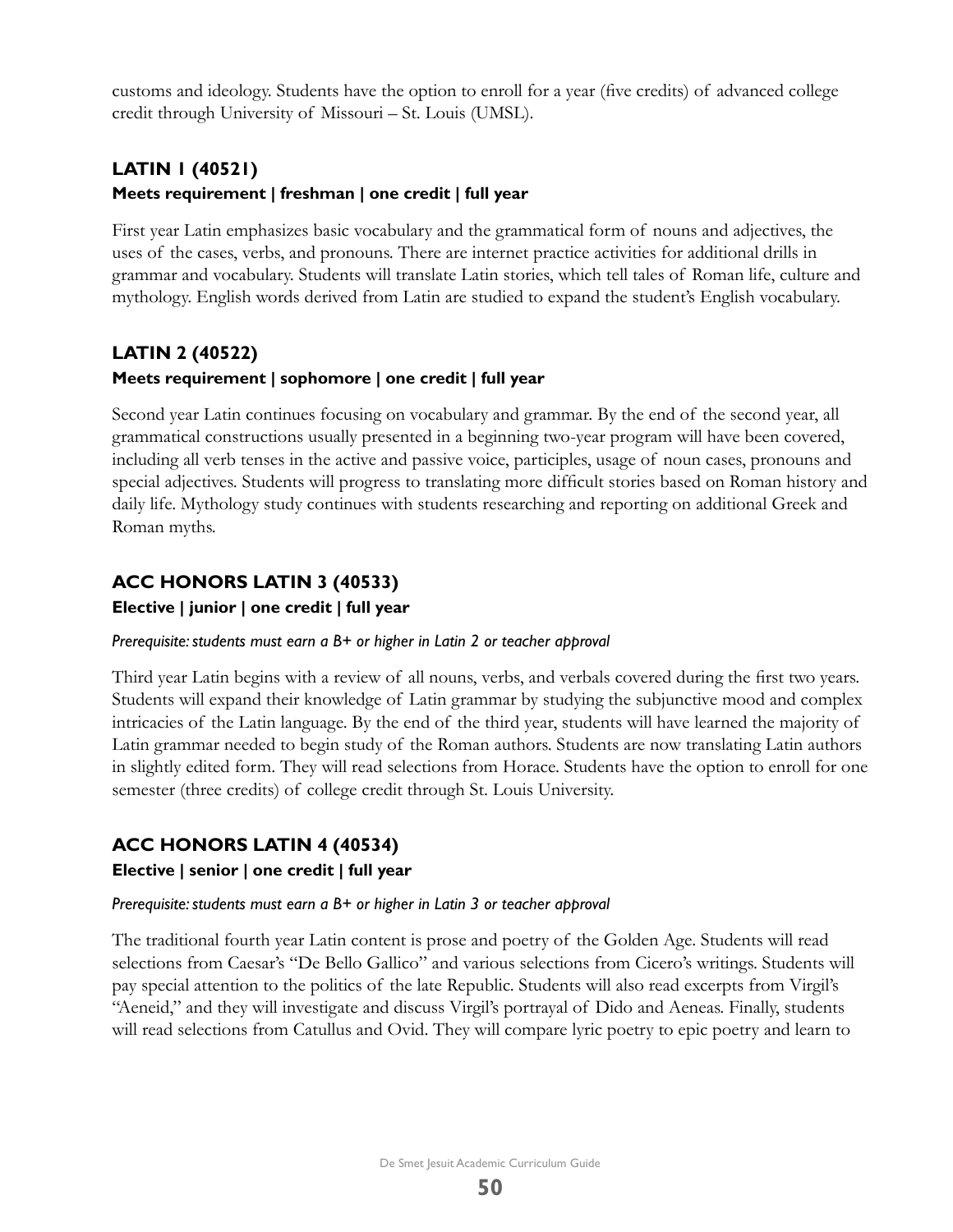customs and ideology. Students have the option to enroll for a year (five credits) of advanced college credit through University of Missouri – St. Louis (UMSL).

### LATIN 1 (40521)

**Meets requirement | freshman | one credit | full year**

First year Latin emphasizes basic vocabulary and the grammatical form of nouns and adjectives, the uses of the cases, verbs, and pronouns. There are internet practice activities for additional drills in grammar and vocabulary. Students will translate Latin stories, which tell tales of Roman life, culture and mythology. English words derived from Latin are studied to expand the student's English vocabulary.

### LATIN 2 (40522)

**Meets requirement | sophomore | one credit | full year**

Second year Latin continues focusing on vocabulary and grammar. By the end of the second year, all grammatical constructions usually presented in a beginning two-year program will have been covered, including all verb tenses in the active and passive voice, participles, usage of noun cases, pronouns and special adjectives. Students will progress to translating more difficult stories based on Roman history and daily life. Mythology study continues with students researching and reporting on additional Greek and Roman myths.

### ACC HONORS LATIN 3 (40533)

**Elective | junior | one credit | full year**

*Prerequisite: students must earn a B+ or higher in Latin 2 or teacher approval*

Third year Latin begins with a review of all nouns, verbs, and verbals covered during the first two years. Students will expand their knowledge of Latin grammar by studying the subjunctive mood and complex intricacies of the Latin language. By the end of the third year, students will have learned the majority of Latin grammar needed to begin study of the Roman authors. Students are now translating Latin authors in slightly edited form. They will read selections from Horace. Students have the option to enroll for one semester (three credits) of college credit through St. Louis University.

### ACC HONORS LATIN 4 (40534)

**Elective | senior | one credit | full year**

*Prerequisite: students must earn a B+ or higher in Latin 3 or teacher approval*

The traditional fourth year Latin content is prose and poetry of the Golden Age. Students will read selections from Caesar's "De Bello Gallico" and various selections from Cicero's writings. Students will pay special attention to the politics of the late Republic. Students will also read excerpts from Virgil's "Aeneid," and they will investigate and discuss Virgil's portrayal of Dido and Aeneas. Finally, students will read selections from Catullus and Ovid. They will compare lyric poetry to epic poetry and learn to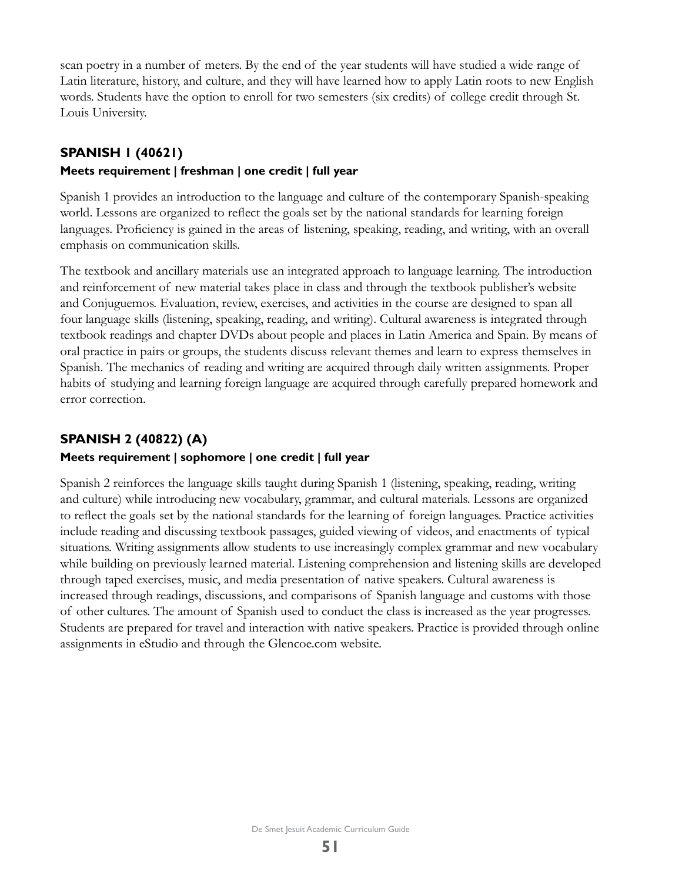scan poetry in a number of meters. By the end of the year students will have studied a wide range of Latin literature, history, and culture, and they will have learned how to apply Latin roots to new English words. Students have the option to enroll for two semesters (six credits) of college credit through St. Louis University.

### SPANISH 1 (40621)

**Meets requirement | freshman | one credit | full year**

Spanish 1 provides an introduction to the language and culture of the contemporary Spanish-speaking world. Lessons are organized to reflect the goals set by the national standards for learning foreign languages. Proficiency is gained in the areas of listening, speaking, reading, and writing, with an overall emphasis on communication skills.

The textbook and ancillary materials use an integrated approach to language learning. The introduction and reinforcement of new material takes place in class and through the textbook publisher's website and Conjuguemos. Evaluation, review, exercises, and activities in the course are designed to span all four language skills (listening, speaking, reading, and writing). Cultural awareness is integrated through textbook readings and chapter DVDs about people and places in Latin America and Spain. By means of oral practice in pairs or groups, the students discuss relevant themes and learn to express themselves in Spanish. The mechanics of reading and writing are acquired through daily written assignments. Proper habits of studying and learning foreign language are acquired through carefully prepared homework and error correction.

### SPANISH 2 (40822) (A)

**Meets requirement | sophomore | one credit | full year**

Spanish 2 reinforces the language skills taught during Spanish 1 (listening, speaking, reading, writing and culture) while introducing new vocabulary, grammar, and cultural materials. Lessons are organized to reflect the goals set by the national standards for the learning of foreign languages. Practice activities include reading and discussing textbook passages, guided viewing of videos, and enactments of typical situations. Writing assignments allow students to use increasingly complex grammar and new vocabulary while building on previously learned material. Listening comprehension and listening skills are developed through taped exercises, music, and media presentation of native speakers. Cultural awareness is increased through readings, discussions, and comparisons of Spanish language and customs with those of other cultures. The amount of Spanish used to conduct the class is increased as the year progresses. Students are prepared for travel and interaction with native speakers. Practice is provided through online assignments in eStudio and through the Glencoe.com website.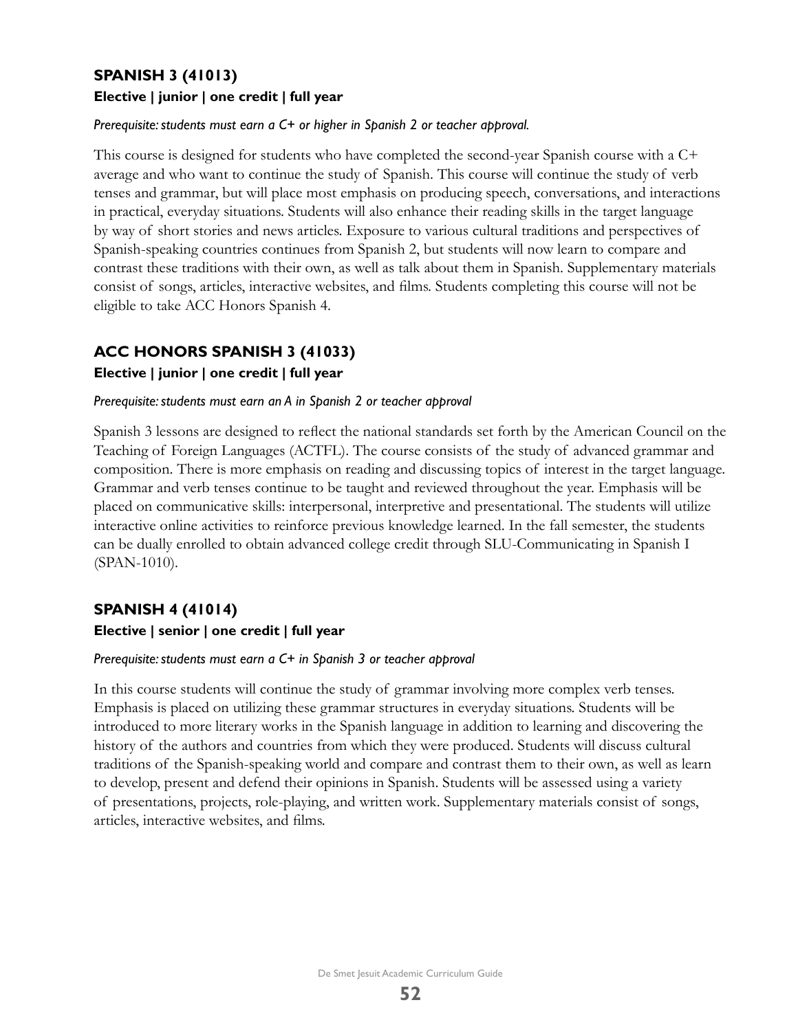## SPANISH 3 (41013)

**Elective | junior | one credit | full year**

*Prerequisite: students must earn a C+ or higher in Spanish 2 or teacher approval.*

This course is designed for students who have completed the second-year Spanish course with a C+ average and who want to continue the study of Spanish. This course will continue the study of verb tenses and grammar, but will place most emphasis on producing speech, conversations, and interactions in practical, everyday situations. Students will also enhance their reading skills in the target language by way of short stories and news articles. Exposure to various cultural traditions and perspectives of Spanish-speaking countries continues from Spanish 2, but students will now learn to compare and contrast these traditions with their own, as well as talk about them in Spanish. Supplementary materials consist of songs, articles, interactive websites, and films. Students completing this course will not be eligible to take ACC Honors Spanish 4.

## ACC HONORS SPANISH 3 (41033)

**Elective | junior | one credit | full year**

*Prerequisite: students must earn an A in Spanish 2 or teacher approval*

Spanish 3 lessons are designed to reflect the national standards set forth by the American Council on the Teaching of Foreign Languages (ACTFL). The course consists of the study of advanced grammar and composition. There is more emphasis on reading and discussing topics of interest in the target language. Grammar and verb tenses continue to be taught and reviewed throughout the year. Emphasis will be placed on communicative skills: interpersonal, interpretive and presentational. The students will utilize interactive online activities to reinforce previous knowledge learned. In the fall semester, the students can be dually enrolled to obtain advanced college credit through SLU-Communicating in Spanish I (SPAN-1010).

## SPANISH 4 (41014)

**Elective | senior | one credit | full year**

*Prerequisite: students must earn a C+ in Spanish 3 or teacher approval*

In this course students will continue the study of grammar involving more complex verb tenses. Emphasis is placed on utilizing these grammar structures in everyday situations. Students will be introduced to more literary works in the Spanish language in addition to learning and discovering the history of the authors and countries from which they were produced. Students will discuss cultural traditions of the Spanish-speaking world and compare and contrast them to their own, as well as learn to develop, present and defend their opinions in Spanish. Students will be assessed using a variety of presentations, projects, role-playing, and written work. Supplementary materials consist of songs, articles, interactive websites, and films.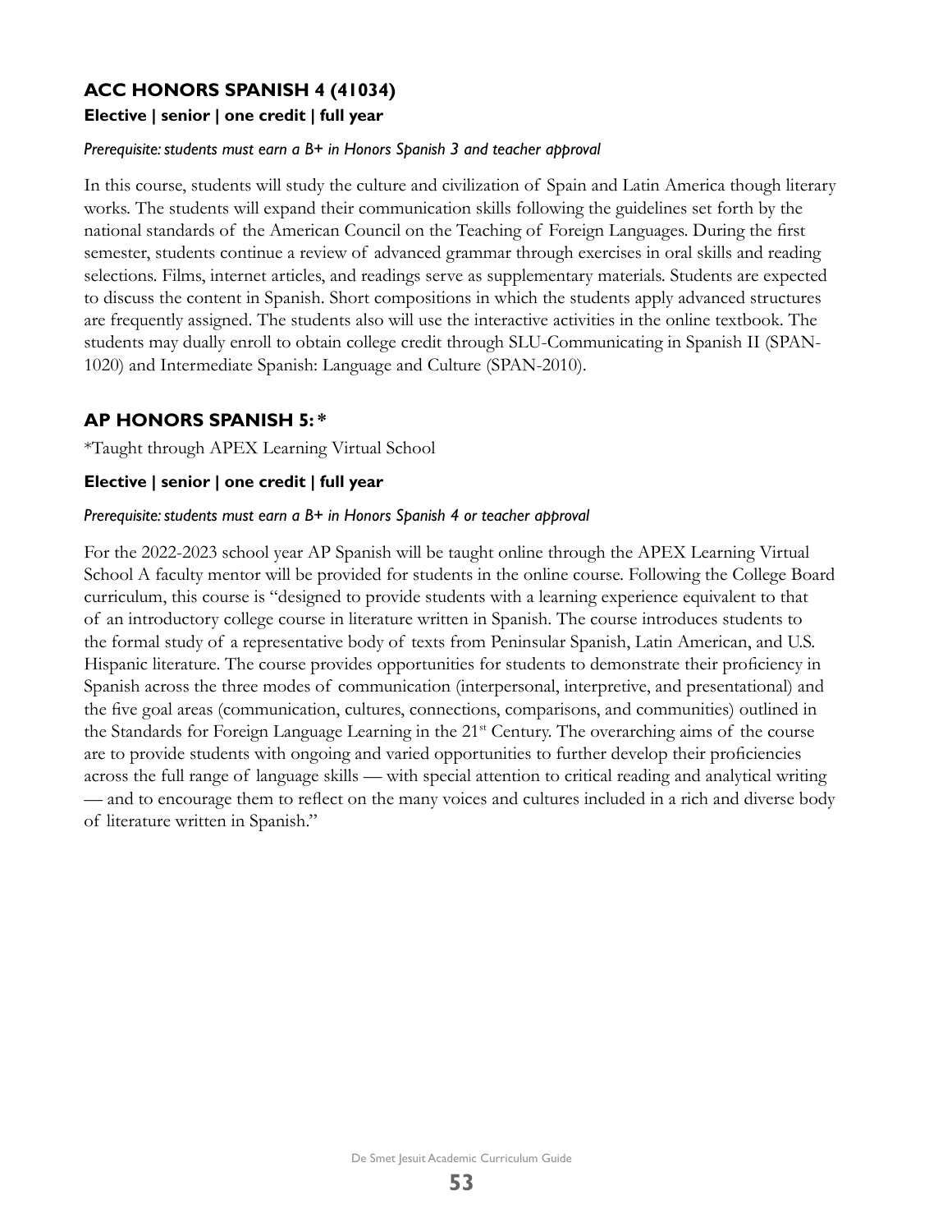## ACC HONORS SPANISH 4 (41034)

**Elective | senior | one credit | full year**

*Prerequisite: students must earn a B+ in Honors Spanish 3 and teacher approval*

In this course, students will study the culture and civilization of Spain and Latin America though literary works. The students will expand their communication skills following the guidelines set forth by the national standards of the American Council on the Teaching of Foreign Languages. During the first semester, students continue a review of advanced grammar through exercises in oral skills and reading selections. Films, internet articles, and readings serve as supplementary materials. Students are expected to discuss the content in Spanish. Short compositions in which the students apply advanced structures are frequently assigned. The students also will use the interactive activities in the online textbook. The students may dually enroll to obtain college credit through SLU-Communicating in Spanish II (SPAN-1020) and Intermediate Spanish: Language and Culture (SPAN-2010).

## AP HONORS SPANISH 5: *

*Taught through APEX Learning Virtual School

**Elective | senior | one credit | full year**

*Prerequisite: students must earn a B+ in Honors Spanish 4 or teacher approval*

For the 2022-2023 school year AP Spanish will be taught online through the APEX Learning Virtual School A faculty mentor will be provided for students in the online course. Following the College Board curriculum, this course is "designed to provide students with a learning experience equivalent to that of an introductory college course in literature written in Spanish. The course introduces students to the formal study of a representative body of texts from Peninsular Spanish, Latin American, and U.S. Hispanic literature. The course provides opportunities for students to demonstrate their proficiency in Spanish across the three modes of communication (interpersonal, interpretive, and presentational) and the five goal areas (communication, cultures, connections, comparisons, and communities) outlined in the Standards for Foreign Language Learning in the 21st Century. The overarching aims of the course are to provide students with ongoing and varied opportunities to further develop their proficiencies across the full range of language skills — with special attention to critical reading and analytical writing — and to encourage them to reflect on the many voices and cultures included in a rich and diverse body of literature written in Spanish."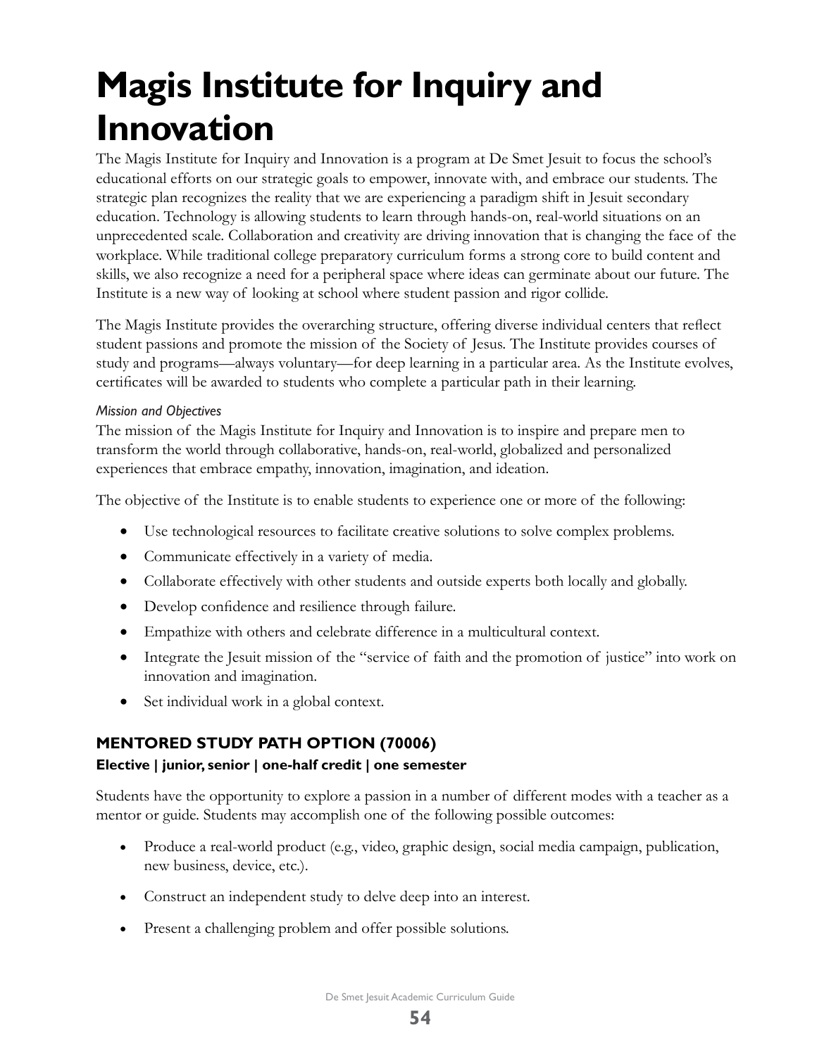# Magis Institute for Inquiry and Innovation

The Magis Institute for Inquiry and Innovation is a program at De Smet Jesuit to focus the school's educational efforts on our strategic goals to empower, innovate with, and embrace our students. The strategic plan recognizes the reality that we are experiencing a paradigm shift in Jesuit secondary education. Technology is allowing students to learn through hands-on, real-world situations on an unprecedented scale. Collaboration and creativity are driving innovation that is changing the face of the workplace. While traditional college preparatory curriculum forms a strong core to build content and skills, we also recognize a need for a peripheral space where ideas can germinate about our future. The Institute is a new way of looking at school where student passion and rigor collide.

The Magis Institute provides the overarching structure, offering diverse individual centers that reflect student passions and promote the mission of the Society of Jesus. The Institute provides courses of study and programs—always voluntary—for deep learning in a particular area. As the Institute evolves, certificates will be awarded to students who complete a particular path in their learning.

*Mission and Objectives*

The mission of the Magis Institute for Inquiry and Innovation is to inspire and prepare men to transform the world through collaborative, hands-on, real-world, globalized and personalized experiences that embrace empathy, innovation, imagination, and ideation.

The objective of the Institute is to enable students to experience one or more of the following:

- Use technological resources to facilitate creative solutions to solve complex problems.
- Communicate effectively in a variety of media.
- Collaborate effectively with other students and outside experts both locally and globally.
- Develop confidence and resilience through failure.
- Empathize with others and celebrate difference in a multicultural context.
- Integrate the Jesuit mission of the "service of faith and the promotion of justice" into work on innovation and imagination.
- Set individual work in a global context.

### MENTORED STUDY PATH OPTION (70006)

**Elective | junior, senior | one-half credit | one semester**

Students have the opportunity to explore a passion in a number of different modes with a teacher as a mentor or guide. Students may accomplish one of the following possible outcomes:

- Produce a real-world product (e.g., video, graphic design, social media campaign, publication, new business, device, etc.).
- Construct an independent study to delve deep into an interest.
- Present a challenging problem and offer possible solutions.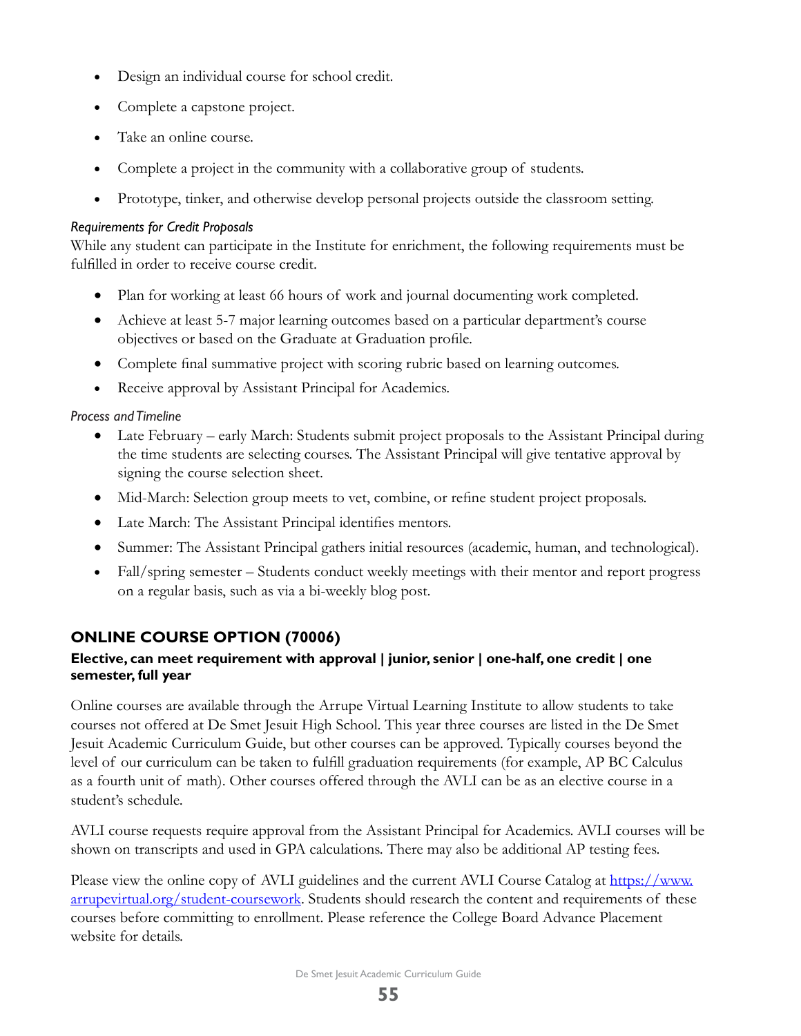- Design an individual course for school credit.
- Complete a capstone project.
- Take an online course.
- Complete a project in the community with a collaborative group of students.
- Prototype, tinker, and otherwise develop personal projects outside the classroom setting.

*Requirements for Credit Proposals*

While any student can participate in the Institute for enrichment, the following requirements must be fulfilled in order to receive course credit.

- Plan for working at least 66 hours of work and journal documenting work completed.
- Achieve at least 5-7 major learning outcomes based on a particular department's course objectives or based on the Graduate at Graduation profile.
- Complete final summative project with scoring rubric based on learning outcomes.
- Receive approval by Assistant Principal for Academics.

*Process and Timeline*

- Late February – early March: Students submit project proposals to the Assistant Principal during the time students are selecting courses. The Assistant Principal will give tentative approval by signing the course selection sheet.
- Mid-March: Selection group meets to vet, combine, or refine student project proposals.
- Late March: The Assistant Principal identifies mentors.
- Summer: The Assistant Principal gathers initial resources (academic, human, and technological).
- Fall/spring semester – Students conduct weekly meetings with their mentor and report progress on a regular basis, such as via a bi-weekly blog post.

## ONLINE COURSE OPTION (70006)

**Elective, can meet requirement with approval | junior, senior | one-half, one credit | one semester, full year**

Online courses are available through the Arrupe Virtual Learning Institute to allow students to take courses not offered at De Smet Jesuit High School. This year three courses are listed in the De Smet Jesuit Academic Curriculum Guide, but other courses can be approved. Typically courses beyond the level of our curriculum can be taken to fulfill graduation requirements (for example, AP BC Calculus as a fourth unit of math). Other courses offered through the AVLI can be as an elective course in a student's schedule.

AVLI course requests require approval from the Assistant Principal for Academics. AVLI courses will be shown on transcripts and used in GPA calculations. There may also be additional AP testing fees.

Please view the online copy of AVLI guidelines and the current AVLI Course Catalog at [https://www.arrupevirtual.org/student-coursework](https://www.arrupevirtual.org/student-coursework). Students should research the content and requirements of these courses before committing to enrollment. Please reference the College Board Advance Placement website for details.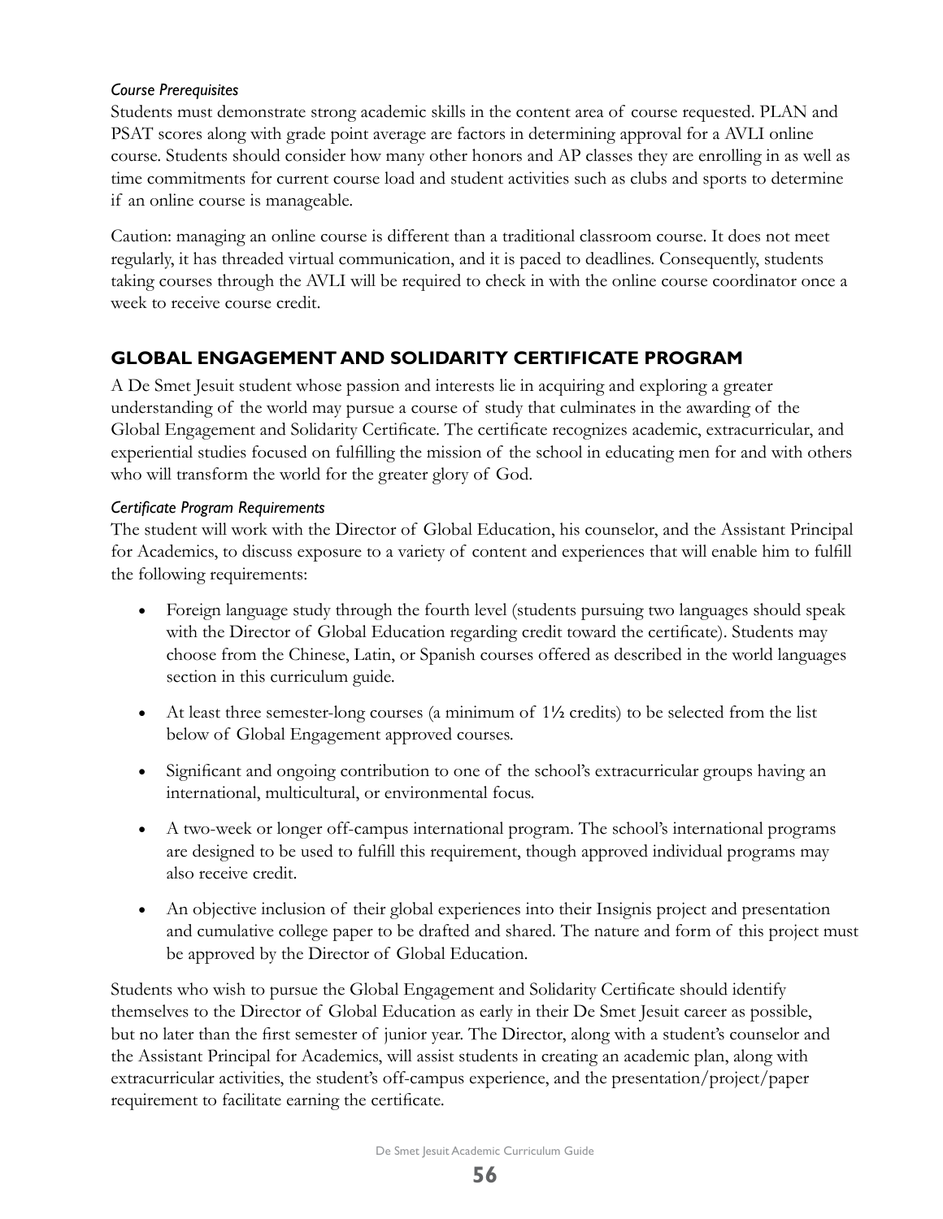*Course Prerequisites*

Students must demonstrate strong academic skills in the content area of course requested. PLAN and PSAT scores along with grade point average are factors in determining approval for a AVLI online course. Students should consider how many other honors and AP classes they are enrolling in as well as time commitments for current course load and student activities such as clubs and sports to determine if an online course is manageable.

Caution: managing an online course is different than a traditional classroom course. It does not meet regularly, it has threaded virtual communication, and it is paced to deadlines. Consequently, students taking courses through the AVLI will be required to check in with the online course coordinator once a week to receive course credit.

## GLOBAL ENGAGEMENT AND SOLIDARITY CERTIFICATE PROGRAM

A De Smet Jesuit student whose passion and interests lie in acquiring and exploring a greater understanding of the world may pursue a course of study that culminates in the awarding of the Global Engagement and Solidarity Certificate. The certificate recognizes academic, extracurricular, and experiential studies focused on fulfilling the mission of the school in educating men for and with others who will transform the world for the greater glory of God.

*Certificate Program Requirements*

The student will work with the Director of Global Education, his counselor, and the Assistant Principal for Academics, to discuss exposure to a variety of content and experiences that will enable him to fulfill the following requirements:

- Foreign language study through the fourth level (students pursuing two languages should speak with the Director of Global Education regarding credit toward the certificate). Students may choose from the Chinese, Latin, or Spanish courses offered as described in the world languages section in this curriculum guide.
- At least three semester-long courses (a minimum of 1½ credits) to be selected from the list below of Global Engagement approved courses.
- Significant and ongoing contribution to one of the school's extracurricular groups having an international, multicultural, or environmental focus.
- A two-week or longer off-campus international program. The school's international programs are designed to be used to fulfill this requirement, though approved individual programs may also receive credit.
- An objective inclusion of their global experiences into their Insignis project and presentation and cumulative college paper to be drafted and shared. The nature and form of this project must be approved by the Director of Global Education.

Students who wish to pursue the Global Engagement and Solidarity Certificate should identify themselves to the Director of Global Education as early in their De Smet Jesuit career as possible, but no later than the first semester of junior year. The Director, along with a student's counselor and the Assistant Principal for Academics, will assist students in creating an academic plan, along with extracurricular activities, the student's off-campus experience, and the presentation/project/paper requirement to facilitate earning the certificate.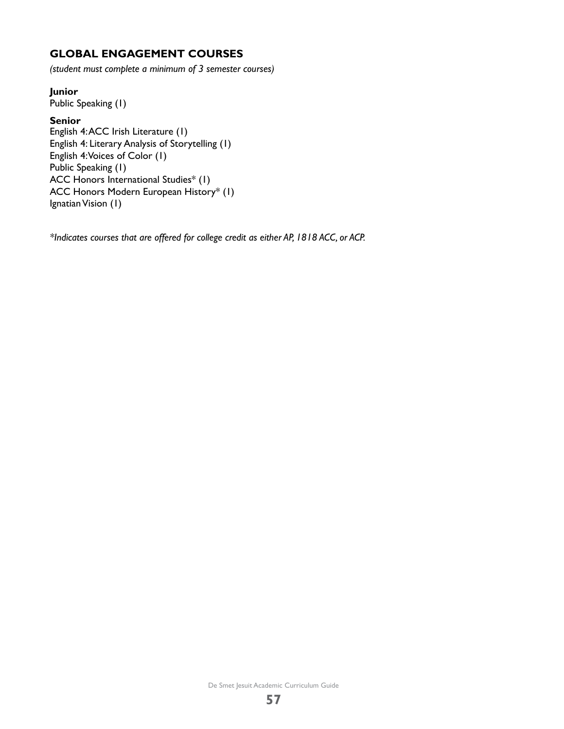## GLOBAL ENGAGEMENT COURSES

*(student must complete a minimum of 3 semester courses)*

**Junior**
Public Speaking (1)

**Senior**
English 4: ACC Irish Literature (1)
English 4: Literary Analysis of Storytelling (1)
English 4: Voices of Color (1)
Public Speaking (1)
ACC Honors International Studies* (1)
ACC Honors Modern European History* (1)
Ignatian Vision (1)

*\*Indicates courses that are offered for college credit as either AP, 1818 ACC, or ACP.*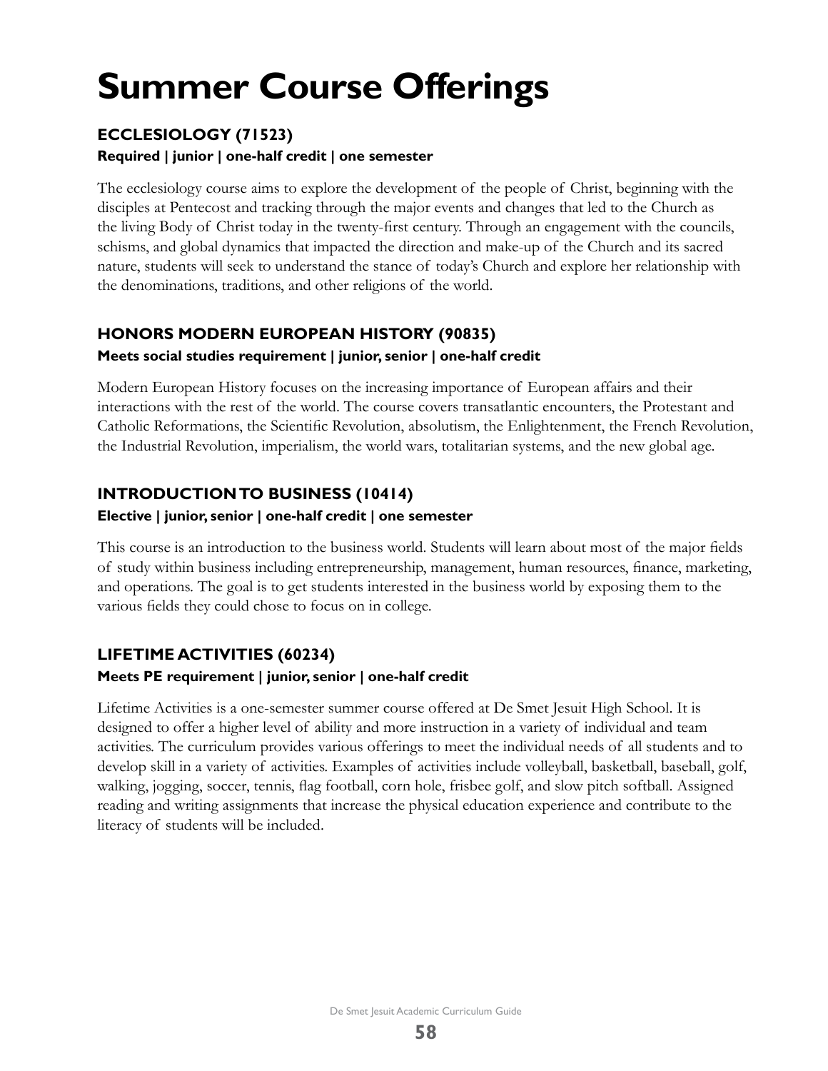# Summer Course Offerings

### ECCLESIOLOGY (71523)

**Required | junior | one-half credit | one semester**

The ecclesiology course aims to explore the development of the people of Christ, beginning with the disciples at Pentecost and tracking through the major events and changes that led to the Church as the living Body of Christ today in the twenty-first century. Through an engagement with the councils, schisms, and global dynamics that impacted the direction and make-up of the Church and its sacred nature, students will seek to understand the stance of today's Church and explore her relationship with the denominations, traditions, and other religions of the world.

### HONORS MODERN EUROPEAN HISTORY (90835)

**Meets social studies requirement | junior, senior | one-half credit**

Modern European History focuses on the increasing importance of European affairs and their interactions with the rest of the world. The course covers transatlantic encounters, the Protestant and Catholic Reformations, the Scientific Revolution, absolutism, the Enlightenment, the French Revolution, the Industrial Revolution, imperialism, the world wars, totalitarian systems, and the new global age.

### INTRODUCTION TO BUSINESS (10414)

**Elective | junior, senior | one-half credit | one semester**

This course is an introduction to the business world. Students will learn about most of the major fields of study within business including entrepreneurship, management, human resources, finance, marketing, and operations. The goal is to get students interested in the business world by exposing them to the various fields they could chose to focus on in college.

### LIFETIME ACTIVITIES (60234)

**Meets PE requirement | junior, senior | one-half credit**

Lifetime Activities is a one-semester summer course offered at De Smet Jesuit High School. It is designed to offer a higher level of ability and more instruction in a variety of individual and team activities. The curriculum provides various offerings to meet the individual needs of all students and to develop skill in a variety of activities. Examples of activities include volleyball, basketball, baseball, golf, walking, jogging, soccer, tennis, flag football, corn hole, frisbee golf, and slow pitch softball. Assigned reading and writing assignments that increase the physical education experience and contribute to the literacy of students will be included.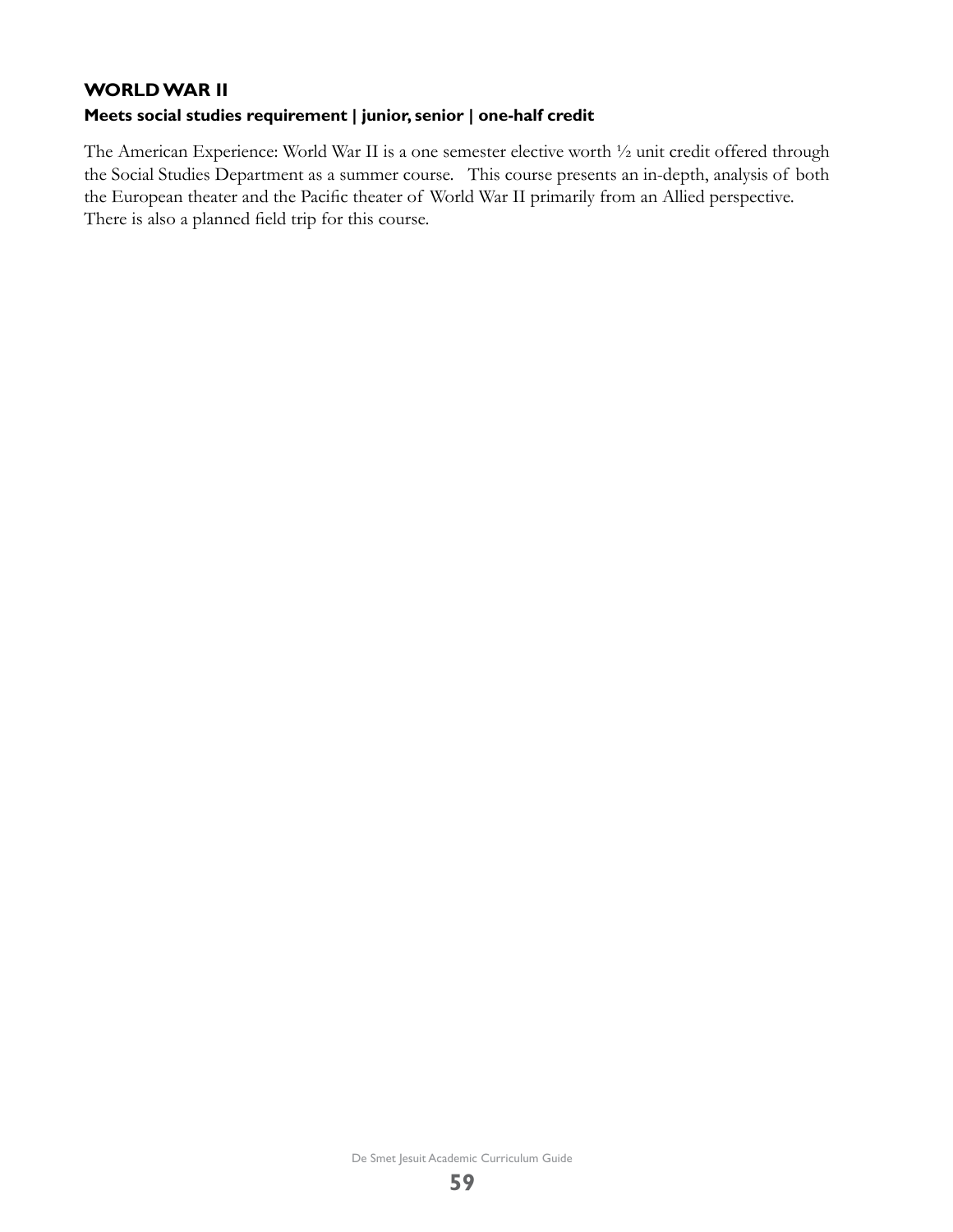### WORLD WAR II

**Meets social studies requirement | junior, senior | one-half credit**

The American Experience: World War II is a one semester elective worth ½ unit credit offered through the Social Studies Department as a summer course. This course presents an in-depth, analysis of both the European theater and the Pacific theater of World War II primarily from an Allied perspective. There is also a planned field trip for this course.